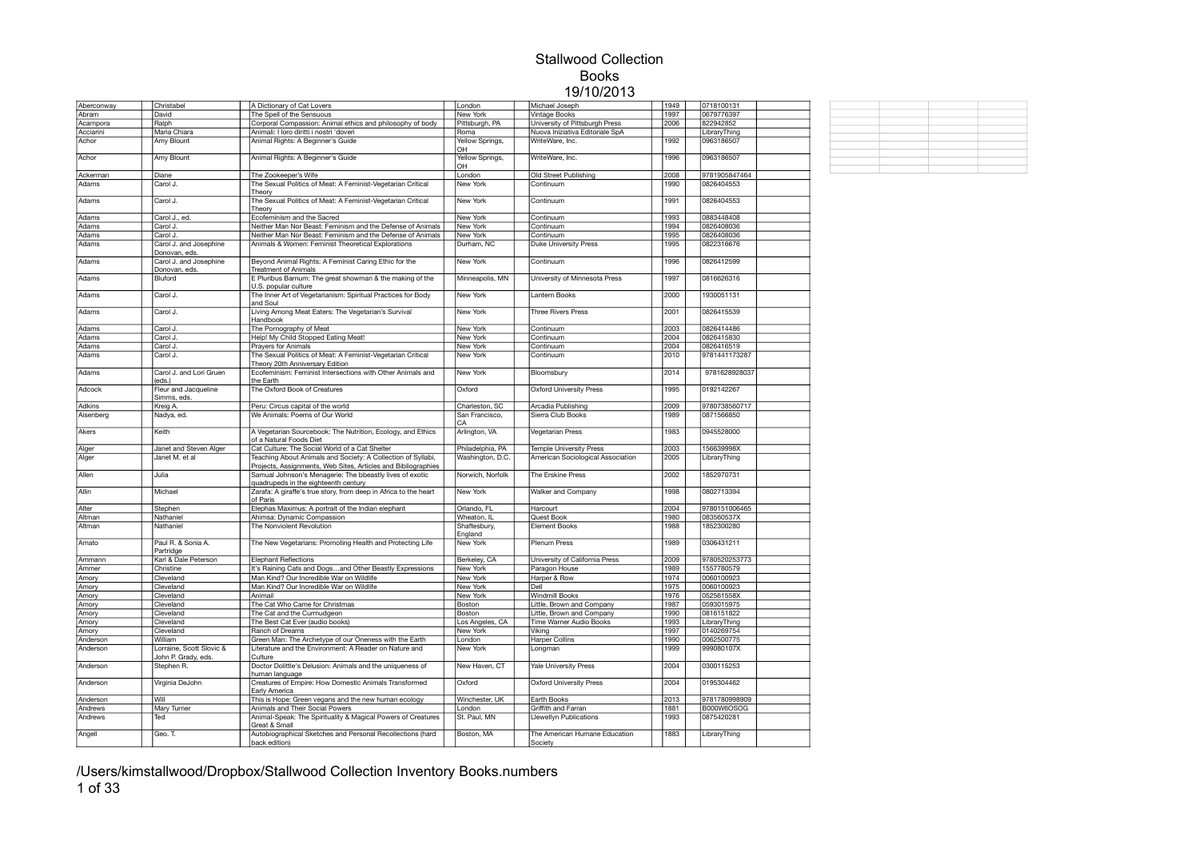# Stallwood Collection

## Books

## 19/10/2013

| | | | | | | |
|---|---|---|---|---|---|---|
| Aberconway | Christabel | A Dictionary of Cat Lovers | London | Michael Joseph | 1949 | 0718100131 |
| Abram | David | The Spell of the Sensuous | New York | Vintage Books | 1997 | 0679776397 |
| Acampora | Ralph | Corporal Compassion: Animal ethics and philosophy of body | Pittsburgh, PA | University of Pittsburgh Press | 2006 | 822942852 |
| Acciarini | Maria Chiara | Animali: I loro diritti i nostri 'doveri | Roma | Nuova Iniziativa Editoriale SpA | | LibraryThing |
| Achor | Amy Blount | Animal Rights: A Beginner's Guide | Yellow Springs, OH | WriteWare, Inc. | 1992 | 0963186507 |
| Achor | Amy Blount | Animal Rights: A Beginner's Guide | Yellow Springs, OH | WriteWare, Inc. | 1996 | 0963186507 |
| Ackerman | Diane | The Zookeeper's Wife | London | Old Street Publishing | 2008 | 9781905847464 |
| Adams | Carol J. | The Sexual Politics of Meat: A Feminist-Vegetarian Critical Theory | New York | Continuum | 1990 | 0826404553 |
| Adams | Carol J. | The Sexual Politics of Meat: A Feminist-Vegetarian Critical Theory | New York | Continuum | 1991 | 0826404553 |
| Adams | Carol J., ed. | Ecofeminism and the Sacred | New York | Continuum | 1993 | 0883448408 |
| Adams | Carol J. | Neither Man Nor Beast: Feminism and the Defense of Animals | New York | Continuum | 1994 | 0826408036 |
| Adams | Carol J. | Neither Man Nor Beast: Feminism and the Defense of Animals | New York | Continuum | 1995 | 0826408036 |
| Adams | Carol J. and Josephine Donovan, eds. | Animals & Women: Feminist Theoretical Explorations | Durham, NC | Duke University Press | 1995 | 0822316676 |
| Adams | Carol J. and Josephine Donovan, eds. | Beyond Animal Rights: A Feminist Caring Ethic for the Treatment of Animals | New York | Continuum | 1996 | 0826412599 |
| Adams | Bluford | E Pluribus Barnum: The great showman & the making of the U.S. popular culture | Minneapolis, MN | University of Minnesota Press | 1997 | 0816626316 |
| Adams | Carol J. | The Inner Art of Vegetarianism: Spiritual Practices for Body and Soul | New York | Lantern Books | 2000 | 1930051131 |
| Adams | Carol J. | Living Among Meat Eaters: The Vegetarian's Survival Handbook | New York | Three Rivers Press | 2001 | 0826415539 |
| Adams | Carol J. | The Pornography of Meat | New York | Continuum | 2003 | 0826414486 |
| Adams | Carol J. | Help! My Child Stopped Eating Meat! | New York | Continuum | 2004 | 0826415830 |
| Adams | Carol J. | Prayers for Animals | New York | Continuum | 2004 | 0826416519 |
| Adams | Carol J. | The Sexual Politics of Meat: A Feminist-Vegetarian Critical Theory 20th Anniversary Edition | New York | Continuum | 2010 | 9781441173287 |
| Adams | Carol J. and Lori Gruen (eds.) | Ecofeminism: Feminist Intersections with Other Animals and the Earth | New York | Bloomsbury | 2014 | 9781628928037 |
| Adcock | Fleur and Jacqueline Simms, eds. | The Oxford Book of Creatures | Oxford | Oxford University Press | 1995 | 0192142267 |
| Adkins | Kreig A. | Peru: Circus capital of the world | Charleston, SC | Arcadia Publishing | 2009 | 9780738560717 |
| Aisenberg | Nadya, ed. | We Animals: Poems of Our World | San Francisco, CA | Sierra Club Books | 1989 | 0871566850 |
| Akers | Keith | A Vegetarian Sourcebook: The Nutrition, Ecology, and Ethics of a Natural Foods Diet | Arlington, VA | Vegetarian Press | 1983 | 0945528000 |
| Alger | Janet and Steven Alger | Cat Culture: The Social World of a Cat Shelter | Philadelphia, PA | Temple University Press | 2003 | 156639998X |
| Alger | Janet M. et al | Teaching About Animals and Society: A Collection of Syllabi, Projects, Assignments, Web Sites, Articles and Bibliographies | Washington, D.C. | American Sociological Association | 2005 | LibraryThing |
| Allen | Julia | Samual Johnson's Menagerie: The bbeastly lives of exotic quadrupeds in the eighteenth century | Norwich, Norfolk | The Erskine Press | 2002 | 1852970731 |
| Allin | Michael | Zarafa: A giraffe's true story, from deep in Africa to the heart of Paris | New York | Walker and Company | 1998 | 0802713394 |
| Alter | Stephen | Elephas Maximus: A portrait of the Indian elephant | Orlando, FL | Harcourt | 2004 | 9780151006465 |
| Altman | Nathaniel | Ahimsa: Dynamic Compassion | Wheaton, IL | Quest Book | 1980 | 083560537X |
| Altman | Nathaniel | The Nonviolent Revolution | Shaftesbury, England | Element Books | 1988 | 1852300280 |
| Amato | Paul R. & Sonia A. Partridge | The New Vegetarians: Promoting Health and Protecting Life | New York | Plenum Press | 1989 | 0306431211 |
| Ammann | Karl & Dale Peterson | Elephant Reflections | Berkeley, CA | University of California Press | 2009 | 9780520253773 |
| Ammer | Christine | It's Raining Cats and Dogs…and Other Beastly Expressions | New York | Paragon House | 1989 | 1557780579 |
| Amory | Cleveland | Man Kind? Our Incredible War on Wildlife | New York | Harper & Row | 1974 | 0060100923 |
| Amory | Cleveland | Man Kind? Our Incredible War on Wildlife | New York | Dell | 1975 | 0060100923 |
| Amory | Cleveland | Animail | New York | Windmill Books | 1976 | 052561558X |
| Amory | Cleveland | The Cat Who Came for Christmas | Boston | Little, Brown and Company | 1987 | 0593015975 |
| Amory | Cleveland | The Cat and the Curmudgeon | Boston | Little, Brown and Company | 1990 | 0816151822 |
| Amory | Cleveland | The Best Cat Ever (audio books) | Los Angeles, CA | Time Warner Audio Books | 1993 | LibraryThing |
| Amory | Cleveland | Ranch of Dreams | New York | Viking | 1997 | 0140269754 |
| Anderson | William | Green Man: The Archetype of our Oneness with the Earth | London | Harper Collins | 1990 | 0062500775 |
| Anderson | Lorraine, Scott Slovic & John P. Grady, eds. | Literature and the Environment: A Reader on Nature and Culture | New York | Longman | 1999 | 999080107X |
| Anderson | Stephen R. | Doctor Dolittle's Delusion: Animals and the uniqueness of human language | New Haven, CT | Yale University Press | 2004 | 0300115253 |
| Anderson | Virginia DeJohn | Creatures of Empire: How Domestic Animals Transformed Early America | Oxford | Oxford University Press | 2004 | 0195304462 |
| Anderson | Will | This is Hope: Green vegans and the new human ecology | Winchester, UK | Earth Books | 2013 | 9781780998909 |
| Andrews | Mary Turner | Animals and Their Social Powers | London | Griffith and Farran | 1881 | B000W6OSOG |
| Andrews | Ted | Animal-Speak: The Spirituality & Magical Powers of Creatures Great & Small | St. Paul, MN | Llewellyn Publications | 1993 | 0875420281 |
| Angell | Geo. T. | Autobiographical Sketches and Personal Recollections (hard back edition) | Boston, MA | The American Humane Education Society | 1883 | LibraryThing |

/Users/kimstallwood/Dropbox/Stallwood Collection Inventory Books.numbers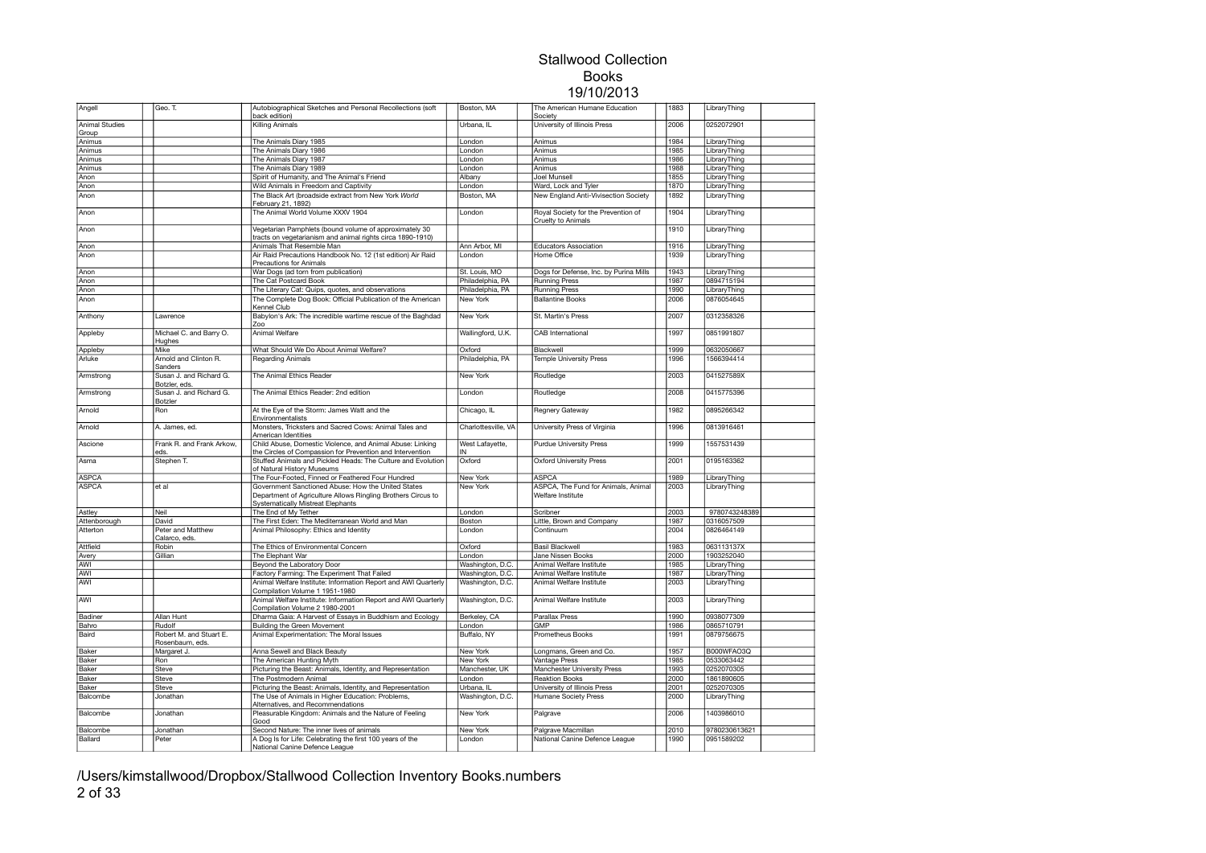# Stallwood Collection
## Books
### 19/10/2013

| | | | | | | | |
|---|---|---|---|---|---|---|---|
| Angell | Geo. T. | Autobiographical Sketches and Personal Recollections (soft back edition) | Boston, MA | The American Humane Education Society | 1883 | LibraryThing | |
| Animal Studies Group | | Killing Animals | Urbana, IL | University of Illinois Press | 2006 | 0252072901 | |
| Animus | | The Animals Diary 1985 | London | Animus | 1984 | LibraryThing | |
| Animus | | The Animals Diary 1986 | London | Animus | 1985 | LibraryThing | |
| Animus | | The Animals Diary 1987 | London | Animus | 1986 | LibraryThing | |
| Animus | | The Animals Diary 1989 | London | Animus | 1988 | LibraryThing | |
| Anon | | Spirit of Humanity, and The Animal's Friend | Albany | Joel Munsell | 1855 | LibraryThing | |
| Anon | | Wild Animals in Freedom and Captivity | London | Ward, Lock and Tyler | 1870 | LibraryThing | |
| Anon | | The Black Art (broadside extract from New York *World* February 21, 1892) | Boston, MA | New England Anti-Vivisection Society | 1892 | LibraryThing | |
| Anon | | The Animal World Volume XXXV 1904 | London | Royal Society for the Prevention of Cruelty to Animals | 1904 | LibraryThing | |
| Anon | | Vegetarian Pamphlets (bound volume of approximately 30 tracts on vegetarianism and animal rights circa 1890-1910) | | | 1910 | LibraryThing | |
| Anon | | Animals That Resemble Man | Ann Arbor, MI | Educators Association | 1916 | LibraryThing | |
| Anon | | Air Raid Precautions Handbook No. 12 (1st edition) Air Raid Precautions for Animals | London | Home Office | 1939 | LibraryThing | |
| Anon | | War Dogs (ad torn from publication) | St. Louis, MO | Dogs for Defense, Inc. by Purina Mills | 1943 | LibraryThing | |
| Anon | | The Cat Postcard Book | Philadelphia, PA | Running Press | 1987 | 0894715194 | |
| Anon | | The Literary Cat: Quips, quotes, and observations | Philadelphia, PA | Running Press | 1990 | LibraryThing | |
| Anon | | The Complete Dog Book: Official Publication of the American Kennel Club | New York | Ballantine Books | 2006 | 0876054645 | |
| Anthony | Lawrence | Babylon's Ark: The incredible wartime rescue of the Baghdad Zoo | New York | St. Martin's Press | 2007 | 0312358326 | |
| Appleby | Michael C. and Barry O. Hughes | Animal Welfare | Wallingford, U.K. | CAB International | 1997 | 0851991807 | |
| Appleby | Mike | What Should We Do About Animal Welfare? | Oxford | Blackwell | 1999 | 0632050667 | |
| Arluke | Arnold and Clinton R. Sanders | Regarding Animals | Philadelphia, PA | Temple University Press | 1996 | 1566394414 | |
| Armstrong | Susan J. and Richard G. Botzler, eds. | The Animal Ethics Reader | New York | Routledge | 2003 | 041527589X | |
| Armstrong | Susan J. and Richard G. Botzler | The Animal Ethics Reader: 2nd edition | London | Routledge | 2008 | 0415775396 | |
| Arnold | Ron | At the Eye of the Storm: James Watt and the Environmentalists | Chicago, IL | Regnery Gateway | 1982 | 0895266342 | |
| Arnold | A. James, ed. | Monsters, Tricksters and Sacred Cows: Animal Tales and American Identities | Charlottesville, VA | University Press of Virginia | 1996 | 0813916461 | |
| Ascione | Frank R. and Frank Arkow, eds. | Child Abuse, Domestic Violence, and Animal Abuse: Linking the Circles of Compassion for Prevention and Intervention | West Lafayette, IN | Purdue University Press | 1999 | 1557531439 | |
| Asma | Stephen T. | Stuffed Animals and Pickled Heads: The Culture and Evolution of Natural History Museums | Oxford | Oxford University Press | 2001 | 0195163362 | |
| ASPCA | | The Four-Footed, Finned or Feathered Four Hundred | New York | ASPCA | 1989 | LibraryThing | |
| ASPCA | et al | Government Sanctioned Abuse: How the United States Department of Agriculture Allows Ringling Brothers Circus to Systematically Mistreat Elephants | New York | ASPCA, The Fund for Animals, Animal Welfare Institute | 2003 | LibraryThing | |
| Astley | Neil | The End of My Tether | London | Scribner | 2003 | 9780743248389 | |
| Attenborough | David | The First Eden: The Mediterranean World and Man | Boston | Little, Brown and Company | 1987 | 0316057509 | |
| Atterton | Peter and Matthew Calarco, eds. | Animal Philosophy: Ethics and Identity | London | Continuum | 2004 | 0826464149 | |
| Attfield | Robin | The Ethics of Environmental Concern | Oxford | Basil Blackwell | 1983 | 063113137X | |
| Avery | Gillian | The Elephant War | London | Jane Nissen Books | 2000 | 1903252040 | |
| AWI | | Beyond the Laboratory Door | Washington, D.C. | Animal Welfare Institute | 1985 | LibraryThing | |
| AWI | | Factory Farming: The Experiment That Failed | Washington, D.C. | Animal Welfare Institute | 1987 | LibraryThing | |
| AWI | | Animal Welfare Institute: Information Report and AWI Quarterly Compilation Volume 1 1951-1980 | Washington, D.C. | Animal Welfare Institute | 2003 | LibraryThing | |
| AWI | | Animal Welfare Institute: Information Report and AWI Quarterly Compilation Volume 2 1980-2001 | Washington, D.C. | Animal Welfare Institute | 2003 | LibraryThing | |
| Badiner | Allan Hunt | Dharma Gaia: A Harvest of Essays in Buddhism and Ecology | Berkeley, CA | Parallax Press | 1990 | 0938077309 | |
| Bahro | Rudolf | Building the Green Movement | London | GMP | 1986 | 0865710791 | |
| Baird | Robert M. and Stuart E. Rosenbaum, eds. | Animal Experimentation: The Moral Issues | Buffalo, NY | Prometheus Books | 1991 | 0879756675 | |
| Baker | Margaret J. | Anna Sewell and Black Beauty | New York | Longmans, Green and Co. | 1957 | B000WFAO3Q | |
| Baker | Ron | The American Hunting Myth | New York | Vantage Press | 1985 | 0533063442 | |
| Baker | Steve | Picturing the Beast: Animals, Identity, and Representation | Manchester, UK | Manchester University Press | 1993 | 0252070305 | |
| Baker | Steve | The Postmodern Animal | London | Reaktion Books | 2000 | 1861890605 | |
| Baker | Steve | Picturing the Beast: Animals, Identity, and Representation | Urbana, IL | University of Illinois Press | 2001 | 0252070305 | |
| Balcombe | Jonathan | The Use of Animals in Higher Education: Problems, Alternatives, and Recommendations | Washington, D.C. | Humane Society Press | 2000 | LibraryThing | |
| Balcombe | Jonathan | Pleasurable Kingdom: Animals and the Nature of Feeling Good | New York | Palgrave | 2006 | 1403986010 | |
| Balcombe | Jonathan | Second Nature: The inner lives of animals | New York | Palgrave Macmillan | 2010 | 9780230613621 | |
| Ballard | Peter | A Dog Is for Life: Celebrating the first 100 years of the National Canine Defence League | London | National Canine Defence League | 1990 | 0951589202 | |

/Users/kimstallwood/Dropbox/Stallwood Collection Inventory Books.numbers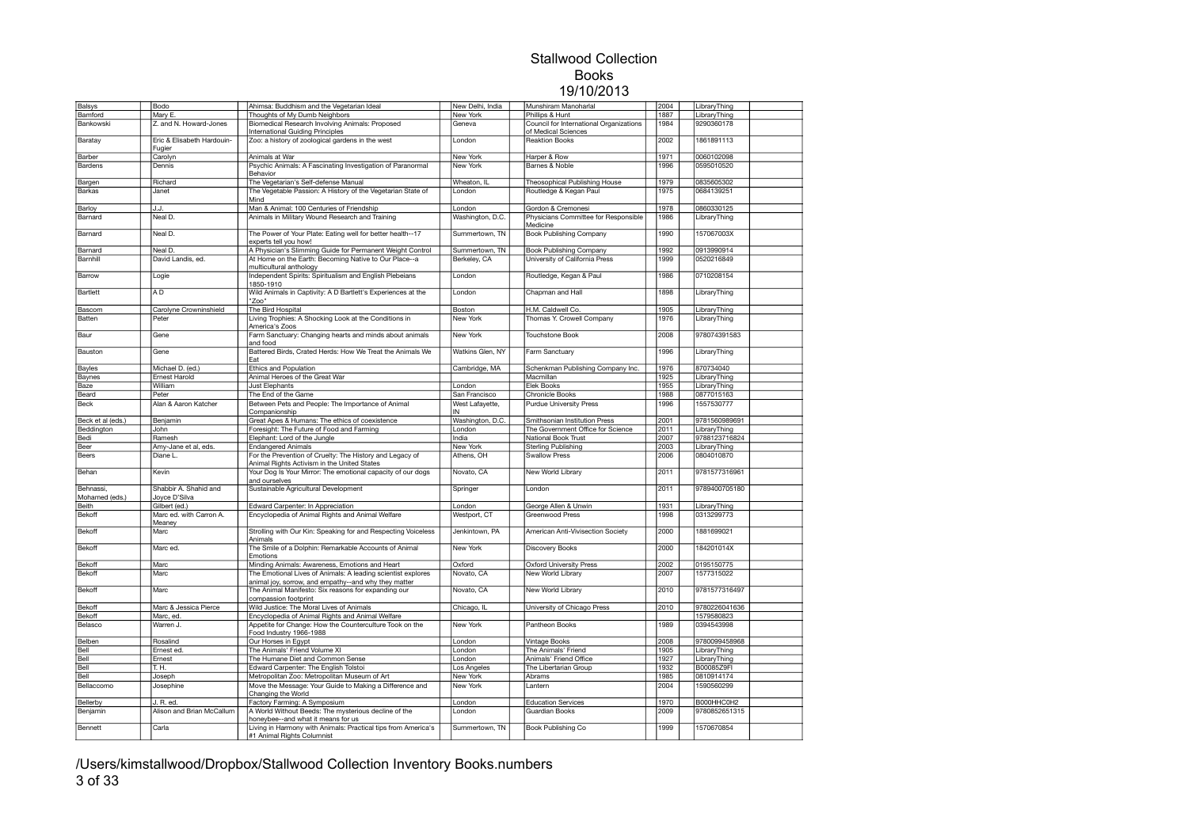# Stallwood Collection
## Books
### 19/10/2013

| | | | | | | | |
|---|---|---|---|---|---|---|---|
| Balsys | Bodo | Ahimsa: Buddhism and the Vegetarian Ideal | New Delhi, India | Munshiram Manoharlal | 2004 | LibraryThing | |
| Bamford | Mary E. | Thoughts of My Dumb Neighbors | New York | Phillips & Hunt | 1887 | LibraryThing | |
| Bankowski | Z. and N. Howard-Jones | Biomedical Research Involving Animals: Proposed International Guiding Principles | Geneva | Council for International Organizations of Medical Sciences | 1984 | 9290360178 | |
| Baratay | Eric & Elisabeth Hardouin-Fugier | Zoo: a history of zoological gardens in the west | London | Reaktion Books | 2002 | 1861891113 | |
| Barber | Carolyn | Animals at War | New York | Harper & Row | 1971 | 0060102098 | |
| Bardens | Dennis | Psychic Animals: A Fascinating Investigation of Paranormal Behavior | New York | Barnes & Noble | 1996 | 0595010520 | |
| Bargen | Richard | The Vegetarian's Self-defense Manual | Wheaton, IL | Theosophical Publishing House | 1979 | 0835605302 | |
| Barkas | Janet | The Vegetable Passion: A History of the Vegetarian State of Mind | London | Routledge & Kegan Paul | 1975 | 0684139251 | |
| Barloy | J.J. | Man & Animal: 100 Centuries of Friendship | London | Gordon & Cremonesi | 1978 | 0860330125 | |
| Barnard | Neal D. | Animals in Military Wound Research and Training | Washington, D.C. | Physicians Committee for Responsible Medicine | 1986 | LibraryThing | |
| Barnard | Neal D. | The Power of Your Plate: Eating well for better health--17 experts tell you how! | Summertown, TN | Book Publishing Company | 1990 | 157067003X | |
| Barnard | Neal D. | A Physician's Slimming Guide for Permanent Weight Control | Summertown, TN | Book Publishing Company | 1992 | 0913990914 | |
| Barnhill | David Landis, ed. | At Home on the Earth: Becoming Native to Our Place--a multicultural anthology | Berkeley, CA | University of California Press | 1999 | 0520216849 | |
| Barrow | Logie | Independent Spirits: Spiritualism and English Plebeians 1850-1910 | London | Routledge, Kegan & Paul | 1986 | 0710208154 | |
| Bartlett | A D | Wild Animals in Captivity: A D Bartlett's Experiences at the "Zoo" | London | Chapman and Hall | 1898 | LibraryThing | |
| Bascom | Carolyne Crowninshield | The Bird Hospital | Boston | H.M. Caldwell Co. | 1905 | LibraryThing | |
| Batten | Peter | Living Trophies: A Shocking Look at the Conditions in America's Zoos | New York | Thomas Y. Crowell Company | 1976 | LibraryThing | |
| Baur | Gene | Farm Sanctuary: Changing hearts and minds about animals and food | New York | Touchstone Book | 2008 | 978074391583 | |
| Bauston | Gene | Battered Birds, Crated Herds: How We Treat the Animals We Eat | Watkins Glen, NY | Farm Sanctuary | 1996 | LibraryThing | |
| Bayles | Michael D. (ed.) | Ethics and Population | Cambridge, MA | Schenkman Publishing Company Inc. | 1976 | 870734040 | |
| Baynes | Ernest Harold | Animal Heroes of the Great War | | Macmillan | 1925 | LibraryThing | |
| Baze | William | Just Elephants | London | Elek Books | 1955 | LibraryThing | |
| Beard | Peter | The End of the Game | San Francisco | Chronicle Books | 1988 | 0877015163 | |
| Beck | Alan & Aaron Katcher | Between Pets and People: The Importance of Animal Companionship | West Lafayette, IN | Purdue University Press | 1996 | 1557530777 | |
| Beck et al (eds.) | Benjamin | Great Apes & Humans: The ethics of coexistence | Washington, D.C. | Smithsonian Institution Press | 2001 | 9781560989691 | |
| Beddington | John | Foresight: The Future of Food and Farming | London | The Government Office for Science | 2011 | LibraryThing | |
| Bedi | Ramesh | Elephant: Lord of the Jungle | India | National Book Trust | 2007 | 9788123716824 | |
| Beer | Amy-Jane et al, eds. | Endangered Animals | New York | Sterling Publishing | 2003 | LibraryThing | |
| Beers | Diane L. | For the Prevention of Cruelty: The History and Legacy of Animal Rights Activism in the United States | Athens, OH | Swallow Press | 2006 | 0804010870 | |
| Behan | Kevin | Your Dog Is Your Mirror: The emotional capacity of our dogs and ourselves | Novato, CA | New World Library | 2011 | 9781577316961 | |
| Behnassi, Mohamed (eds.) | Shabbir A. Shahid and Joyce D'Silva | Sustainable Agricultural Development | Springer | London | 2011 | 9789400705180 | |
| Beith | Gilbert (ed.) | Edward Carpenter: In Appreciation | London | George Allen & Unwin | 1931 | LibraryThing | |
| Bekoff | Marc ed. with Carron A. Meaney | Encyclopedia of Animal Rights and Animal Welfare | Westport, CT | Greenwood Press | 1998 | 0313299773 | |
| Bekoff | Marc | Strolling with Our Kin: Speaking for and Respecting Voiceless Animals | Jenkintown, PA | American Anti-Vivisection Society | 2000 | 1881699021 | |
| Bekoff | Marc ed. | The Smile of a Dolphin: Remarkable Accounts of Animal Emotions | New York | Discovery Books | 2000 | 184201014X | |
| Bekoff | Marc | Minding Animals: Awareness, Emotions and Heart | Oxford | Oxford University Press | 2002 | 0195150775 | |
| Bekoff | Marc | The Emotional Lives of Animals: A leading scientist explores animal joy, sorrow, and empathy--and why they matter | Novato, CA | New World Library | 2007 | 1577315022 | |
| Bekoff | Marc | The Animal Manifesto: Six reasons for expanding our compassion footprint | Novato, CA | New World Library | 2010 | 9781577316497 | |
| Bekoff | Marc & Jessica Pierce | Wild Justice: The Moral Lives of Animals | Chicago, IL | University of Chicago Press | 2010 | 9780226041636 | |
| Bekoff | Marc, ed. | Encyclopedia of Animal Rights and Animal Welfare | | | | 1579580823 | |
| Belasco | Warren J. | Appetite for Change: How the Counterculture Took on the Food Industry 1966-1988 | New York | Pantheon Books | 1989 | 0394543998 | |
| Belben | Rosalind | Our Horses in Egypt | London | Vintage Books | 2008 | 9780099458968 | |
| Bell | Ernest ed. | The Animals' Friend Volume XI | London | The Animals' Friend | 1905 | LibraryThing | |
| Bell | Ernest | The Humane Diet and Common Sense | London | Animals' Friend Office | 1927 | LibraryThing | |
| Bell | T. H. | Edward Carpenter: The English Tolstoi | Los Angeles | The Libertarian Group | 1932 | B00085Z9FI | |
| Bell | Joseph | Metropolitan Zoo: Metropolitan Museum of Art | New York | Abrams | 1985 | 0810914174 | |
| Bellaccomo | Josephine | Move the Message: Your Guide to Making a Difference and Changing the World | New York | Lantern | 2004 | 1590560299 | |
| Bellerby | J. R. ed. | Factory Farming: A Symposium | London | Education Services | 1970 | B000HHC0H2 | |
| Benjamin | Alison and Brian McCallum | A World Without Beeds: The mysterious decline of the honeybee--and what it means for us | London | Guardian Books | 2009 | 9780852651315 | |
| Bennett | Carla | Living in Harmony with Animals: Practical tips from America's #1 Animal Rights Columnist | Summertown, TN | Book Publishing Co | 1999 | 1570670854 | |

/Users/kimstallwood/Dropbox/Stallwood Collection Inventory Books.numbers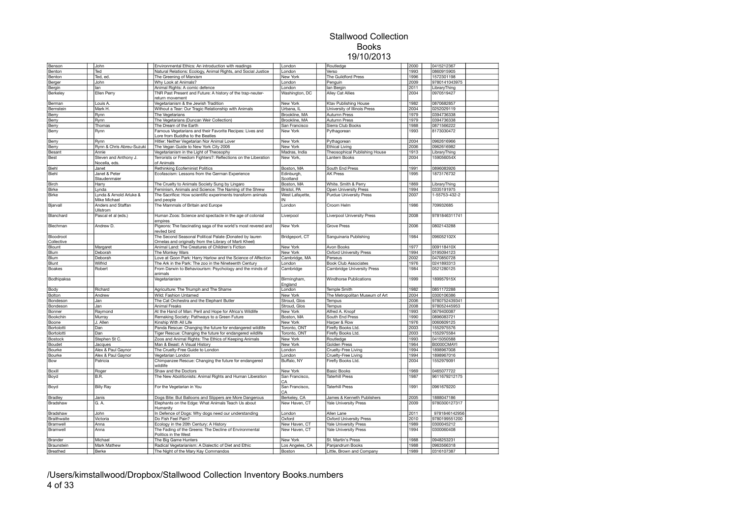# Stallwood Collection
## Books
## 19/10/2013

| | | | | | | | | |
|---|---|---|---|---|---|---|---|---|
| Benson | John | Environmental Ethics: An introduction with readings | London | Routledge | 2000 | 0415212367 | |
| Benton | Ted | Natural Relations: Ecology, Animal Rights, and Social Justice | London | Verso | 1993 | 0860915905 | |
| Benton | Ted, ed. | The Greening of Marxism | New York | The Guildford Press | 1996 | 1572301198 | |
| Berger | John | Why Look at Animals? | London | Penguin | 2009 | 9780141043975 | |
| Bergin | Ian | Animal Rights: A comic defence | London | Ian Bergin | 2011 | LibraryThing | |
| Berkeley | Ellen Perry | TNR Past Present and Future: A history of the trap-neuter-return movement | Washington, DC | Alley Cat Allies | 2004 | 0970519427 | |
| Berman | Louis A. | Vegetarianism & the Jewish Tradition | New York | Ktav Publishing House | 1982 | 0870682857 | |
| Bernstein | Mark H. | Without a Tear: Our Tragic Relationship with Animals | Urbana, IL | University of Illinois Press | 2004 | 0252029119 | |
| Berry | Rynn | The Vegetarians | Brookline, MA | Autumn Press | 1979 | 0394736338 | |
| Berry | Rynn | The Vegetarians (Duncan Weir Collection) | Brookline, MA | Autumn Press | 1979 | 0394736338 | |
| Berry | Thomas | The Dream of the Earth | San Francisco | Sierra Club Books | 1988 | 0871566222 | |
| Berry | Rynn | Famous Vegetarians and their Favorite Recipes: Lives and Lore from Buddha to the Beatles | New York | Pythagorean | 1993 | 8173030472 | |
| Berry | Rynn | Hitler: Neither Vegetarian Nor Animal Lover | New York | Pythagorean | 2004 | 0962616966 | |
| Berry | Rynn & Chris Abreu-Suzuki | The Vegan Guide to New York City 2006 | New York | Ethical Living | 2006 | 0962616982 | |
| Besant | Annie | Vegetarianism in the Light of Theosophy | Madras, India | Theosophical Publishing House | 1913 | LibraryThing | |
| Best | Steven and Anthony J. Nocella, eds. | Terrorists or Freedom Fighters?: Reflections on the Liberation of Animals | New York, | Lantern Books | 2004 | 159056054X | |
| Biehl | Janet | Rethinking Ecofeminist Politics | Boston, MA | South End Press | 1991 | 0896083926 | |
| Biehl | Janet & Peter Staudenmaier | Ecofascism: Lessons from the German Experience | Edinburgh, Scotland | AK Press | 1995 | 1873176732 | |
| Birch | Harry | The Cruelty to Animals Society Sung by Lingaro | Boston, MA | White. Smith & Perry | 1869 | LibraryThing | |
| Birke | Lynda | Feminism, Animals and Science: The Naming of the Shrew | Bristol, PA | Open University Press | 1994 | 0335191975 | |
| Birke | Lynda & Arnold Arluke & Mike Michael | The Sacrifice: How scientific experiments transform animals and people | West Lafayette, IN | Purdue University Press | 2007 | 1-55753-432-2 | |
| Bjarvall | Anders and Staffan Ullstrom | The Mammals of Britain and Europe | London | Croom Helm | 1986 | 709932685 | |
| Blanchard | Pascal et al (eds.) | Human Zoos: Science and spectacle in the age of colonial empires | Liverpool | Liverpool University Press | 2008 | 9781846311741 | |
| Blechman | Andrew D. | Pigeons: The fascinating saga of the world's most revered and reviled bird | New York | Grove Press | 2006 | 0802143288 | |
| Bloodroot Collective | | The Second Seasonal Political Palate (Donated by lauren Ornelas and originally from the Library of Marti Kheel) | Bridgeport, CT | Sanguinaria Publishing | 1984 | 096052102X | |
| Blount | Margaret | Animal Land: The Creatures of Children's Fiction | New York | Avon Books | 1977 | 009118410X | |
| Blum | Deborah | The Monkey Wars | New York | Oxford University Press | 1994 | 0195094123 | |
| Blum | Deborah | Love at Goon Park: Harry Harlow and the Science of Affection | Cambridge, MA | Perseus | 2002 | 0470850728 | |
| Blunt | Wilfrid | The Ark in the Park: The zoo in the Nineteenth Century | London | Book Club Associates | 1976 | 0241893313 | |
| Boakes | Robert | From Darwin to Behaviourism: Psychology and the minds of animals | Cambridge | Cambridge University Press | 1984 | 0521280125 | |
| Bodhipaksa | | Vegetarianism | Birmingham, England | Windhorse Publications | 1999 | 189957915X | |
| Body | Richard | Agriculture: The Triumph and The Shame | London | Temple Smith | 1982 | 0851172288 | |
| Bolton | Andrew | Wild: Fashion Untamed | New York | The Metropolitan Museum of Art | 2004 | 0300106386 | |
| Bondeson | Jan | The Cat Orchestra and the Elephant Butler | Stroud, Glos | Tempus | 2006 | 9780752439341 | |
| Bondeson | Jan | Animal Freaks | Stroud, Glos | Tempus | 2008 | 978052445953 | |
| Bonner | Raymond | At the Hand of Man: Peril and Hope for Africa's Wildlife | New York | Alfred A. Knopf | 1993 | 0679400087 | |
| Bookchin | Murray | Remaking Society: Pathways to a Green Future | Boston, MA | South End Press | 1990 | 0896083721 | |
| Boone | J. Allen | Kinship With All Life | New York | Harper & Row | 1976 | 0060609125 | |
| Bortolotti | Dan | Panda Rescue: Changing the future for endangered wildlife | Toronto, ONT | Firefly Books Ltd. | 2003 | 1552975576 | |
| Bortolotti | Dan | Tiger Rescue: Changing the future for endangered wildlife | Toronto, ONT | Firefly Books Ltd. | 2003 | 1552975584 | |
| Bostock | Stephen St C. | Zoos and Animal Rights: The Ethics of Keeping Animals | New York | Routledge | 1993 | 0415050588 | |
| Boudet | Jacques | Man & Beast: A Visual History | New York | Golden Press | 1964 | B0000CMAYI | |
| Bourke | Alex & Paul Gaynor | The Cruelty-Free Guide to London | London | Cruelty-Free Living | 1994 | 1898967008 | |
| Bourke | Alex & Paul Gaynor | Vegetarian London | London | Cruelty-Free Living | 1994 | 1898967016 | |
| Bow | Patricia | Chimpanzee Rescue: Changing the future for endangered wildlife | Buffalo, NY | Firefly Books Ltd. | 2004 | 1552979091 | |
| Boxill | Roger | Shaw and the Doctors | New York | Basic Books | 1969 | 0465077722 | |
| Boyd | B.R. | The New Abolitionists: Animal Rights and Human Liberation | San Francisco, CA | Taterhill Press | 1987 | 9611679212175 | |
| Boyd | Billy Ray | For the Vegetarian in You | San Francisco, CA | Taterhill Press | 1991 | 0961679220 | |
| Bradley | Janis | Dogs Bite: But Balloons and Slippers are More Dangerous | Berkeley, CA | James & Kenneth Publishers | 2005 | 1888047186 | |
| Bradshaw | G. A. | Elephants on the Edge: What Animals Teach Us about Humanity | New Haven, CT | Yale University Press | 2009 | 9780300127317 | |
| Bradshaw | John | In Defence of Dogs: Why dogs need our understanding | London | Allen Lane | 2011 | 9781846142956 | |
| Braithwaite | Victoria | Do Fish Feel Pain? | Oxford | Oxford University Press | 2010 | 9780199551200 | |
| Bramwell | Anna | Ecology in the 20th Century: A History | New Haven, CT | Yale University Press | 1989 | 0300045212 | |
| Bramwell | Anna | The Fading of the Greens: The Decline of Environmental Politics in the West | New Haven, CT | Yale University Press | 1994 | 0300060408 | |
| Brander | Michael | The Big Game Hunters | New York | St. Martin's Press | 1988 | 0948253231 | |
| Braunstein | Mark Mathew | Radical Vegetarianism: A Dialectic of Diet and Ethic | Los Angeles, CA | Panjandrum Books | 1988 | 0963566318 | |
| Breathed | Berke | The Night of the Mary Kay Commandos | Boston | Little, Brown and Company | 1989 | 0316107387 | |

/Users/kimstallwood/Dropbox/Stallwood Collection Inventory Books.numbers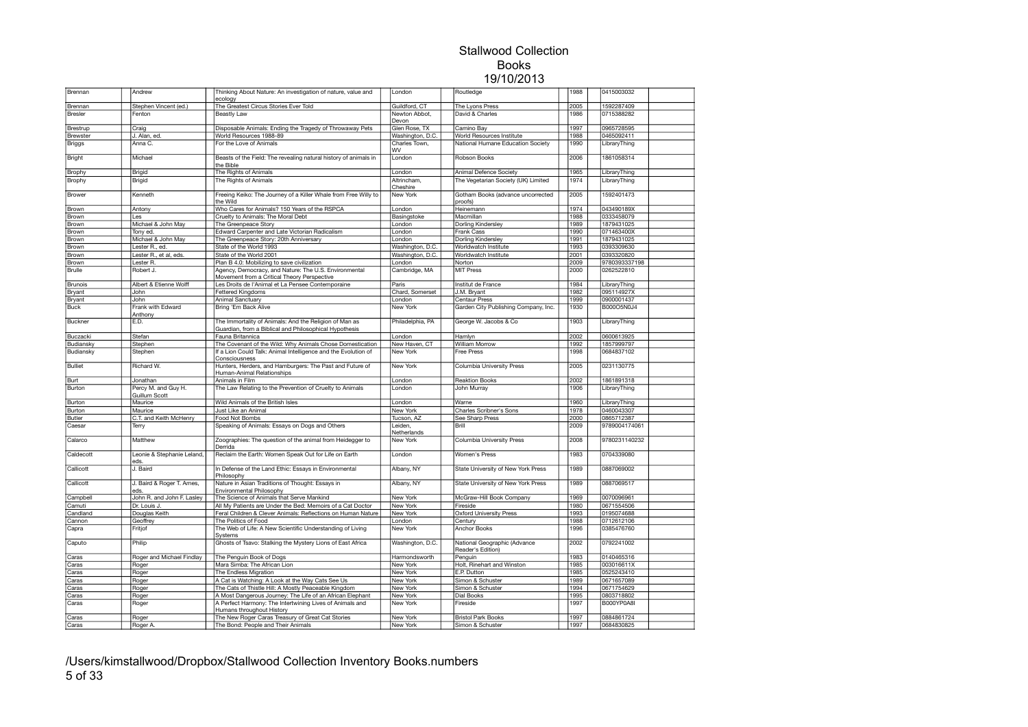# Stallwood Collection
## Books
## 19/10/2013

| | | | | | | | |
|---|---|---|---|---|---|---|---|
| Brennan | Andrew | Thinking About Nature: An investigation of nature, value and ecology | London | Routledge | 1988 | 0415003032 | |
| Brennan | Stephen Vincent (ed.) | The Greatest Circus Stories Ever Told | Guildford, CT | The Lyons Press | 2005 | 1592287409 | |
| Bresler | Fenton | Beastly Law | Newton Abbot, Devon | David & Charles | 1986 | 0715388282 | |
| Brestrup | Craig | Disposable Animals: Ending the Tragedy of Throwaway Pets | Glen Rose, TX | Camino Bay | 1997 | 0965728595 | |
| Brewster | J. Alan, ed. | World Resources 1988-89 | Washington, D.C. | World Resources Institute | 1988 | 0465092411 | |
| Briggs | Anna C. | For the Love of Animals | Charles Town, WV | National Humane Education Society | 1990 | LibraryThing | |
| Bright | Michael | Beasts of the Field: The revealing natural history of animals in the Bible | London | Robson Books | 2006 | 1861058314 | |
| Brophy | Brigid | The Rights of Animals | London | Animal Defence Society | 1965 | LibraryThing | |
| Brophy | Brigid | The Rights of Animals | Altrincham, Cheshire | The Vegetarian Society (UK) Limited | 1974 | LibraryThing | |
| Brower | Kenneth | Freeing Keiko: The Journey of a Killer Whale from Free Willy to the Wild | New York | Gotham Books (advance uncorrected proofs) | 2005 | 1592401473 | |
| Brown | Antony | Who Cares for Animals? 150 Years of the RSPCA | London | Heinemann | 1974 | 043490189X | |
| Brown | Les | Cruelty to Animals: The Moral Debt | Basingstoke | Macmillan | 1988 | 0333458079 | |
| Brown | Michael & John May | The Greenpeace Story | London | Dorling Kindersley | 1989 | 1879431025 | |
| Brown | Tony ed. | Edward Carpenter and Late Victorian Radicalism | London | Frank Cass | 1990 | 071463400X | |
| Brown | Michael & John May | The Greenpeace Story: 20th Anniversary | London | Dorling Kindersley | 1991 | 1879431025 | |
| Brown | Lester R., ed. | State of the World 1993 | Washington, D.C. | Worldwatch Institute | 1993 | 0393309630 | |
| Brown | Lester R., et al, eds. | State of the World 2001 | Washington, D.C. | Worldwatch Institute | 2001 | 0393320820 | |
| Brown | Lester R. | Plan B 4.0: Mobilizing to save civilization | London | Norton | 2009 | 9780393337198 | |
| Brulle | Robert J. | Agency, Democracy, and Nature: The U.S. Environmental Movement from a Critical Theory Perspective | Cambridge, MA | MIT Press | 2000 | 0262522810 | |
| Brunois | Albert & Etienne Wolff | Les Droits de l'Animal et La Pensee Contemporaine | Paris | Institut de France | 1984 | LibraryThing | |
| Bryant | John | Fettered Kingdoms | Chard, Somerset | J.M. Bryant | 1982 | 095114927X | |
| Bryant | John | Animal Sanctuary | London | Centaur Press | 1999 | 0900001437 | |
| Buck | Frank with Edward Anthony | Bring 'Em Back Alive | New York | Garden City Publishing Company, Inc. | 1930 | B000O5N0J4 | |
| Buckner | E.D. | The Immortality of Animals: And the Religion of Man as Guardian, from a Biblical and Philosophical Hypothesis | Philadelphia, PA | George W. Jacobs & Co | 1903 | LibraryThing | |
| Buczacki | Stefan | Fauna Britannica | London | Hamlyn | 2002 | 0600613925 | |
| Budiansky | Stephen | The Covenant of the Wild: Why Animals Chose Domestication | New Haven, CT | William Morrow | 1992 | 1857999797 | |
| Budiansky | Stephen | If a Lion Could Talk: Animal Intelligence and the Evolution of Consciousness | New York | Free Press | 1998 | 0684837102 | |
| Bulliet | Richard W. | Hunters, Herders, and Hamburgers: The Past and Future of Human-Animal Relationships | New York | Columbia University Press | 2005 | 0231130775 | |
| Burt | Jonathan | Animals in Film | London | Reaktion Books | 2002 | 1861891318 | |
| Burton | Percy M. and Guy H. Guillum Scott | The Law Relating to the Prevention of Cruelty to Animals | London | John Murray | 1906 | LibraryThing | |
| Burton | Maurice | Wild Animals of the British Isles | London | Warne | 1960 | LibraryThing | |
| Burton | Maurice | Just Like an Animal | New York | Charles Scribner's Sons | 1978 | 0460043307 | |
| Butler | C.T. and Keith McHenry | Food Not Bombs | Tucson, AZ | See Sharp Press | 2000 | 0865712387 | |
| Caesar | Terry | Speaking of Animals: Essays on Dogs and Others | Leiden, Netherlands | Brill | 2009 | 9789004174061 | |
| Calarco | Matthew | Zoographies: The question of the animal from Heidegger to Derrida | New York | Columbia University Press | 2008 | 9780231140232 | |
| Caldecott | Leonie & Stephanie Leland, eds. | Reclaim the Earth: Women Speak Out for Life on Earth | London | Women's Press | 1983 | 0704339080 | |
| Callicott | J. Baird | In Defense of the Land Ethic: Essays in Environmental Philosophy | Albany, NY | State University of New York Press | 1989 | 0887069002 | |
| Callicott | J. Baird & Roger T. Ames, eds. | Nature in Asian Traditions of Thought: Essays in Environmental Philosophy | Albany, NY | State University of New York Press | 1989 | 0887069517 | |
| Campbell | John R. and John F. Lasley | The Science of Animals that Serve Mankind | New York | McGraw-Hill Book Company | 1969 | 0070096961 | |
| Camuti | Dr. Louis J. | All My Patients are Under the Bed: Memoirs of a Cat Doctor | New York | Fireside | 1980 | 0671554506 | |
| Candland | Douglas Keith | Feral Children & Clever Animals: Reflections on Human Nature | New York | Oxford University Press | 1993 | 0195074688 | |
| Cannon | Geoffrey | The Politics of Food | London | Century | 1988 | 0712612106 | |
| Capra | Fritjof | The Web of Life: A New Scientific Understanding of Living Systems | New York | Anchor Books | 1996 | 0385476760 | |
| Caputo | Philip | Ghosts of Tsavo: Stalking the Mystery Lions of East Africa | Washington, D.C. | National Geographic (Advance Reader's Edition) | 2002 | 0792241002 | |
| Caras | Roger and Michael Findlay | The Penguin Book of Dogs | Harmondsworth | Penguin | 1983 | 0140465316 | |
| Caras | Roger | Mara Simba: The African Lion | New York | Holt, Rinehart and Winston | 1985 | 003016611X | |
| Caras | Roger | The Endless Migration | New York | E.P. Dutton | 1985 | 0525243410 | |
| Caras | Roger | A Cat is Watching: A Look at the Way Cats See Us | New York | Simon & Schuster | 1989 | 0671657089 | |
| Caras | Roger | The Cats of Thistle Hill: A Mostly Peaceable Kingdom | New York | Simon & Schuster | 1994 | 0671754629 | |
| Caras | Roger | A Most Dangerous Journey: The Life of an African Elephant | New York | Dial Books | 1995 | 0803718802 | |
| Caras | Roger | A Perfect Harmony: The Intertwining Lives of Animals and Humans throughout History | New York | Fireside | 1997 | B000YP0A8I | |
| Caras | Roger | The New Roger Caras Treasury of Great Cat Stories | New York | Bristol Park Books | 1997 | 0884861724 | |
| Caras | Roger A. | The Bond: People and Their Animals | New York | Simon & Schuster | 1997 | 0684830825 | |

/Users/kimstallwood/Dropbox/Stallwood Collection Inventory Books.numbers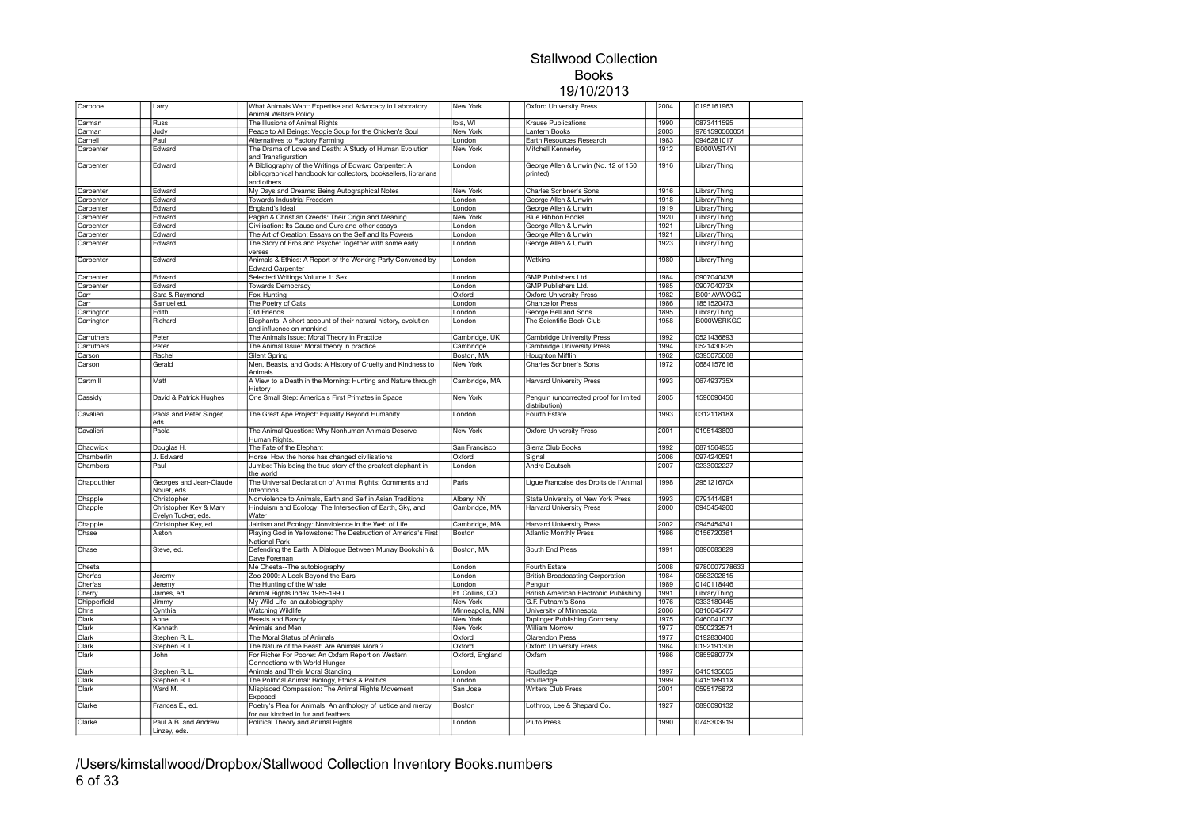# Stallwood Collection
## Books
## 19/10/2013

| | | | | | | | |
|---|---|---|---|---|---|---|---|
| Carbone | Larry | What Animals Want: Expertise and Advocacy in Laboratory Animal Welfare Policy | New York | Oxford University Press | 2004 | 0195161963 | |
| Carman | Russ | The Illusions of Animal Rights | Iola, WI | Krause Publications | 1990 | 0873411595 | |
| Carman | Judy | Peace to All Beings: Veggie Soup for the Chicken's Soul | New York | Lantern Books | 2003 | 9781590560051 | |
| Carnell | Paul | Alternatives to Factory Farming | London | Earth Resources Research | 1983 | 0946281017 | |
| Carpenter | Edward | The Drama of Love and Death: A Study of Human Evolution and Transfiguration | New York | Mitchell Kennerley | 1912 | B000WST4YI | |
| Carpenter | Edward | A Bibliography of the Writings of Edward Carpenter: A bibliographical handbook for collectors, booksellers, librarians and others | London | George Allen & Unwin (No. 12 of 150 printed) | 1916 | LibraryThing | |
| Carpenter | Edward | My Days and Dreams: Being Autographical Notes | New York | Charles Scribner's Sons | 1916 | LibraryThing | |
| Carpenter | Edward | Towards Industrial Freedom | London | George Allen & Unwin | 1918 | LibraryThing | |
| Carpenter | Edward | England's Ideal | London | George Allen & Unwin | 1919 | LibraryThing | |
| Carpenter | Edward | Pagan & Christian Creeds: Their Origin and Meaning | New York | Blue Ribbon Books | 1920 | LibraryThing | |
| Carpenter | Edward | Civilisation: Its Cause and Cure and other essays | London | George Allen & Unwin | 1921 | LibraryThing | |
| Carpenter | Edward | The Art of Creation: Essays on the Self and Its Powers | London | George Allen & Unwin | 1921 | LibraryThing | |
| Carpenter | Edward | The Story of Eros and Psyche: Together with some early verses | London | George Allen & Unwin | 1923 | LibraryThing | |
| Carpenter | Edward | Animals & Ethics: A Report of the Working Party Convened by Edward Carpenter | London | Watkins | 1980 | LibraryThing | |
| Carpenter | Edward | Selected Writings Volume 1: Sex | London | GMP Publishers Ltd. | 1984 | 0907040438 | |
| Carpenter | Edward | Towards Democracy | London | GMP Publishers Ltd. | 1985 | 090704073X | |
| Carr | Sara & Raymond | Fox-Hunting | Oxford | Oxford University Press | 1982 | B001AVWOGQ | |
| Carr | Samuel ed. | The Poetry of Cats | London | Chancellor Press | 1986 | 1851520473 | |
| Carrington | Edith | Old Friends | London | George Bell and Sons | 1895 | LibraryThing | |
| Carrington | Richard | Elephants: A short account of their natural history, evolution and influence on mankind | London | The Scientific Book Club | 1958 | B000WSRKGC | |
| Carruthers | Peter | The Animals Issue: Moral Theory in Practice | Cambridge, UK | Cambridge University Press | 1992 | 0521436893 | |
| Carruthers | Peter | The Animal Issue: Moral theory in practice | Cambridge | Cambridge University Press | 1994 | 0521430925 | |
| Carson | Rachel | Silent Spring | Boston, MA | Houghton Mifflin | 1962 | 0395075068 | |
| Carson | Gerald | Men, Beasts, and Gods: A History of Cruelty and Kindness to Animals | New York | Charles Scribner's Sons | 1972 | 0684157616 | |
| Cartmill | Matt | A View to a Death in the Morning: Hunting and Nature through History | Cambridge, MA | Harvard University Press | 1993 | 067493735X | |
| Cassidy | David & Patrick Hughes | One Small Step: America's First Primates in Space | New York | Penguin (uncorrected proof for limited distribution) | 2005 | 1596090456 | |
| Cavalieri | Paola and Peter Singer, eds. | The Great Ape Project: Equality Beyond Humanity | London | Fourth Estate | 1993 | 031211818X | |
| Cavalieri | Paola | The Animal Question: Why Nonhuman Animals Deserve Human Rights. | New York | Oxford University Press | 2001 | 0195143809 | |
| Chadwick | Douglas H. | The Fate of the Elephant | San Francisco | Sierra Club Books | 1992 | 0871564955 | |
| Chamberlin | J. Edward | Horse: How the horse has changed civilisations | Oxford | Signal | 2006 | 0974240591 | |
| Chambers | Paul | Jumbo: This being the true story of the greatest elephant in the world | London | Andre Deutsch | 2007 | 0233002227 | |
| Chapouthier | Georges and Jean-Claude Nouet, eds. | The Universal Declaration of Animal Rights: Comments and Intentions | Paris | Ligue Francaise des Droits de l'Animal | 1998 | 295121670X | |
| Chapple | Christopher | Nonviolence to Animals, Earth and Self in Asian Traditions | Albany, NY | State University of New York Press | 1993 | 0791414981 | |
| Chapple | Christopher Key & Mary Evelyn Tucker, eds. | Hinduism and Ecology: The Intersection of Earth, Sky, and Water | Cambridge, MA | Harvard University Press | 2000 | 0945454260 | |
| Chapple | Christopher Key, ed. | Jainism and Ecology: Nonviolence in the Web of Life | Cambridge, MA | Harvard University Press | 2002 | 0945454341 | |
| Chase | Alston | Playing God in Yellowstone: The Destruction of America's First National Park | Boston | Atlantic Monthly Press | 1986 | 0156720361 | |
| Chase | Steve, ed. | Defending the Earth: A Dialogue Between Murray Bookchin & Dave Foreman | Boston, MA | South End Press | 1991 | 0896083829 | |
| Cheeta | | Me Cheeta--The autobiography | London | Fourth Estate | 2008 | 9780007278633 | |
| Cherfas | Jeremy | Zoo 2000: A Look Beyond the Bars | London | British Broadcasting Corporation | 1984 | 0563202815 | |
| Cherfas | Jeremy | The Hunting of the Whale | London | Penguin | 1989 | 0140118446 | |
| Cherry | James, ed. | Animal Rights Index 1985-1990 | Ft. Collins, CO | British American Electronic Publishing | 1991 | LibraryThing | |
| Chipperfield | Jimmy | My Wild Life: an autobiography | New York | G.F. Putnam's Sons | 1976 | 0333180445 | |
| Chris | Cynthia | Watching Wildlife | Minneapolis, MN | University of Minnesota | 2006 | 0816645477 | |
| Clark | Anne | Beasts and Bawdy | New York | Taplinger Publishing Company | 1975 | 0460041037 | |
| Clark | Kenneth | Animals and Men | New York | William Morrow | 1977 | 0500232571 | |
| Clark | Stephen R. L. | The Moral Status of Animals | Oxford | Clarendon Press | 1977 | 0192830406 | |
| Clark | Stephen R. L. | The Nature of the Beast: Are Animals Moral? | Oxford | Oxford University Press | 1984 | 0192191306 | |
| Clark | John | For Richer For Poorer: An Oxfam Report on Western Connections with World Hunger | Oxford, England | Oxfam | 1986 | 085598077X | |
| Clark | Stephen R. L. | Animals and Their Moral Standing | London | Routledge | 1997 | 0415135605 | |
| Clark | Stephen R. L. | The Political Animal: Biology, Ethics & Politics | London | Routledge | 1999 | 041518911X | |
| Clark | Ward M. | Misplaced Compassion: The Animal Rights Movement Exposed | San Jose | Writers Club Press | 2001 | 0595175872 | |
| Clarke | Frances E., ed. | Poetry's Plea for Animals: An anthology of justice and mercy for our kindred in fur and feathers | Boston | Lothrop, Lee & Shepard Co. | 1927 | 0896090132 | |
| Clarke | Paul A.B. and Andrew Linzey, eds. | Political Theory and Animal Rights | London | Pluto Press | 1990 | 0745303919 | |

/Users/kimstallwood/Dropbox/Stallwood Collection Inventory Books.numbers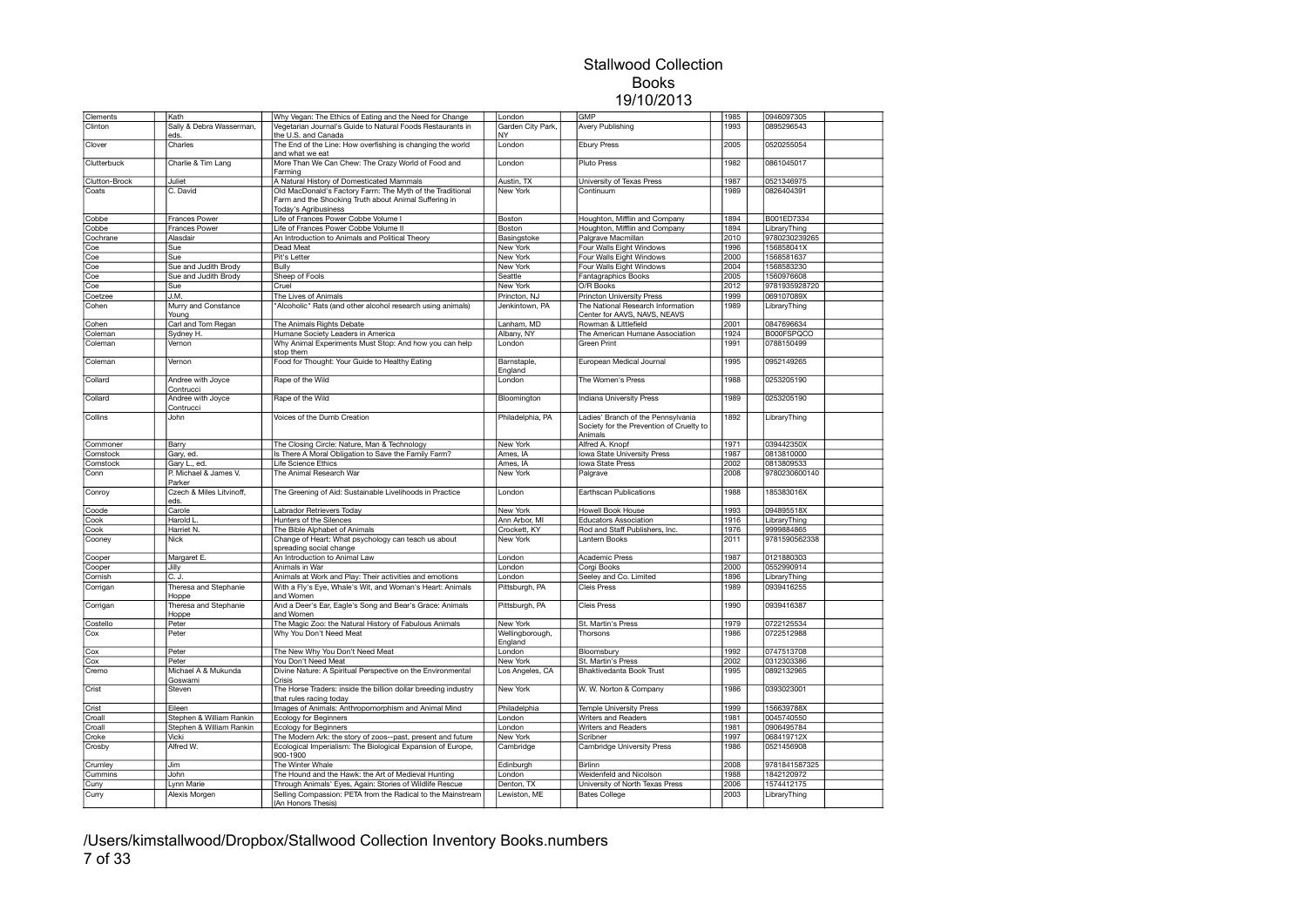# Stallwood Collection
## Books
### 19/10/2013

| | | | | | | | | |
|---|---|---|---|---|---|---|---|---|
| Clements | Kath | Why Vegan: The Ethics of Eating and the Need for Change | London | GMP | 1985 | | 0946097305 | |
| Clinton | Sally & Debra Wasserman, eds. | Vegetarian Journal's Guide to Natural Foods Restaurants in the U.S. and Canada | Garden City Park, NY | Avery Publishing | 1993 | | 0895296543 | |
| Clover | Charles | The End of the Line: How overfishing is changing the world and what we eat | London | Ebury Press | 2005 | | 0520255054 | |
| Clutterbuck | Charlie & Tim Lang | More Than We Can Chew: The Crazy World of Food and Farming | London | Pluto Press | 1982 | | 0861045017 | |
| Clutton-Brock | Juliet | A Natural History of Domesticated Mammals | Austin, TX | University of Texas Press | 1987 | | 0521346975 | |
| Coats | C. David | Old MacDonald's Factory Farm: The Myth of the Traditional Farm and the Shocking Truth about Animal Suffering in Today's Agribusiness | New York | Continuum | 1989 | | 0826404391 | |
| Cobbe | Frances Power | Life of Frances Power Cobbe Volume I | Boston | Houghton, Mifflin and Company | 1894 | | B001ED7334 | |
| Cobbe | Frances Power | Life of Frances Power Cobbe Volume II | Boston | Houghton, Mifflin and Company | 1894 | | LibraryThing | |
| Cochrane | Alasdair | An Introduction to Animals and Political Theory | Basingstoke | Palgrave Macmillan | 2010 | | 9780230239265 | |
| Coe | Sue | Dead Meat | New York | Four Walls Eight Windows | 1996 | | 156858041X | |
| Coe | Sue | Pit's Letter | New York | Four Walls Eight Windows | 2000 | | 1568581637 | |
| Coe | Sue and Judith Brody | Bully | New York | Four Walls Eight Windows | 2004 | | 1568583230 | |
| Coe | Sue and Judith Brody | Sheep of Fools | Seattle | Fantagraphics Books | 2005 | | 1560976608 | |
| Coe | Sue | Cruel | New York | O/R Books | 2012 | | 9781935928720 | |
| Coetzee | J.M. | The Lives of Animals | Princton, NJ | Princton University Press | 1999 | | 069107089X | |
| Cohen | Murry and Constance Young | "Alcoholic" Rats (and other alcohol research using animals) | Jenkintown, PA | The National Research Information Center for AAVS, NAVS, NEAVS | 1989 | | LibraryThing | |
| Cohen | Carl and Tom Regan | The Animals Rights Debate | Lanham, MD | Rowman & Littlefield | 2001 | | 0847696634 | |
| Coleman | Sydney H. | Humane Society Leaders in America | Albany, NY | The American Humane Association | 1924 | | B000FSPQCO | |
| Coleman | Vernon | Why Animal Experiments Must Stop: And how you can help stop them | London | Green Print | 1991 | | 0788150499 | |
| Coleman | Vernon | Food for Thought: Your Guide to Healthy Eating | Barnstaple, England | European Medical Journal | 1995 | | 0952149265 | |
| Collard | Andree with Joyce Contrucci | Rape of the Wild | London | The Women's Press | 1988 | | 0253205190 | |
| Collard | Andree with Joyce Contrucci | Rape of the Wild | Bloomington | Indiana University Press | 1989 | | 0253205190 | |
| Collins | John | Voices of the Dumb Creation | Philadelphia, PA | Ladies' Branch of the Pennsylvania Society for the Prevention of Cruelty to Animals | 1892 | | LibraryThing | |
| Commoner | Barry | The Closing Circle: Nature, Man & Technology | New York | Alfred A. Knopf | 1971 | | 039442350X | |
| Comstock | Gary, ed. | Is There A Moral Obligation to Save the Family Farm? | Ames, IA | Iowa State University Press | 1987 | | 0813810000 | |
| Comstock | Gary L., ed. | Life Science Ethics | Ames, IA | Iowa State Press | 2002 | | 0813809533 | |
| Conn | P. Michael & James V. Parker | The Animal Research War | New York | Palgrave | 2008 | | 9780230600140 | |
| Conroy | Czech & Miles Litvinoff, eds. | The Greening of Aid: Sustainable Livelihoods in Practice | London | Earthscan Publications | 1988 | | 185383016X | |
| Coode | Carole | Labrador Retrievers Today | New York | Howell Book House | 1993 | | 094895518X | |
| Cook | Harold L. | Hunters of the Silences | Ann Arbor, MI | Educators Association | 1916 | | LibraryThing | |
| Cook | Harriet N. | The Bible Alphabet of Animals | Crockett, KY | Rod and Staff Publishers, Inc. | 1976 | | 9999884865 | |
| Cooney | Nick | Change of Heart: What psychology can teach us about spreading social change | New York | Lantern Books | 2011 | | 9781590562338 | |
| Cooper | Margaret E. | An Introduction to Animal Law | London | Academic Press | 1987 | | 0121880303 | |
| Cooper | Jilly | Animals in War | London | Corgi Books | 2000 | | 0552990914 | |
| Cornish | C. J. | Animals at Work and Play: Their activities and emotions | London | Seeley and Co. Limited | 1896 | | LibraryThing | |
| Corrigan | Theresa and Stephanie Hoppe | With a Fly's Eye, Whale's Wit, and Woman's Heart: Animals and Women | Pittsburgh, PA | Cleis Press | 1989 | | 0939416255 | |
| Corrigan | Theresa and Stephanie Hoppe | And a Deer's Ear, Eagle's Song and Bear's Grace: Animals and Women | Pittsburgh, PA | Cleis Press | 1990 | | 0939416387 | |
| Costello | Peter | The Magic Zoo: the Natural History of Fabulous Animals | New York | St. Martin's Press | 1979 | | 0722125534 | |
| Cox | Peter | Why You Don't Need Meat | Wellingborough, England | Thorsons | 1986 | | 0722512988 | |
| Cox | Peter | The New Why You Don't Need Meat | London | Bloomsbury | 1992 | | 0747513708 | |
| Cox | Peter | You Don't Need Meat | New York | St. Martin's Press | 2002 | | 0312303386 | |
| Cremo | Michael A & Mukunda Goswami | Divine Nature: A Spiritual Perspective on the Environmental Crisis | Los Angeles, CA | Bhaktivedanta Book Trust | 1995 | | 0892132965 | |
| Crist | Steven | The Horse Traders: inside the billion dollar breeding industry that rules racing today | New York | W. W. Norton & Company | 1986 | | 0393023001 | |
| Crist | Eileen | Images of Animals: Anthropomorphism and Animal Mind | Philadelphia | Temple University Press | 1999 | | 156639788X | |
| Croall | Stephen & William Rankin | Ecology for Beginners | London | Writers and Readers | 1981 | | 0045740550 | |
| Croall | Stephen & William Rankin | Ecology for Beginners | London | Writers and Readers | 1981 | | 0906495784 | |
| Croke | Vicki | The Modern Ark: the story of zoos--past, present and future | New York | Scribner | 1997 | | 068419712X | |
| Crosby | Alfred W. | Ecological Imperialism: The Biological Expansion of Europe, 900-1900 | Cambridge | Cambridge University Press | 1986 | | 0521456908 | |
| Crumley | Jim | The Winter Whale | Edinburgh | Birlinn | 2008 | | 9781841587325 | |
| Cummins | John | The Hound and the Hawk: the Art of Medieval Hunting | London | Weidenfeld and Nicolson | 1988 | | 1842120972 | |
| Cuny | Lynn Marie | Through Animals' Eyes, Again: Stories of Wildlife Rescue | Denton, TX | University of North Texas Press | 2006 | | 1574412175 | |
| Curry | Alexis Morgen | Selling Compassion: PETA from the Radical to the Mainstream (An Honors Thesis) | Lewiston, ME | Bates College | 2003 | | LibraryThing | |

/Users/kimstallwood/Dropbox/Stallwood Collection Inventory Books.numbers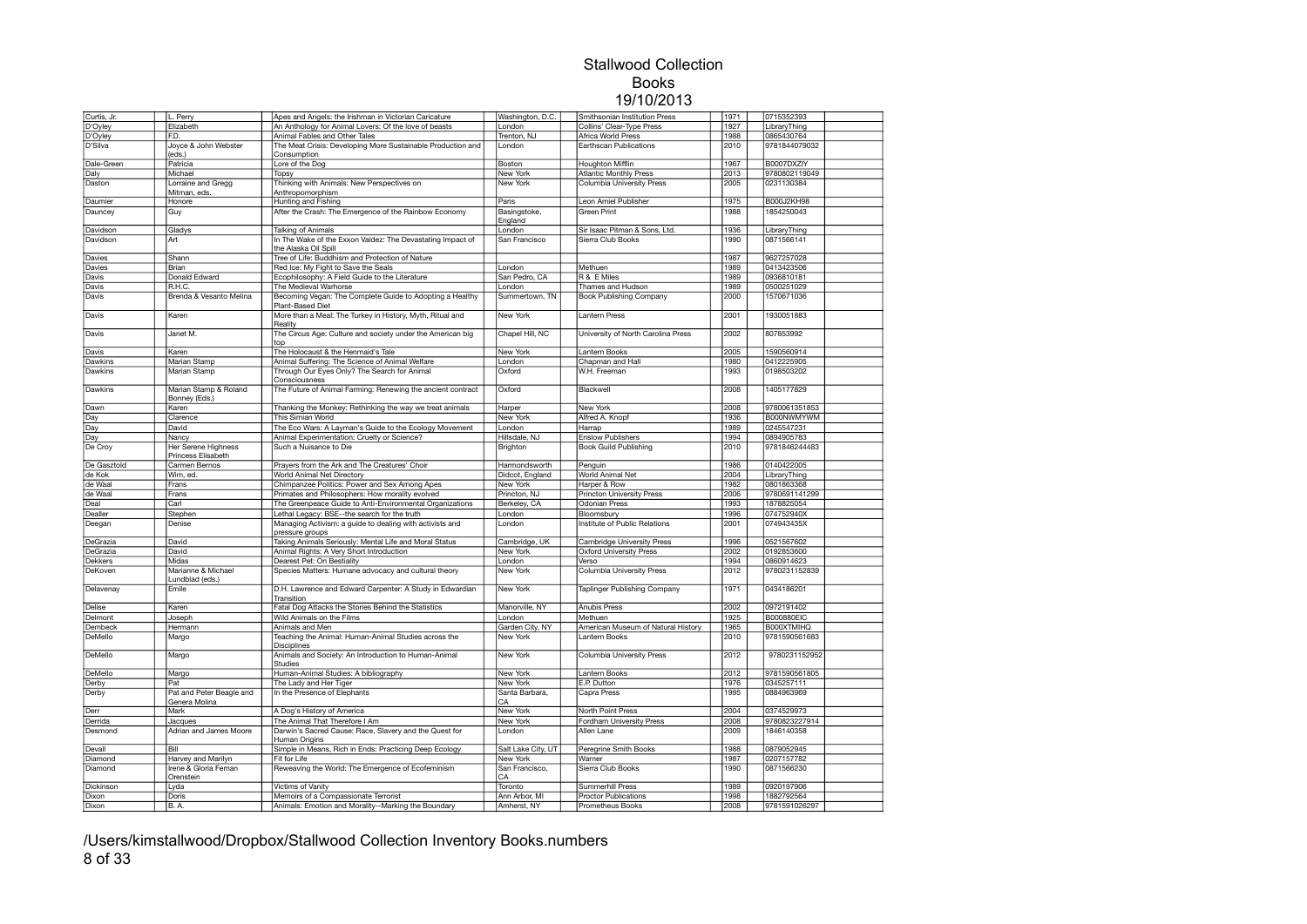# Stallwood Collection
## Books
## 19/10/2013

| | | | | | | |
|---|---|---|---|---|---|---|
| Curtis, Jr. | L. Perry | Apes and Angels: the Irishman in Victorian Caricature | Washington, D.C. | Smithsonian Institution Press | 1971 | 0715352393 |
| D'Oyley | Elizabeth | An Anthology for Animal Lovers: Of the love of beasts | London | Collins' Clear-Type Press | 1927 | LibraryThing |
| D'Oyley | F.D. | Animal Fables and Other Tales | Trenton, NJ | Africa World Press | 1988 | 0865430764 |
| D'Silva | Joyce & John Webster (eds.) | The Meat Crisis: Developing More Sustainable Production and Consumption | London | Earthscan Publications | 2010 | 9781844079032 |
| Dale-Green | Patricia | Lore of the Dog | Boston | Houghton Mifflin | 1967 | B0007DXZIY |
| Daly | Michael | Topsy | New York | Atlantic Monthly Press | 2013 | 9780802119049 |
| Daston | Lorraine and Gregg Mitman, eds. | Thinking with Animals: New Perspectives on Anthropomorphism | New York | Columbia University Press | 2005 | 0231130384 |
| Daumier | Honore | Hunting and Fishing | Paris | Leon Amiel Publisher | 1975 | B000J2KH98 |
| Dauncey | Guy | After the Crash: The Emergence of the Rainbow Economy | Basingstoke, England | Green Print | 1988 | 1854250043 |
| Davidson | Gladys | Talking of Animals | London | Sir Isaac Pitman & Sons, Ltd. | 1936 | LibraryThing |
| Davidson | Art | In The Wake of the Exxon Valdez: The Devastating Impact of the Alaska Oil Spill | San Francisco | Sierra Club Books | 1990 | 0871566141 |
| Davies | Shann | Tree of Life: Buddhism and Protection of Nature | | | 1987 | 9627257028 |
| Davies | Brian | Red Ice: My Fight to Save the Seals | London | Methuen | 1989 | 0413423506 |
| Davis | Donald Edward | Ecophilosophy: A Field Guide to the Literature | San Pedro, CA | R & E Miles | 1989 | 0936810181 |
| Davis | R.H.C. | The Medieval Warhorse | London | Thames and Hudson | 1989 | 0500251029 |
| Davis | Brenda & Vesanto Melina | Becoming Vegan: The Complete Guide to Adopting a Healthy Plant-Based Diet | Summertown, TN | Book Publishing Company | 2000 | 1570671036 |
| Davis | Karen | More than a Meal: The Turkey in History, Myth, Ritual and Reality | New York | Lantern Press | 2001 | 1930051883 |
| Davis | Janet M. | The Circus Age: Culture and society under the American big top | Chapel Hill, NC | University of North Carolina Press | 2002 | 807853992 |
| Davis | Karen | The Holocaust & the Henmaid's Tale | New York | Lantern Books | 2005 | 1590560914 |
| Dawkins | Marian Stamp | Animal Suffering: The Science of Animal Welfare | London | Chapman and Hall | 1980 | 0412225905 |
| Dawkins | Marian Stamp | Through Our Eyes Only? The Search for Animal Consciousness | Oxford | W.H. Freeman | 1993 | 0198503202 |
| Dawkins | Marian Stamp & Roland Bonney (Eds.) | The Future of Animal Farming: Renewing the ancient contract | Oxford | Blackwell | 2008 | 1405177829 |
| Dawn | Karen | Thanking the Monkey: Rethinking the way we treat animals | Harper | New York | 2008 | 9780061351853 |
| Day | Clarence | This Simian World | New York | Alfred A. Knopf | 1936 | B000NWMYWM |
| Day | David | The Eco Wars: A Layman's Guide to the Ecology Movement | London | Harrap | 1989 | 0245547231 |
| Day | Nancy | Animal Experimentation: Cruelty or Science? | Hillsdale, NJ | Enslow Publishers | 1994 | 0894905783 |
| De Croy | Her Serene Highness Princess Elisabeth | Such a Nuisance to Die | Brighton | Book Guild Publishing | 2010 | 9781846244483 |
| De Gasztold | Carmen Bernos | Prayers from the Ark and The Creatures' Choir | Harmondsworth | Penguin | 1986 | 0140422005 |
| de Kok | Wim, ed. | World Animal Net Directory | Didcot, England | World Animal Net | 2004 | LibraryThing |
| de Waal | Frans | Chimpanzee Politics: Power and Sex Among Apes | New York | Harper & Row | 1982 | 0801863368 |
| de Waal | Frans | Primates and Philosophers: How morality evolved | Princton, NJ | Princton University Press | 2006 | 9780691141299 |
| Deal | Carl | The Greenpeace Guide to Anti-Environmental Organizations | Berkeley, CA | Odonian Press | 1993 | 1878825054 |
| Dealler | Stephen | Lethal Legacy: BSE--the search for the truth | London | Bloomsbury | 1996 | 074752940X |
| Deegan | Denise | Managing Activism: a guide to dealing with activists and pressure groups | London | Institute of Public Relations | 2001 | 074943435X |
| DeGrazia | David | Taking Animals Seriously: Mental Life and Moral Status | Cambridge, UK | Cambridge University Press | 1996 | 0521567602 |
| DeGrazia | David | Animal Rights: A Very Short Introduction | New York | Oxford University Press | 2002 | 0192853600 |
| Dekkers | Midas | Dearest Pet: On Bestiality | London | Verso | 1994 | 0860914623 |
| DeKoven | Marianne & Michael Lundblad (eds.) | Species Matters: Humane advocacy and cultural theory | New York | Columbia University Press | 2012 | 9780231152839 |
| Delavenay | Emile | D.H. Lawrence and Edward Carpenter: A Study in Edwardian Transition | New York | Taplinger Publishing Company | 1971 | 0434186201 |
| Delise | Karen | Fatal Dog Attacks the Stories Behind the Statistics | Manorville, NY | Anubis Press | 2002 | 0972191402 |
| Delmont | Joseph | Wild Animals on the Films | London | Methuen | 1925 | B000880EIC |
| Dembeck | Hermann | Animals and Men | Garden City, NY | American Museum of Natural History | 1965 | B000XTMIHQ |
| DeMello | Margo | Teaching the Animal: Human-Animal Studies across the Disciplines | New York | Lantern Books | 2010 | 9781590561683 |
| DeMello | Margo | Animals and Society: An Introduction to Human-Animal Studies | New York | Columbia University Press | 2012 | 9780231152952 |
| DeMello | Margo | Human-Animal Studies: A bibliography | New York | Lantern Books | 2012 | 9781590561805 |
| Derby | Pat | The Lady and Her Tiger | New York | E.P. Dutton | 1976 | 0345257111 |
| Derby | Pat and Peter Beagle and Genera Molina | In the Presence of Elephants | Santa Barbara, CA | Capra Press | 1995 | 0884963969 |
| Derr | Mark | A Dog's History of America | New York | North Point Press | 2004 | 0374529973 |
| Derrida | Jacques | The Animal That Therefore I Am | New York | Fordham University Press | 2008 | 9780823227914 |
| Desmond | Adrian and James Moore | Darwin's Sacred Cause: Race, Slavery and the Quest for Human Origins | London | Allen Lane | 2009 | 1846140358 |
| Devall | Bill | Simple in Means, Rich in Ends: Practicing Deep Ecology | Salt Lake City, UT | Peregrine Smith Books | 1988 | 0879052945 |
| Diamond | Harvey and Marilyn | Fit for Life | New York | Warner | 1987 | 0207157782 |
| Diamond | Irene & Gloria Feman Orenstein | Reweaving the World: The Emergence of Ecofeminism | San Francisco, CA | Sierra Club Books | 1990 | 0871566230 |
| Dickinson | Lyda | Victims of Vanity | Toronto | Summerhill Press | 1989 | 0920197906 |
| Dixon | Doris | Memoirs of a Compassionate Terrorist | Ann Arbor, MI | Proctor Publications | 1998 | 1882792564 |
| Dixon | B. A. | Animals: Emotion and Morality--Marking the Boundary | Amherst, NY | Prometheus Books | 2008 | 9781591026297 |

/Users/kimstallwood/Dropbox/Stallwood Collection Inventory Books.numbers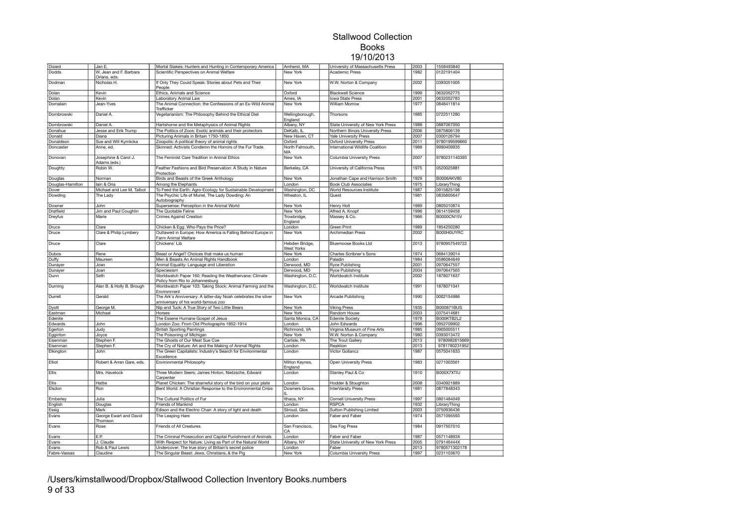# Stallwood Collection

## Books

## 19/10/2013

| | | | | | | |
|---|---|---|---|---|---|---|
| Dizard | Jan E. | Mortal Stakes: Hunters and Hunting in Contemporary America | Amherst, MA | University of Massachusetts Press | 2003 | 1558493840 |
| Dodds | W. Jean and F. Barbara Orlans, eds. | Scientific Perspectives on Animal Welfare | New York | Academic Press | 1982 | 0122191404 |
| Dodman | Nicholas H. | If Only They Could Speak: Stories about Pets and Their People | New York | W.W. Norton & Company | 2002 | 0393051005 |
| Dolan | Kevin | Ethics, Animals and Science | Oxford | Blackwell Science | 1999 | 0632052775 |
| Dolan | Kevin | Laboratory Animal Law | Ames, IA | Iowa State Press | 2001 | 0632052783 |
| Domalain | Jean-Yves | The Animal Connection: the Confessions of an Ex-Wild Animal Trafficker | New York | William Morrow | 1977 | 0846411814 |
| Dombrowski | Daniel A. | Vegetarianism: The Philosophy Behind the Ethical Diet | Wellingborough, England | Thorsons | 1985 | 0722511280 |
| Dombrowski | Daniel A. | Hartshorne and the Metaphysics of Animal Rights | Albany, NY | State University of New York Press | 1988 | 0887067050 |
| Donahue | Jesse and Erik Trump | The Politics of Zoos: Exotic animals and their protectors | DeKalb, IL | Northern Illinois University Press | 2006 | 0875806139 |
| Donald | Diana | Picturing Animals in Britain 1750-1850 | New Haven, CT | Yale University Press | 2007 | 0300126794 |
| Donaldson | Sue and Will Kymlicka | Zoopolis: A political theory of animal rights | Oxford | Oxford University Press | 2011 | 9780199599660 |
| Doncaster | Anne, ed. | Skinned: Activists Condemn the Horrors of the Fur Trade | North Falmouth, MA | International Wildlife Coalition | 1988 | 9990409935 |
| Donovan | Josephine & Carol J. Adams (eds.) | The Feminist Care Tradition in Animal Ethics | New York | Columbia University Press | 2007 | 9780231140393 |
| Doughty | Robin W. | Feather Fashions and Bird Preservation: A Study in Nature Protection | Berkeley, CA | University of California Press | 1975 | 0520025881 |
| Douglas | Norman | Birds and Beasts of the Greek Anthology | New York | Jonathan Cape and Harrison Smith | 1929 | B0006AKV80 |
| Douglas-Hamilton | Iain & Oria | Among the Elephants | London | Book Club Associates | 1975 | LibraryThing |
| Dover | Michael and Lee M. Talbot | To Feed the Earth: Agro-Ecology for Sustainable Development | Washington, DC | World Resources Institute | 1987 | 0915825198 |
| Dowding | The Lady | The Psychic Life of Muriel, The Lady Dowding: An Autobiography | Wheaton, IL | Quest | 1981 | 0835605647 |
| Downer | John | Supersense: Perception in the Animal World | New York | Henry Holt | 1989 | 0805010874 |
| Dratfield | Jim and Paul Coughlin | The Quotable Feline | New York | Alfred A. Knopf | 1996 | 0614159458 |
| Dreyfus | Marie | Crimes Against Creation | Trowbridge, England | Massey & Co. | 1966 | B0000CN15V |
| Druce | Clare | Chicken & Egg: Who Pays the Price? | London | Green Print | 1989 | 1854250280 |
| Druce | Clare & Philip Lymbery | Outlawed in Europe: How America is Falling Behind Europe in Farm Animal Welfare | New York | Archimedian Press | 2002 | B000H0UYRC |
| Druce | Clare | Chickens' Lib | Hebden Bridge, West Yorks | Bluemoose Books Ltd | 2013 | 9780957549722 |
| Dubos | Rene | Beast or Angel? Choices that make us human | New York | Charles Scribner's Sons | 1974 | 0684139014 |
| Duffy | Maureen | Men & Beasts An Animal Rights Handbook | London | Paladin | 1984 | 0586084649 |
| Dunayer | Joan | Animal Equality: Language and Liberation | Derwood, MD | Ryce Publishing | 2001 | 0970647557 |
| Dunayer | Joan | Speciesism | Derwood, MD | Ryce Publishing | 2004 | 0970647565 |
| Dunn | Seth | Worldwatch Paper 160: Reading the Weathervane: Climate Policy from Rio to Johannesburg | Washington, D.C. | Worldwatch Institute | 2002 | 1878071637 |
| Durning | Alan B. & Holly B. Brough | Worldwatch Paper 103: Taking Stock: Animal Farming and the Environment | Washington, D.C. | Worldwatch Institute | 1991 | 1878071041 |
| Durrell | Gerald | The Ark's Anniversary: A latter-day Noah celebrates the silver anniversary of his world-famous zoo | New York | Arcade Publishing | 1990 | 0002154986 |
| Dyott | George M. | Nip and Tuck: A True Story of Two Little Bears | New York | Viking Press | 1935 | B000871BUS |
| Eastman | Michael | Horses | New York | Random House | 2003 | 0375414681 |
| Edenite | | The Essene Humane Gospel of Jesus | Santa Monica, CA | Edenite Society | 1978 | B000KTB2L2 |
| Edwards | John | London Zoo: From Old Photographs 1852-1914 | London | John Edwards | 1996 | 0952709902 |
| Egerton | Judy | British Sporting Paintings | Richmond, VA | Virginia Museum of Fine Arts | 1985 | 0905005511 |
| Egginton | Joyce | The Poisoning of Michigan | New York | W.W. Norton & Company | 1980 | 0393013472 |
| Eisenman | Stephen F. | The Ghosts of Our Meat Sue Coe | Carlisle, PA | The Trout Gallery | 2013 | 9780982615669 |
| Eisenman | Stephen F. | The Cry of Nature: Art and the Making of Animal Rights | London | Reaktion | 2013 | 9781780231952 |
| Elkington | John | The Green Capitalists: Industry's Search for Environmental Excellence | London | Victor Gollancz | 1987 | 0575041633 |
| Elliot | Robert & Arran Gare, eds. | Environmental Philosophy | Milton Keynes, England | Open University Press | 1983 | 0271003561 |
| Ellis | Mrs. Havelock | Three Modern Seers: James Hinton, Nietzsche, Edward Carpenter | London | Stanley Paul & Co | 1910 | B000X7XTIU |
| Ellis | Hattie | Planet Chicken: The shameful story of the bird on your plate | London | Hodder & Stoughton | 2008 | 0340921889 |
| Elsdon | Ron | Bent World: A Christian Response to the Environmental Crisis | Downers Grove, IL | InterVarsity Press | 1981 | 0877848343 |
| Emberley | Julia | The Cultural Politics of Fur | Ithaca, NY | Cornell University Press | 1997 | 0801484049 |
| English | Douglas | Friends of Mankind | London | RSPCA | 1932 | LibraryThing |
| Essig | Mark | Edison and the Electric Chair: A story of light and death | Stroud, Glos | Sutton Publishing Limited | 2003 | 0750936436 |
| Evans | George Ewart and David Thomson | The Leaping Hare | London | Faber and Faber | 1974 | 0571095593 |
| Evans | Rose | Friends of All Creatures | San Francisco, CA | Sea Fog Press | 1984 | 0917507010 |
| Evans | E.P. | The Criminal Prosecution and Capital Punishment of Animals | London | Faber and Faber | 1987 | 057114893X |
| Evans | J. Claude | With Respect for Nature: Living as Part of the Natural World | Albany, NY | State University of New York Press | 2005 | 079146444X |
| Evans | Rob & Paul Lewis | Undercover: The true story of Britain's secret police | London | Faber | 2013 | 9780571302178 |
| Fabre-Vassas | Claudine | The Singular Beast: Jews, Christians, & the Pig | New York | Columbia University Press | 1997 | 0231103670 |

/Users/kimstallwood/Dropbox/Stallwood Collection Inventory Books.numbers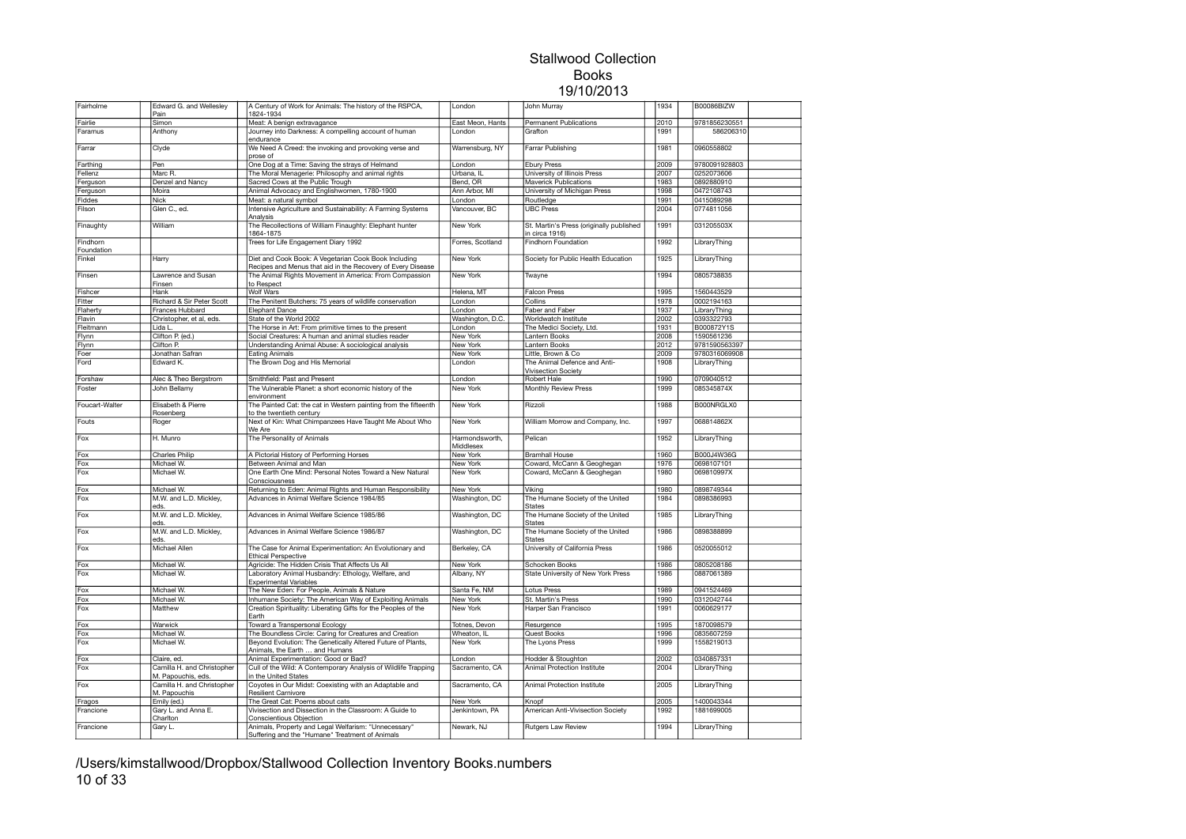# Stallwood Collection

## Books

## 19/10/2013

| | | | | | | | |
|---|---|---|---|---|---|---|---|
| Fairholme | Edward G. and Wellesley Pain | A Century of Work for Animals: The history of the RSPCA, 1824-1934 | London | John Murray | 1934 | B00086BIZW | |
| Fairlie | Simon | Meat: A benign extravagance | East Meon, Hants | Permanent Publications | 2010 | 9781856230551 | |
| Faramus | Anthony | Journey into Darkness: A compelling account of human endurance | London | Grafton | 1991 | 586206310 | |
| Farrar | Clyde | We Need A Creed: the invoking and provoking verse and prose of | Warrensburg, NY | Farrar Publishing | 1981 | 0960558802 | |
| Farthing | Pen | One Dog at a Time: Saving the strays of Helmand | London | Ebury Press | 2009 | 9780091928803 | |
| Fellenz | Marc R. | The Moral Menagerie: Philosophy and animal rights | Urbana, IL | University of Illinois Press | 2007 | 0252073606 | |
| Ferguson | Denzel and Nancy | Sacred Cows at the Public Trough | Bend, OR | Maverick Publications | 1983 | 0892880910 | |
| Ferguson | Moira | Animal Advocacy and Englishwomen, 1780-1900 | Ann Arbor, MI | University of Michigan Press | 1998 | 0472108743 | |
| Fiddes | Nick | Meat: a natural symbol | London | Routledge | 1991 | 0415089298 | |
| Filson | Glen C., ed. | Intensive Agriculture and Sustainability: A Farming Systems Analysis | Vancouver, BC | UBC Press | 2004 | 0774811056 | |
| Finaughty | William | The Recollections of William Finaughty: Elephant hunter 1864-1875 | New York | St. Martin's Press (originally published in circa 1916) | 1991 | 031205503X | |
| Findhorn Foundation | | Trees for Life Engagement Diary 1992 | Forres, Scotland | Findhorn Foundation | 1992 | LibraryThing | |
| Finkel | Harry | Diet and Cook Book: A Vegetarian Cook Book Including Recipes and Menus that aid in the Recovery of Every Disease | New York | Society for Public Health Education | 1925 | LibraryThing | |
| Finsen | Lawrence and Susan Finsen | The Animal Rights Movement in America: From Compassion to Respect | New York | Twayne | 1994 | 0805738835 | |
| Fishcer | Hank | Wolf Wars | Helena, MT | Falcon Press | 1995 | 1560443529 | |
| Fitter | Richard & Sir Peter Scott | The Penitent Butchers: 75 years of wildlife conservation | London | Collins | 1978 | 0002194163 | |
| Flaherty | Frances Hubbard | Elephant Dance | London | Faber and Faber | 1937 | LibraryThing | |
| Flavin | Christopher, et al, eds. | State of the World 2002 | Washington, D.C. | Worldwatch Institute | 2002 | 0393322793 | |
| Fleitmann | Lida L. | The Horse in Art: From primitive times to the present | London | The Medici Society, Ltd. | 1931 | B000872Y1S | |
| Flynn | Clifton P. (ed.) | Social Creatures: A human and animal studies reader | New York | Lantern Books | 2008 | 1590561236 | |
| Flynn | Clifton P. | Understanding Animal Abuse: A sociological analysis | New York | Lantern Books | 2012 | 9781590563397 | |
| Foer | Jonathan Safran | Eating Animals | New York | Little, Brown & Co | 2009 | 9780316069908 | |
| Ford | Edward K. | The Brown Dog and His Memorial | London | The Animal Defence and Anti-Vivisection Society | 1908 | LibraryThing | |
| Forshaw | Alec & Theo Bergstrom | Smithfield: Past and Present | London | Robert Hale | 1990 | 0709040512 | |
| Foster | John Bellamy | The Vulnerable Planet: a short economic history of the environment | New York | Monthly Review Press | 1999 | 085345874X | |
| Foucart-Walter | Elisabeth & Pierre Rosenberg | The Painted Cat: the cat in Western painting from the fifteenth to the twentieth century | New York | Rizzoli | 1988 | B000NRGLX0 | |
| Fouts | Roger | Next of Kin: What Chimpanzees Have Taught Me About Who We Are | New York | William Morrow and Company, Inc. | 1997 | 068814862X | |
| Fox | H. Munro | The Personality of Animals | Harmondsworth, Middlesex | Pelican | 1952 | LibraryThing | |
| Fox | Charles Philip | A Pictorial History of Performing Horses | New York | Bramhall House | 1960 | B000J4W36G | |
| Fox | Michael W. | Between Animal and Man | New York | Coward, McCann & Geoghegan | 1976 | 0698107101 | |
| Fox | Michael W. | One Earth One Mind: Personal Notes Toward a New Natural Consciousness | New York | Coward, McCann & Geoghegan | 1980 | 069810997X | |
| Fox | Michael W. | Returning to Eden: Animal Rights and Human Responsibility | New York | Viking | 1980 | 0898749344 | |
| Fox | M.W. and L.D. Mickley, eds. | Advances in Animal Welfare Science 1984/85 | Washington, DC | The Humane Society of the United States | 1984 | 0898386993 | |
| Fox | M.W. and L.D. Mickley, eds. | Advances in Animal Welfare Science 1985/86 | Washington, DC | The Humane Society of the United States | 1985 | LibraryThing | |
| Fox | M.W. and L.D. Mickley, eds. | Advances in Animal Welfare Science 1986/87 | Washington, DC | The Humane Society of the United States | 1986 | 0898388899 | |
| Fox | Michael Allen | The Case for Animal Experimentation: An Evolutionary and Ethical Perspective | Berkeley, CA | University of California Press | 1986 | 0520055012 | |
| Fox | Michael W. | Agricide: The Hidden Crisis That Affects Us All | New York | Schocken Books | 1986 | 0805208186 | |
| Fox | Michael W. | Laboratory Animal Husbandry: Ethology, Welfare, and Experimental Variables | Albany, NY | State University of New York Press | 1986 | 0887061389 | |
| Fox | Michael W. | The New Eden: For People, Animals & Nature | Santa Fe, NM | Lotus Press | 1989 | 0941524469 | |
| Fox | Michael W. | Inhumane Society: The American Way of Exploiting Animals | New York | St. Martin's Press | 1990 | 0312042744 | |
| Fox | Matthew | Creation Spirituality: Liberating Gifts for the Peoples of the Earth | New York | Harper San Francisco | 1991 | 0060629177 | |
| Fox | Warwick | Toward a Transpersonal Ecology | Totnes, Devon | Resurgence | 1995 | 1870098579 | |
| Fox | Michael W. | The Boundless Circle: Caring for Creatures and Creation | Wheaton, IL | Quest Books | 1996 | 0835607259 | |
| Fox | Michael W. | Beyond Evolution: The Genetically Altered Future of Plants, Animals, the Earth … and Humans | New York | The Lyons Press | 1999 | 1558219013 | |
| Fox | Claire, ed. | Animal Experimentation: Good or Bad? | London | Hodder & Stoughton | 2002 | 0340857331 | |
| Fox | Camilla H. and Christopher M. Papouchis, eds. | Cull of the Wild: A Contemporary Analysis of Wildlife Trapping in the United States | Sacramento, CA | Animal Protection Institute | 2004 | LibraryThing | |
| Fox | Camilla H. and Christopher M. Papouchis | Coyotes in Our Midst: Coexisting with an Adaptable and Resilient Carnivore | Sacramento, CA | Animal Protection Institute | 2005 | LibraryThing | |
| Fragos | Emily (ed.) | The Great Cat: Poems about cats | New York | Knopf | 2005 | 1400043344 | |
| Francione | Gary L. and Anna E. Charlton | Vivisection and Dissection in the Classroom: A Guide to Conscientious Objection | Jenkintown, PA | American Anti-Vivisection Society | 1992 | 1881699005 | |
| Francione | Gary L. | Animals, Property and Legal Welfarism: "Unnecessary" Suffering and the "Humane" Treatment of Animals | Newark, NJ | Rutgers Law Review | 1994 | LibraryThing | |

/Users/kimstallwood/Dropbox/Stallwood Collection Inventory Books.numbers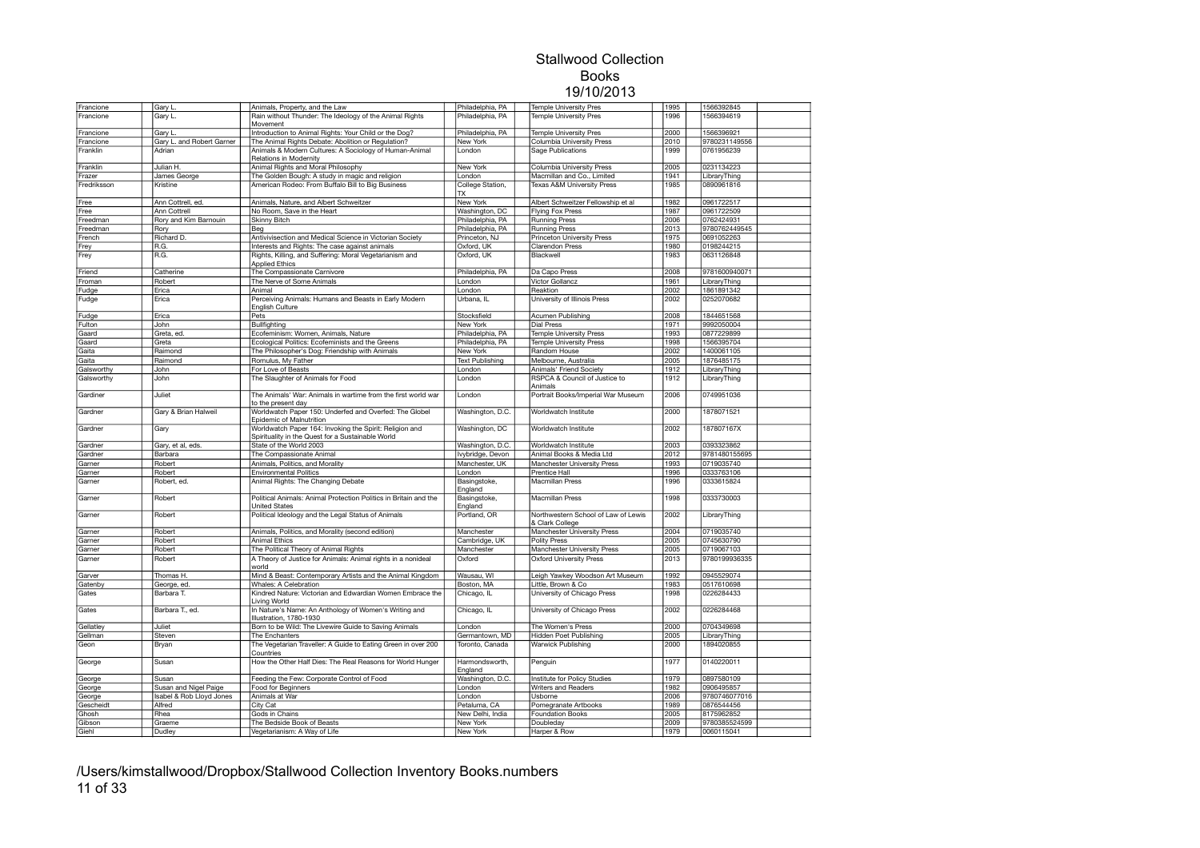# Stallwood Collection
## Books
### 19/10/2013

| | | | | | | |
|---|---|---|---|---|---|---|
| Francione | Gary L. | Animals, Property, and the Law | Philadelphia, PA | Temple University Pres | 1995 | 1566392845 |
| Francione | Gary L. | Rain without Thunder: The Ideology of the Animal Rights Movement | Philadelphia, PA | Temple University Pres | 1996 | 1566394619 |
| Francione | Gary L. | Introduction to Animal Rights: Your Child or the Dog? | Philadelphia, PA | Temple University Pres | 2000 | 1566396921 |
| Francione | Gary L. and Robert Garner | The Animal Rights Debate: Abolition or Regulation? | New York | Columbia University Press | 2010 | 9780231149556 |
| Franklin | Adrian | Animals & Modern Cultures: A Sociology of Human-Animal Relations in Modernity | London | Sage Publications | 1999 | 0761956239 |
| Franklin | Julian H. | Animal Rights and Moral Philosophy | New York | Columbia University Press | 2005 | 0231134223 |
| Frazer | James George | The Golden Bough: A study in magic and religion | London | Macmillan and Co., Limited | 1941 | LibraryThing |
| Fredriksson | Kristine | American Rodeo: From Buffalo Bill to Big Business | College Station, TX | Texas A&M University Press | 1985 | 0890961816 |
| Free | Ann Cottrell, ed. | Animals, Nature, and Albert Schweitzer | New York | Albert Schweitzer Fellowship et al | 1982 | 0961722517 |
| Free | Ann Cottrell | No Room, Save in the Heart | Washington, DC | Flying Fox Press | 1987 | 0961722509 |
| Freedman | Rory and Kim Barnouin | Skinny Bitch | Philadelphia, PA | Running Press | 2006 | 0762424931 |
| Freedman | Rory | Beg | Philadelphia, PA | Running Press | 2013 | 9780762449545 |
| French | Richard D. | Antivivisection and Medical Science in Victorian Society | Princeton, NJ | Princeton University Press | 1975 | 0691052263 |
| Frey | R.G. | Interests and Rights: The case against animals | Oxford, UK | Clarendon Press | 1980 | 0198244215 |
| Frey | R.G. | Rights, Killing, and Suffering: Moral Vegetarianism and Applied Ethics | Oxford, UK | Blackwell | 1983 | 0631126848 |
| Friend | Catherine | The Compassionate Carnivore | Philadelphia, PA | Da Capo Press | 2008 | 9781600940071 |
| Froman | Robert | The Nerve of Some Animals | London | Victor Gollancz | 1961 | LibraryThing |
| Fudge | Erica | Animal | London | Reaktion | 2002 | 1861891342 |
| Fudge | Erica | Perceiving Animals: Humans and Beasts in Early Modern English Culture | Urbana, IL | University of Illinois Press | 2002 | 0252070682 |
| Fudge | Erica | Pets | Stocksfield | Acumen Publishing | 2008 | 1844651568 |
| Fulton | John | Bullfighting | New York | Dial Press | 1971 | 9992050004 |
| Gaard | Greta, ed. | Ecofeminism: Women, Animals, Nature | Philadelphia, PA | Temple University Press | 1993 | 0877229899 |
| Gaard | Greta | Ecological Politics: Ecofeminists and the Greens | Philadelphia, PA | Temple University Press | 1998 | 1566395704 |
| Gaita | Raimond | The Philosopher's Dog: Friendship with Animals | New York | Random House | 2002 | 1400061105 |
| Gaita | Raimond | Romulus, My Father | Text Publishing | Melbourne, Australia | 2005 | 1876485175 |
| Galsworthy | John | For Love of Beasts | London | Animals' Friend Society | 1912 | LibraryThing |
| Galsworthy | John | The Slaughter of Animals for Food | London | RSPCA & Council of Justice to Animals | 1912 | LibraryThing |
| Gardiner | Juliet | The Animals' War: Animals in wartime from the first world war to the present day | London | Portrait Books/Imperial War Museum | 2006 | 0749951036 |
| Gardner | Gary & Brian Halweil | Worldwatch Paper 150: Underfed and Overfed: The Globel Epidemic of Malnutrition | Washington, D.C. | Worldwatch Institute | 2000 | 1878071521 |
| Gardner | Gary | Worldwatch Paper 164: Invoking the Spirit: Religion and Spirituality in the Quest for a Sustainable World | Washington, DC | Worldwatch Institute | 2002 | 187807167X |
| Gardner | Gary, et al, eds. | State of the World 2003 | Washington, D.C. | Worldwatch Institute | 2003 | 0393323862 |
| Gardner | Barbara | The Compassionate Animal | Ivybridge, Devon | Animal Books & Media Ltd | 2012 | 9781480155695 |
| Garner | Robert | Animals, Politics, and Morality | Manchester, UK | Manchester University Press | 1993 | 0719035740 |
| Garner | Robert | Environmental Politics | London | Prentice Hall | 1996 | 0333763106 |
| Garner | Robert, ed. | Animal Rights: The Changing Debate | Basingstoke, England | Macmillan Press | 1996 | 0333615824 |
| Garner | Robert | Political Animals: Animal Protection Politics in Britain and the United States | Basingstoke, England | Macmillan Press | 1998 | 0333730003 |
| Garner | Robert | Political Ideology and the Legal Status of Animals | Portland, OR | Northwestern School of Law of Lewis & Clark College | 2002 | LibraryThing |
| Garner | Robert | Animals, Politics, and Morality (second edition) | Manchester | Manchester University Press | 2004 | 0719035740 |
| Garner | Robert | Animal Ethics | Cambridge, UK | Polity Press | 2005 | 0745630790 |
| Garner | Robert | The Political Theory of Animal Rights | Manchester | Manchester University Press | 2005 | 0719067103 |
| Garner | Robert | A Theory of Justice for Animals: Animal rights in a nonideal world | Oxford | Oxford University Press | 2013 | 9780199936335 |
| Garver | Thomas H. | Mind & Beast: Contemporary Artists and the Animal Kingdom | Wausau, WI | Leigh Yawkey Woodson Art Museum | 1992 | 0945529074 |
| Gatenby | George, ed. | Whales: A Celebration | Boston, MA | Little, Brown & Co | 1983 | 0517610698 |
| Gates | Barbara T. | Kindred Nature: Victorian and Edwardian Women Embrace the Living World | Chicago, IL | University of Chicago Press | 1998 | 0226284433 |
| Gates | Barbara T., ed. | In Nature's Name: An Anthology of Women's Writing and Illustration, 1780-1930 | Chicago, IL | University of Chicago Press | 2002 | 0226284468 |
| Gellatley | Juliet | Born to be Wild: The Livewire Guide to Saving Animals | London | The Women's Press | 2000 | 0704349698 |
| Gellman | Steven | The Enchanters | Germantown, MD | Hidden Poet Publishing | 2005 | LibraryThing |
| Geon | Bryan | The Vegetarian Traveller: A Guide to Eating Green in over 200 Countries | Toronto, Canada | Warwick Publishing | 2000 | 1894020855 |
| George | Susan | How the Other Half Dies: The Real Reasons for World Hunger | Harmondsworth, England | Penguin | 1977 | 0140220011 |
| George | Susan | Feeding the Few: Corporate Control of Food | Washington, D.C. | Institute for Policy Studies | 1979 | 0897580109 |
| George | Susan and Nigel Paige | Food for Beginners | London | Writers and Readers | 1982 | 0906495857 |
| George | Isabel & Rob Lloyd Jones | Animals at War | London | Usborne | 2006 | 9780746077016 |
| Gescheidt | Alfred | City Cat | Petaluma, CA | Pomegranate Artbooks | 1989 | 0876544456 |
| Ghosh | Rhea | Gods in Chains | New Delhi, India | Foundation Books | 2005 | 8175962852 |
| Gibson | Graeme | The Bedside Book of Beasts | New York | Doubleday | 2009 | 9780385524599 |
| Giehl | Dudley | Vegetarianism: A Way of Life | New York | Harper & Row | 1979 | 0060115041 |

/Users/kimstallwood/Dropbox/Stallwood Collection Inventory Books.numbers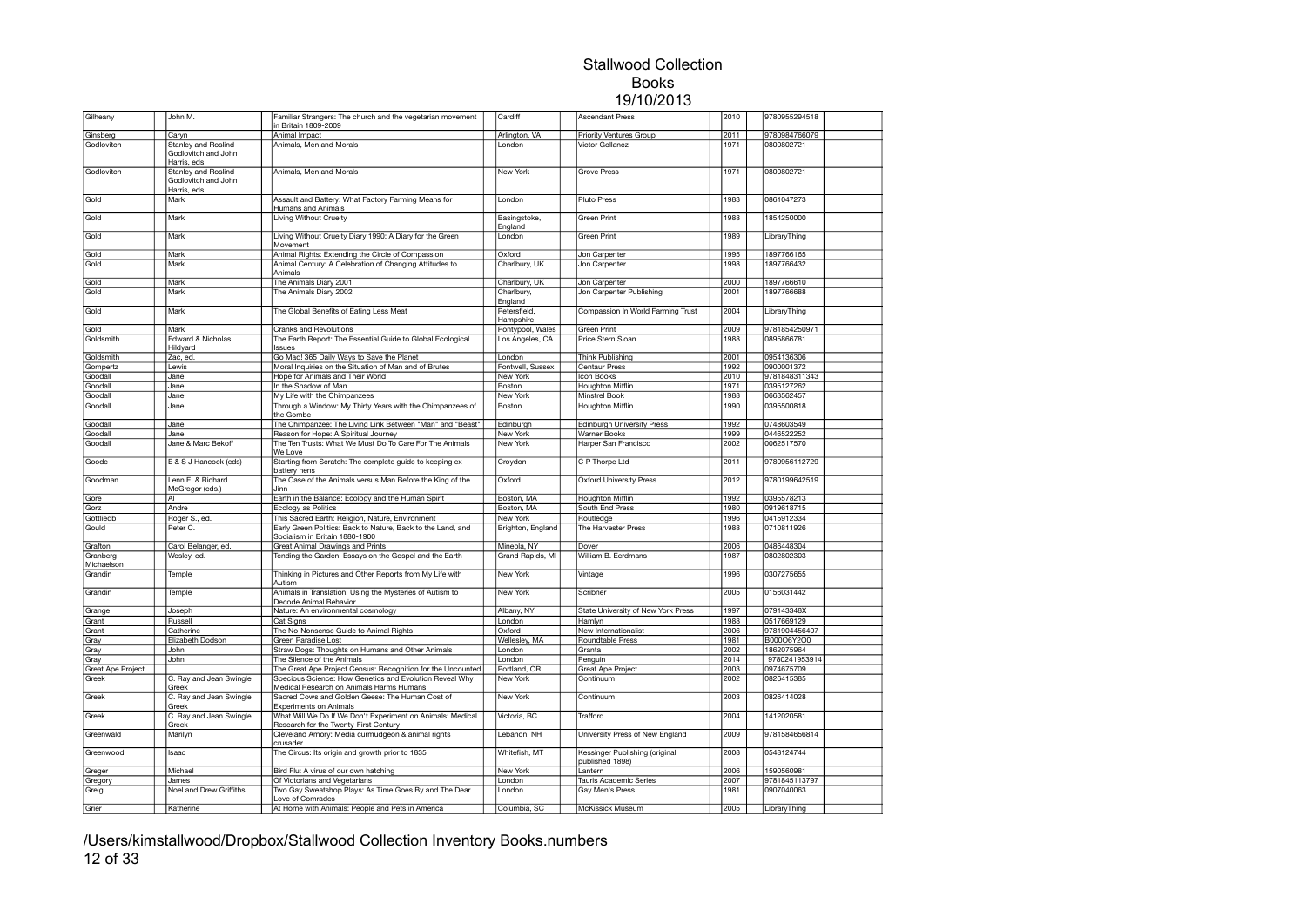# Stallwood Collection
## Books
### 19/10/2013

| | | | | | | | | | | |
|---|---|---|---|---|---|---|---|---|---|---|
| Gilheany | | John M. | | Familiar Strangers: The church and the vegetarian movement in Britain 1809-2009 | Cardiff | | Ascendant Press | 2010 | 9780955294518 | |
| Ginsberg | | Caryn | | Animal Impact | Arlington, VA | | Priority Ventures Group | 2011 | 9780984766079 | |
| Godlovitch | | Stanley and Roslind Godlovitch and John Harris, eds. | | Animals, Men and Morals | London | | Victor Gollancz | 1971 | 0800802721 | |
| Godlovitch | | Stanley and Roslind Godlovitch and John Harris, eds. | | Animals, Men and Morals | New York | | Grove Press | 1971 | 0800802721 | |
| Gold | | Mark | | Assault and Battery: What Factory Farming Means for Humans and Animals | London | | Pluto Press | 1983 | 0861047273 | |
| Gold | | Mark | | Living Without Cruelty | Basingstoke, England | | Green Print | 1988 | 1854250000 | |
| Gold | | Mark | | Living Without Cruelty Diary 1990: A Diary for the Green Movement | London | | Green Print | 1989 | LibraryThing | |
| Gold | | Mark | | Animal Rights: Extending the Circle of Compassion | Oxford | | Jon Carpenter | 1995 | 1897766165 | |
| Gold | | Mark | | Animal Century: A Celebration of Changing Attitudes to Animals | Charlbury, UK | | Jon Carpenter | 1998 | 1897766432 | |
| Gold | | Mark | | The Animals Diary 2001 | Charlbury, UK | | Jon Carpenter | 2000 | 1897766610 | |
| Gold | | Mark | | The Animals Diary 2002 | Charlbury, England | | Jon Carpenter Publishing | 2001 | 1897766688 | |
| Gold | | Mark | | The Global Benefits of Eating Less Meat | Petersfield, Hampshire | | Compassion In World Farming Trust | 2004 | LibraryThing | |
| Gold | | Mark | | Cranks and Revolutions | Pontypool, Wales | | Green Print | 2009 | 9781854250971 | |
| Goldsmith | | Edward & Nicholas Hildyard | | The Earth Report: The Essential Guide to Global Ecological Issues | Los Angeles, CA | | Price Stern Sloan | 1988 | 0895866781 | |
| Goldsmith | | Zac, ed. | | Go Mad! 365 Daily Ways to Save the Planet | London | | Think Publishing | 2001 | 0954136306 | |
| Gompertz | | Lewis | | Moral Inquiries on the Situation of Man and of Brutes | Fontwell, Sussex | | Centaur Press | 1992 | 0900001372 | |
| Goodall | | Jane | | Hope for Animals and Their World | New York | | Icon Books | 2010 | 9781848311343 | |
| Goodall | | Jane | | In the Shadow of Man | Boston | | Houghton Mifflin | 1971 | 0395127262 | |
| Goodall | | Jane | | My Life with the Chimpanzees | New York | | Minstrel Book | 1988 | 0663562457 | |
| Goodall | | Jane | | Through a Window: My Thirty Years with the Chimpanzees of the Gombe | Boston | | Houghton Mifflin | 1990 | 0395500818 | |
| Goodall | | Jane | | The Chimpanzee: The Living Link Between "Man" and "Beast" | Edinburgh | | Edinburgh University Press | 1992 | 0748603549 | |
| Goodall | | Jane | | Reason for Hope: A Spiritual Journey | New York | | Warner Books | 1999 | 0446522252 | |
| Goodall | | Jane & Marc Bekoff | | The Ten Trusts: What We Must Do To Care For The Animals We Love | New York | | Harper San Francisco | 2002 | 0062517570 | |
| Goode | | E & S J Hancock (eds) | | Starting from Scratch: The complete guide to keeping ex-battery hens | Croydon | | C P Thorpe Ltd | 2011 | 9780956112729 | |
| Goodman | | Lenn E. & Richard McGregor (eds.) | | The Case of the Animals versus Man Before the King of the Jinn | Oxford | | Oxford University Press | 2012 | 9780199642519 | |
| Gore | | Al | | Earth in the Balance: Ecology and the Human Spirit | Boston, MA | | Houghton Mifflin | 1992 | 0395578213 | |
| Gorz | | Andre | | Ecology as Politics | Boston, MA | | South End Press | 1980 | 0919618715 | |
| Gottliedb | | Roger S., ed. | | This Sacred Earth: Religion, Nature, Environment | New York | | Routledge | 1996 | 0415912334 | |
| Gould | | Peter C. | | Early Green Politics: Back to Nature, Back to the Land, and Socialism in Britain 1880-1900 | Brighton, England | | The Harvester Press | 1988 | 0710811926 | |
| Grafton | | Carol Belanger, ed. | | Great Animal Drawings and Prints | Mineola, NY | | Dover | 2006 | 0486448304 | |
| Granberg-Michaelson | | Wesley, ed. | | Tending the Garden: Essays on the Gospel and the Earth | Grand Rapids, MI | | William B. Eerdmans | 1987 | 0802802303 | |
| Grandin | | Temple | | Thinking in Pictures and Other Reports from My Life with Autism | New York | | Vintage | 1996 | 0307275655 | |
| Grandin | | Temple | | Animals in Translation: Using the Mysteries of Autism to Decode Animal Behavior | New York | | Scribner | 2005 | 0156031442 | |
| Grange | | Joseph | | Nature: An environmental cosmology | Albany, NY | | State University of New York Press | 1997 | 079143348X | |
| Grant | | Russell | | Cat Signs | London | | Hamlyn | 1988 | 0517669129 | |
| Grant | | Catherine | | The No-Nonsense Guide to Animal Rights | Oxford | | New Internationalist | 2006 | 9781904456407 | |
| Gray | | Elizabeth Dodson | | Green Paradise Lost | Wellesley, MA | | Roundtable Press | 1981 | B000O6Y2O0 | |
| Gray | | John | | Straw Dogs: Thoughts on Humans and Other Animals | London | | Granta | 2002 | 1862075964 | |
| Gray | | John | | The Silence of the Animals | London | | Penguin | 2014 | 9780241953914 | |
| Great Ape Project | | | | The Great Ape Project Census: Recognition for the Uncounted | Portland, OR | | Great Ape Project | 2003 | 0974675709 | |
| Greek | | C. Ray and Jean Swingle Greek | | Specious Science: How Genetics and Evolution Reveal Why Medical Research on Animals Harms Humans | New York | | Continuum | 2002 | 0826415385 | |
| Greek | | C. Ray and Jean Swingle Greek | | Sacred Cows and Golden Geese: The Human Cost of Experiments on Animals | New York | | Continuum | 2003 | 0826414028 | |
| Greek | | C. Ray and Jean Swingle Greek | | What Will We Do If We Don't Experiment on Animals: Medical Research for the Twenty-First Century | Victoria, BC | | Trafford | 2004 | 1412020581 | |
| Greenwald | | Marilyn | | Cleveland Amory: Media curmudgeon & animal rights crusader | Lebanon, NH | | University Press of New England | 2009 | 9781584656814 | |
| Greenwood | | Isaac | | The Circus: Its origin and growth prior to 1835 | Whitefish, MT | | Kessinger Publishing (original published 1898) | 2008 | 0548124744 | |
| Greger | | Michael | | Bird Flu: A virus of our own hatching | New York | | Lantern | 2006 | 1590560981 | |
| Gregory | | James | | Of Victorians and Vegetarians | London | | Tauris Academic Series | 2007 | 9781845113797 | |
| Greig | | Noel and Drew Griffiths | | Two Gay Sweatshop Plays: As Time Goes By and The Dear Love of Comrades | London | | Gay Men's Press | 1981 | 0907040063 | |
| Grier | | Katherine | | At Home with Animals: People and Pets in America | Columbia, SC | | McKissick Museum | 2005 | LibraryThing | |

/Users/kimstallwood/Dropbox/Stallwood Collection Inventory Books.numbers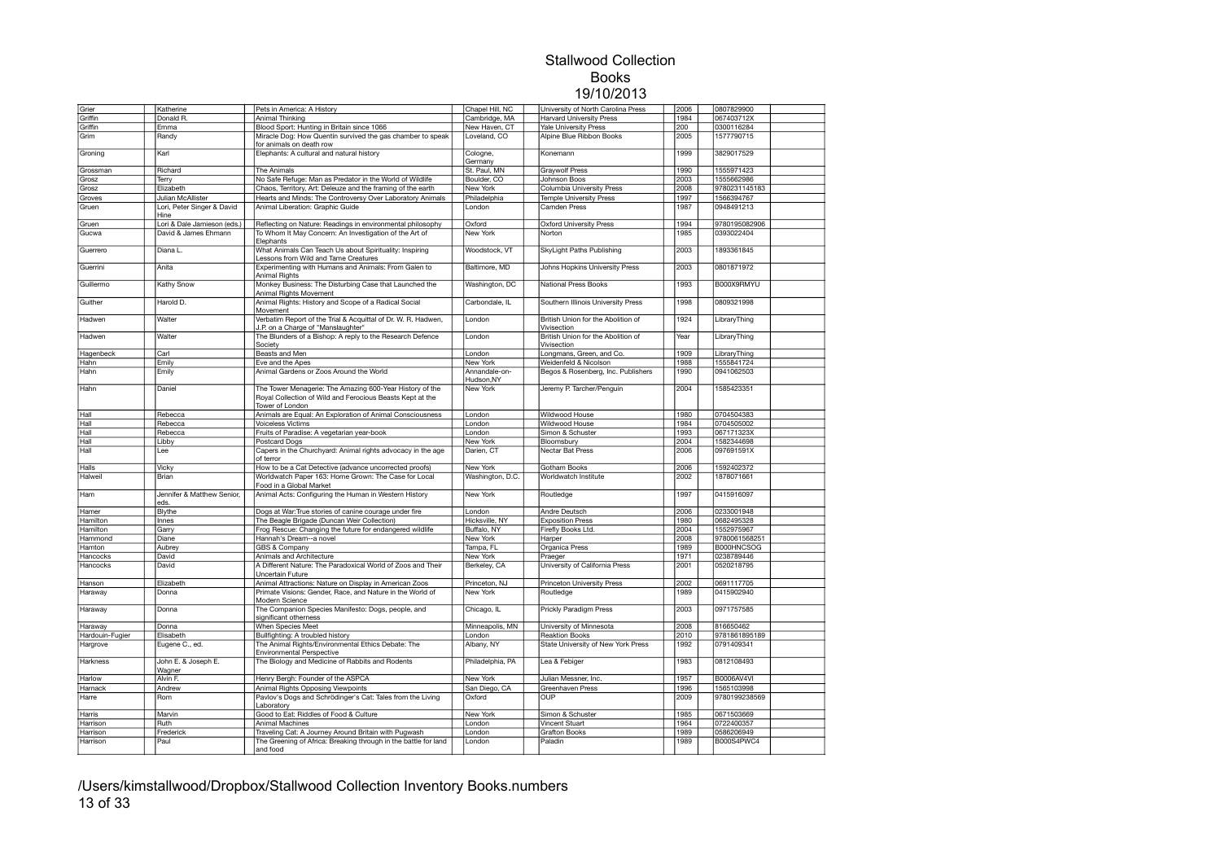# Stallwood Collection
## Books
### 19/10/2013

| | | | | | | |
|---|---|---|---|---|---|---|
| Grier | Katherine | Pets in America: A History | Chapel Hill, NC | University of North Carolina Press | 2006 | 0807829900 |
| Griffin | Donald R. | Animal Thinking | Cambridge, MA | Harvard University Press | 1984 | 067403712X |
| Griffin | Emma | Blood Sport: Hunting in Britain since 1066 | New Haven, CT | Yale University Press | 200 | 0300116284 |
| Grim | Randy | Miracle Dog: How Quentin survived the gas chamber to speak for animals on death row | Loveland, CO | Alpine Blue Ribbon Books | 2005 | 1577790715 |
| Groning | Karl | Elephants: A cultural and natural history | Cologne, Germany | Konemann | 1999 | 3829017529 |
| Grossman | Richard | The Animals | St. Paul, MN | Graywolf Press | 1990 | 1555971423 |
| Grosz | Terry | No Safe Refuge: Man as Predator in the World of Wildlife | Boulder, CO | Johnson Boos | 2003 | 1555662986 |
| Grosz | Elizabeth | Chaos, Territory, Art: Deleuze and the framing of the earth | New York | Columbia University Press | 2008 | 9780231145183 |
| Groves | Julian McAllister | Hearts and Minds: The Controversy Over Laboratory Animals | Philadelphia | Temple University Press | 1997 | 1566394767 |
| Gruen | Lori, Peter Singer & David Hine | Animal Liberation: Graphic Guide | London | Camden Press | 1987 | 0948491213 |
| Gruen | Lori & Dale Jamieson (eds.) | Reflecting on Nature: Readings in environmental philosophy | Oxford | Oxford University Press | 1994 | 9780195082906 |
| Gucwa | David & James Ehmann | To Whom It May Concern: An Investigation of the Art of Elephants | New York | Norton | 1985 | 0393022404 |
| Guerrero | Diana L. | What Animals Can Teach Us about Spirituality: Inspiring Lessons from Wild and Tame Creatures | Woodstock, VT | SkyLight Paths Publishing | 2003 | 1893361845 |
| Guerrini | Anita | Experimenting with Humans and Animals: From Galen to Animal Rights | Baltimore, MD | Johns Hopkins University Press | 2003 | 0801871972 |
| Guillermo | Kathy Snow | Monkey Business: The Disturbing Case that Launched the Animal Rights Movement | Washington, DC | National Press Books | 1993 | B000X9RMYU |
| Guither | Harold D. | Animal Rights: History and Scope of a Radical Social Movement | Carbondale, IL | Southern Illinois University Press | 1998 | 0809321998 |
| Hadwen | Walter | Verbatim Report of the Trial & Acquittal of Dr. W. R. Hadwen, J.P. on a Charge of "Manslaughter" | London | British Union for the Abolition of Vivisection | 1924 | LibraryThing |
| Hadwen | Walter | The Blunders of a Bishop: A reply to the Research Defence Society | London | British Union for the Abolition of Vivisection | Year | LibraryThing |
| Hagenbeck | Carl | Beasts and Men | London | Longmans, Green, and Co. | 1909 | LibraryThing |
| Hahn | Emily | Eve and the Apes | New York | Weidenfeld & Nicolson | 1988 | 1555841724 |
| Hahn | Emily | Animal Gardens or Zoos Around the World | Annandale-on-Hudson,NY | Begos & Rosenberg, Inc. Publishers | 1990 | 0941062503 |
| Hahn | Daniel | The Tower Menagerie: The Amazing 600-Year History of the Royal Collection of Wild and Ferocious Beasts Kept at the Tower of London | New York | Jeremy P. Tarcher/Penguin | 2004 | 1585423351 |
| Hall | Rebecca | Animals are Equal: An Exploration of Animal Consciousness | London | Wildwood House | 1980 | 0704504383 |
| Hall | Rebecca | Voiceless Victims | London | Wildwood House | 1984 | 0704505002 |
| Hall | Rebecca | Fruits of Paradise: A vegetarian year-book | London | Simon & Schuster | 1993 | 067171323X |
| Hall | Libby | Postcard Dogs | New York | Bloomsbury | 2004 | 1582344698 |
| Hall | Lee | Capers in the Churchyard: Animal rights advocacy in the age of terror | Darien, CT | Nectar Bat Press | 2006 | 097691591X |
| Halls | Vicky | How to be a Cat Detective (advance uncorrected proofs) | New York | Gotham Books | 2006 | 1592402372 |
| Halweil | Brian | Worldwatch Paper 163: Home Grown: The Case for Local Food in a Global Market | Washington, D.C. | Worldwatch Institute | 2002 | 1878071661 |
| Ham | Jennifer & Matthew Senior, eds. | Animal Acts: Configuring the Human in Western History | New York | Routledge | 1997 | 0415916097 |
| Hamer | Blythe | Dogs at War:True stories of canine courage under fire | London | Andre Deutsch | 2006 | 0233001948 |
| Hamilton | Innes | The Beagle Brigade (Duncan Weir Collection) | Hicksville, NY | Exposition Press | 1980 | 0682495328 |
| Hamilton | Garry | Frog Rescue: Changing the future for endangered wildlife | Buffalo, NY | Firefly Books Ltd. | 2004 | 1552975967 |
| Hammond | Diane | Hannah's Dream--a novel | New York | Harper | 2008 | 9780061568251 |
| Hamton | Aubrey | GBS & Company | Tampa, FL | Organica Press | 1989 | B000HNCSOG |
| Hancocks | David | Animals and Architecture | New York | Praeger | 1971 | 0238789446 |
| Hancocks | David | A Different Nature: The Paradoxical World of Zoos and Their Uncertain Future | Berkeley, CA | University of California Press | 2001 | 0520218795 |
| Hanson | Elizabeth | Animal Attractions: Nature on Display in American Zoos | Princeton, NJ | Princeton University Press | 2002 | 0691117705 |
| Haraway | Donna | Primate Visions: Gender, Race, and Nature in the World of Modern Science | New York | Routledge | 1989 | 0415902940 |
| Haraway | Donna | The Companion Species Manifesto: Dogs, people, and significant otherness | Chicago, IL | Prickly Paradigm Press | 2003 | 0971757585 |
| Haraway | Donna | When Species Meet | Minneapolis, MN | University of Minnesota | 2008 | 816650462 |
| Hardouin-Fugier | Elisabeth | Bullfighting: A troubled history | London | Reaktion Books | 2010 | 9781861895189 |
| Hargrove | Eugene C., ed. | The Animal Rights/Environmental Ethics Debate: The Environmental Perspective | Albany, NY | State University of New York Press | 1992 | 0791409341 |
| Harkness | John E. & Joseph E. Wagner | The Biology and Medicine of Rabbits and Rodents | Philadelphia, PA | Lea & Febiger | 1983 | 0812108493 |
| Harlow | Alvin F. | Henry Bergh: Founder of the ASPCA | New York | Julian Messner, Inc. | 1957 | B0006AV4VI |
| Harnack | Andrew | Animal Rights Opposing Viewpoints | San Diego, CA | Greenhaven Press | 1996 | 1565103998 |
| Harre | Rom | Pavlov's Dogs and Schrödinger's Cat: Tales from the Living Laboratory | Oxford | OUP | 2009 | 9780199238569 |
| Harris | Marvin | Good to Eat: Riddles of Food & Culture | New York | Simon & Schuster | 1985 | 0671503669 |
| Harrison | Ruth | Animal Machines | London | Vincent Stuart | 1964 | 0722400357 |
| Harrison | Frederick | Traveling Cat: A Journey Around Britain with Pugwash | London | Grafton Books | 1989 | 0586206949 |
| Harrison | Paul | The Greening of Africa: Breaking through in the battle for land and food | London | Paladin | 1989 | B000S4PWC4 |

/Users/kimstallwood/Dropbox/Stallwood Collection Inventory Books.numbers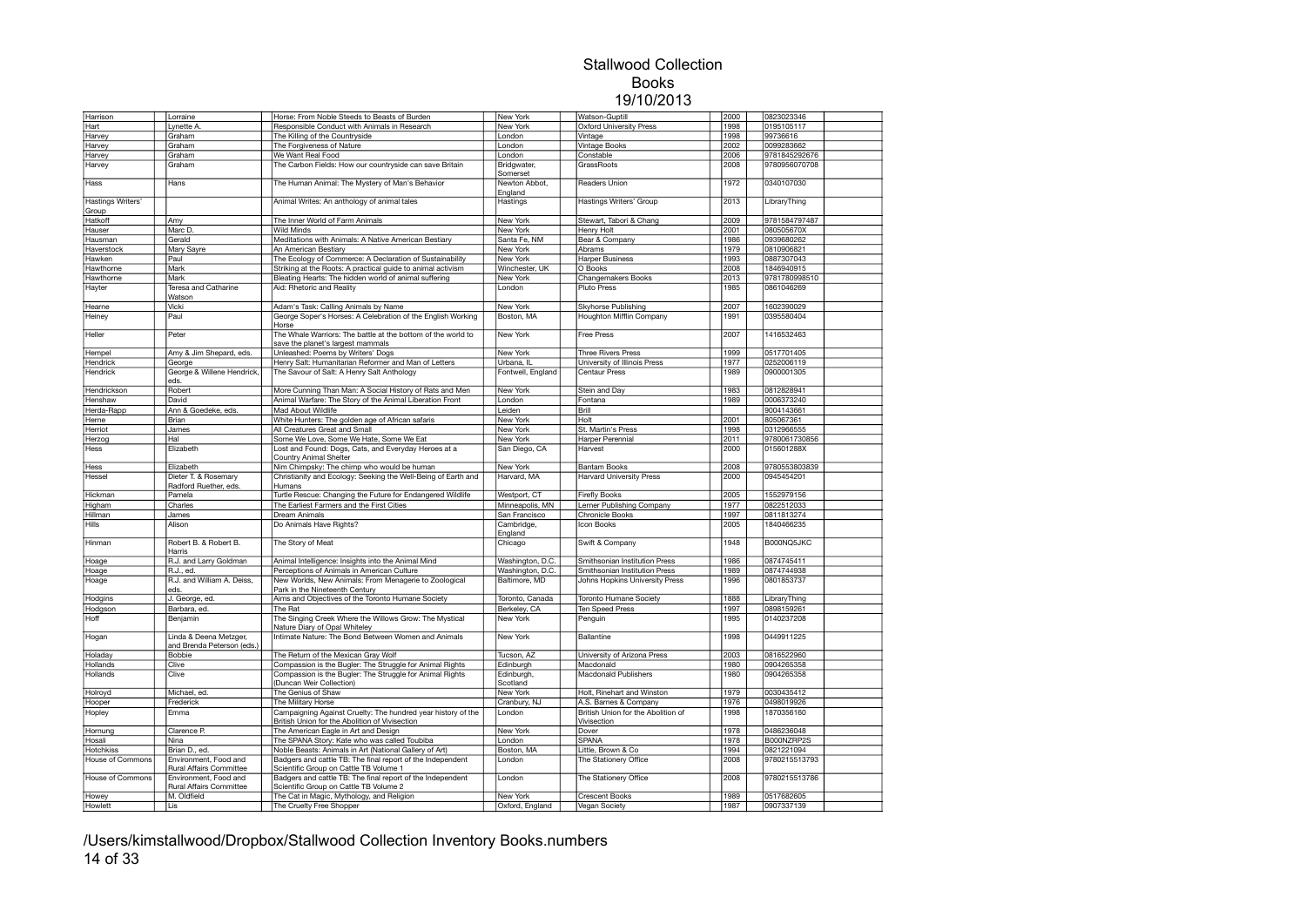# Stallwood Collection
## Books
### 19/10/2013

| | | | | | | | |
|---|---|---|---|---|---|---|---|
| Harrison | Lorraine | Horse: From Noble Steeds to Beasts of Burden | New York | Watson-Guptill | 2000 | 0823023346 | |
| Hart | Lynette A. | Responsible Conduct with Animals in Research | New York | Oxford University Press | 1998 | 0195105117 | |
| Harvey | Graham | The Killing of the Countryside | London | Vintage | 1998 | 99736616 | |
| Harvey | Graham | The Forgiveness of Nature | London | Vintage Books | 2002 | 0099283662 | |
| Harvey | Graham | We Want Real Food | London | Constable | 2006 | 9781845292676 | |
| Harvey | Graham | The Carbon Fields: How our countryside can save Britain | Bridgwater, Somerset | GrassRoots | 2008 | 9780956070708 | |
| Hass | Hans | The Human Animal: The Mystery of Man's Behavior | Newton Abbot, England | Readers Union | 1972 | 0340107030 | |
| Hastings Writers' Group | | Animal Writes: An anthology of animal tales | Hastings | Hastings Writers' Group | 2013 | LibraryThing | |
| Hatkoff | Amy | The Inner World of Farm Animals | New York | Stewart, Tabori & Chang | 2009 | 9781584797487 | |
| Hauser | Marc D. | Wild Minds | New York | Henry Holt | 2001 | 080505670X | |
| Hausman | Gerald | Meditations with Animals: A Native American Bestiary | Santa Fe, NM | Bear & Company | 1986 | 0939680262 | |
| Haverstock | Mary Sayre | An American Bestiary | New York | Abrams | 1979 | 0810906821 | |
| Hawken | Paul | The Ecology of Commerce: A Declaration of Sustainability | New York | Harper Business | 1993 | 0887307043 | |
| Hawthorne | Mark | Striking at the Roots: A practical guide to animal activism | Winchester, UK | O Books | 2008 | 1846940915 | |
| Hawthorne | Mark | Bleating Hearts: The hidden world of animal suffering | New York | Changemakers Books | 2013 | 9781780998510 | |
| Hayter | Teresa and Catharine Watson | Aid: Rhetoric and Reality | London | Pluto Press | 1985 | 0861046269 | |
| Hearne | Vicki | Adam's Task: Calling Animals by Name | New York | Skyhorse Publishing | 2007 | 1602390029 | |
| Heiney | Paul | George Soper's Horses: A Celebration of the English Working Horse | Boston, MA | Houghton Mifflin Company | 1991 | 0395580404 | |
| Heller | Peter | The Whale Warriors: The battle at the bottom of the world to save the planet's largest mammals | New York | Free Press | 2007 | 1416532463 | |
| Hempel | Amy & Jim Shepard, eds. | Unleashed: Poems by Writers' Dogs | New York | Three Rivers Press | 1999 | 0517701405 | |
| Hendrick | George | Henry Salt: Humanitarian Reformer and Man of Letters | Urbana, IL | University of Illinois Press | 1977 | 0252006119 | |
| Hendrick | George & Willene Hendrick, eds. | The Savour of Salt: A Henry Salt Anthology | Fontwell, England | Centaur Press | 1989 | 0900001305 | |
| Hendrickson | Robert | More Cunning Than Man: A Social History of Rats and Men | New York | Stein and Day | 1983 | 0812828941 | |
| Henshaw | David | Animal Warfare: The Story of the Animal Liberation Front | London | Fontana | 1989 | 0006373240 | |
| Herda-Rapp | Ann & Goedeke, eds. | Mad About Wildlife | Leiden | Brill | | 9004143661 | |
| Herne | Brian | White Hunters: The golden age of African safaris | New York | Holt | 2001 | 805067361 | |
| Herriot | James | All Creatures Great and Small | New York | St. Martin's Press | 1998 | 0312966555 | |
| Herzog | Hal | Some We Love, Some We Hate, Some We Eat | New York | Harper Perennial | 2011 | 9780061730856 | |
| Hess | Elizabeth | Lost and Found: Dogs, Cats, and Everyday Heroes at a Country Animal Shelter | San Diego, CA | Harvest | 2000 | 015601288X | |
| Hess | Elizabeth | Nim Chimpsky: The chimp who would be human | New York | Bantam Books | 2008 | 9780553803839 | |
| Hessel | Dieter T. & Rosemary Radford Ruether, eds. | Christianity and Ecology: Seeking the Well-Being of Earth and Humans | Harvard, MA | Harvard University Press | 2000 | 0945454201 | |
| Hickman | Pamela | Turtle Rescue: Changing the Future for Endangered Wildlife | Westport, CT | Firefly Books | 2005 | 1552979156 | |
| Higham | Charles | The Earliest Farmers and the First Cities | Minneapolis, MN | Lerner Publishing Company | 1977 | 0822512033 | |
| Hillman | James | Dream Animals | San Francisco | Chronicle Books | 1997 | 0811813274 | |
| Hills | Alison | Do Animals Have Rights? | Cambridge, England | Icon Books | 2005 | 1840466235 | |
| Hinman | Robert B. & Robert B. Harris | The Story of Meat | Chicago | Swift & Company | 1948 | B000NQ5JKC | |
| Hoage | R.J. and Larry Goldman | Animal Intelligence: Insights into the Animal Mind | Washington, D.C. | Smithsonian Institution Press | 1986 | 0874745411 | |
| Hoage | R.J., ed. | Perceptions of Animals in American Culture | Washington, D.C. | Smithsonian Institution Press | 1989 | 0874744938 | |
| Hoage | R.J. and William A. Deiss, eds. | New Worlds, New Animals: From Menagerie to Zoological Park in the Nineteenth Century | Baltimore, MD | Johns Hopkins University Press | 1996 | 0801853737 | |
| Hodgins | J. George, ed. | Aims and Objectives of the Toronto Humane Society | Toronto, Canada | Toronto Humane Society | 1888 | LibraryThing | |
| Hodgson | Barbara, ed. | The Rat | Berkeley, CA | Ten Speed Press | 1997 | 0898159261 | |
| Hoff | Benjamin | The Singing Creek Where the Willows Grow: The Mystical Nature Diary of Opal Whiteley | New York | Penguin | 1995 | 0140237208 | |
| Hogan | Linda & Deena Metzger, and Brenda Peterson (eds.) | Intimate Nature: The Bond Between Women and Animals | New York | Ballantine | 1998 | 0449911225 | |
| Holaday | Bobbie | The Return of the Mexican Gray Wolf | Tucson, AZ | University of Arizona Press | 2003 | 0816522960 | |
| Hollands | Clive | Compassion is the Bugler: The Struggle for Animal Rights | Edinburgh | Macdonald | 1980 | 0904265358 | |
| Hollands | Clive | Compassion is the Bugler: The Struggle for Animal Rights (Duncan Weir Collection) | Edinburgh, Scotland | Macdonald Publishers | 1980 | 0904265358 | |
| Holroyd | Michael, ed. | The Genius of Shaw | New York | Holt, Rinehart and Winston | 1979 | 0030435412 | |
| Hooper | Frederick | The Military Horse | Cranbury, NJ | A.S. Barnes & Company | 1976 | 0498019926 | |
| Hopley | Emma | Campaigning Against Cruelty: The hundred year history of the British Union for the Abolition of Vivisection | London | British Union for the Abolition of Vivisection | 1998 | 1870356160 | |
| Hornung | Clarence P. | The American Eagle in Art and Design | New York | Dover | 1978 | 0486236048 | |
| Hosali | Nina | The SPANA Story: Kate who was called Toubiba | London | SPANA | 1978 | B000NZRP2S | |
| Hotchkiss | Brian D., ed. | Noble Beasts: Animals in Art (National Gallery of Art) | Boston, MA | Little, Brown & Co | 1994 | 0821221094 | |
| House of Commons | Environment, Food and Rural Affairs Committee | Badgers and cattle TB: The final report of the Independent Scientific Group on Cattle TB Volume 1 | London | The Stationery Office | 2008 | 9780215513793 | |
| House of Commons | Environment, Food and Rural Affairs Committee | Badgers and cattle TB: The final report of the Independent Scientific Group on Cattle TB Volume 2 | London | The Stationery Office | 2008 | 9780215513786 | |
| Howey | M. Oldfield | The Cat in Magic, Mythology, and Religion | New York | Crescent Books | 1989 | 0517682605 | |
| Howlett | Lis | The Cruelty Free Shopper | Oxford, England | Vegan Society | 1987 | 0907337139 | |

/Users/kimstallwood/Dropbox/Stallwood Collection Inventory Books.numbers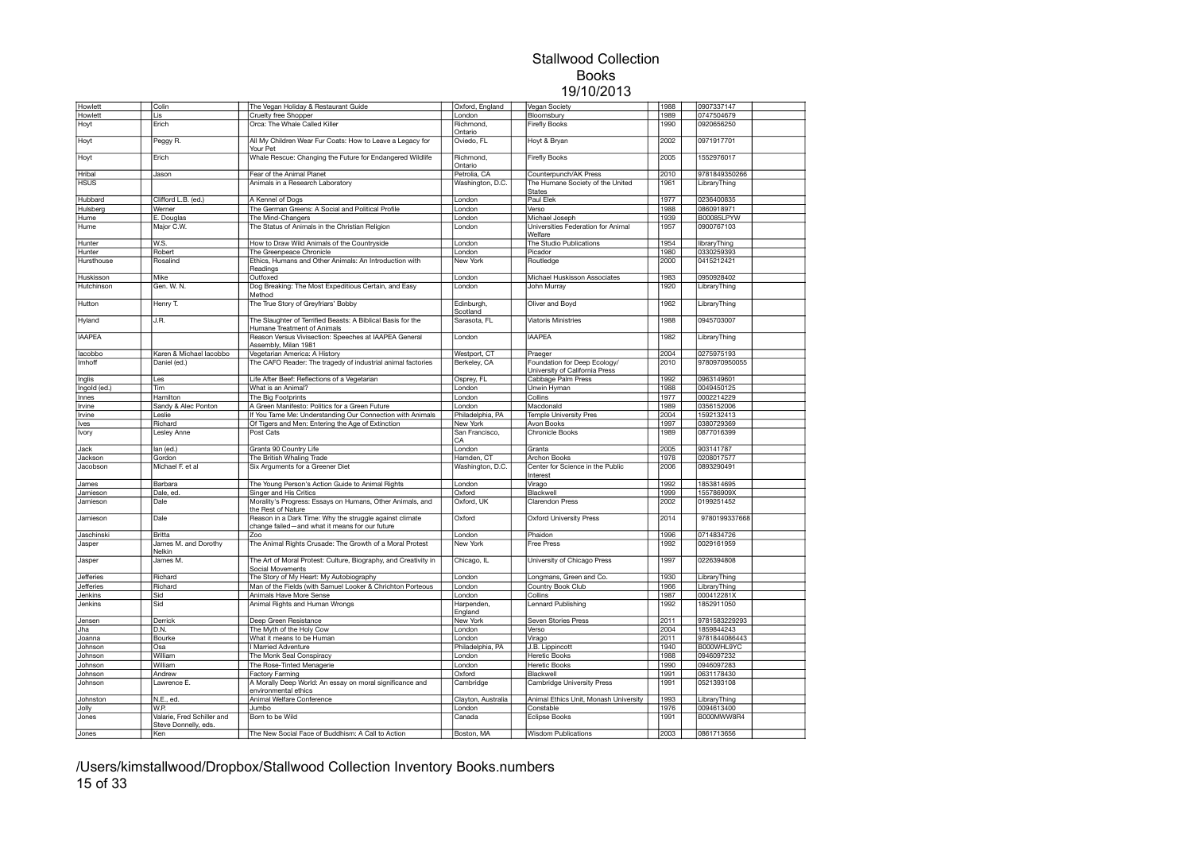# Stallwood Collection
## Books
## 19/10/2013

| | | | | | | |
|---|---|---|---|---|---|---|
| Howlett | Colin | The Vegan Holiday & Restaurant Guide | Oxford, England | Vegan Society | 1988 | 0907337147 |
| Howlett | Lis | Cruelty free Shopper | London | Bloomsbury | 1989 | 0747504679 |
| Hoyt | Erich | Orca: The Whale Called Killer | Richmond, Ontario | Firefly Books | 1990 | 0920656250 |
| Hoyt | Peggy R. | All My Children Wear Fur Coats: How to Leave a Legacy for Your Pet | Oviedo, FL | Hoyt & Bryan | 2002 | 0971917701 |
| Hoyt | Erich | Whale Rescue: Changing the Future for Endangered Wildlife | Richmond, Ontario | Firefly Books | 2005 | 1552976017 |
| Hribal | Jason | Fear of the Animal Planet | Petrolia, CA | Counterpunch/AK Press | 2010 | 9781849350266 |
| HSUS | | Animals in a Research Laboratory | Washington, D.C. | The Humane Society of the United States | 1961 | LibraryThing |
| Hubbard | Clifford L.B. (ed.) | A Kennel of Dogs | London | Paul Elek | 1977 | 0236400835 |
| Hulsberg | Werner | The German Greens: A Social and Political Profile | London | Verso | 1988 | 0860918971 |
| Hume | E. Douglas | The Mind-Changers | London | Michael Joseph | 1939 | B00085LPYW |
| Hume | Major C.W. | The Status of Animals in the Christian Religion | London | Universities Federation for Animal Welfare | 1957 | 0900767103 |
| Hunter | W.S. | How to Draw Wild Animals of the Countryside | London | The Studio Publications | 1954 | libraryThing |
| Hunter | Robert | The Greenpeace Chronicle | London | Picador | 1980 | 0330259393 |
| Hursthouse | Rosalind | Ethics, Humans and Other Animals: An Introduction with Readings | New York | Routledge | 2000 | 0415212421 |
| Huskisson | Mike | Outfoxed | London | Michael Huskisson Associates | 1983 | 0950928402 |
| Hutchinson | Gen. W. N. | Dog Breaking: The Most Expeditious Certain, and Easy Method | London | John Murray | 1920 | LibraryThing |
| Hutton | Henry T. | The True Story of Greyfriars' Bobby | Edinburgh, Scotland | Oliver and Boyd | 1962 | LibraryThing |
| Hyland | J.R. | The Slaughter of Terrified Beasts: A Biblical Basis for the Humane Treatment of Animals | Sarasota, FL | Viatoris Ministries | 1988 | 0945703007 |
| IAAPEA | | Reason Versus Vivisection: Speeches at IAAPEA General Assembly, Milan 1981 | London | IAAPEA | 1982 | LibraryThing |
| Iacobbo | Karen & Michael Iacobbo | Vegetarian America: A History | Westport, CT | Praeger | 2004 | 0275975193 |
| Imhoff | Daniel (ed.) | The CAFO Reader: The tragedy of industrial animal factories | Berkeley, CA | Foundation for Deep Ecology/ University of California Press | 2010 | 9780970950055 |
| Inglis | Les | Life After Beef: Reflections of a Vegetarian | Osprey, FL | Cabbage Palm Press | 1992 | 0963149601 |
| Ingold (ed.) | Tim | What is an Animal? | London | Unwin Hyman | 1988 | 0049450125 |
| Innes | Hamilton | The Big Footprints | London | Collins | 1977 | 0002214229 |
| Irvine | Sandy & Alec Ponton | A Green Manifesto: Politics for a Green Future | London | Macdonald | 1989 | 0356152006 |
| Irvine | Leslie | If You Tame Me: Understanding Our Connection with Animals | Philadelphia, PA | Temple University Pres | 2004 | 1592132413 |
| Ives | Richard | Of Tigers and Men: Entering the Age of Extinction | New York | Avon Books | 1997 | 0380729369 |
| Ivory | Lesley Anne | Post Cats | San Francisco, CA | Chronicle Books | 1989 | 0877016399 |
| Jack | Ian (ed.) | Granta 90 Country Life | London | Granta | 2005 | 903141787 |
| Jackson | Gordon | The British Whaling Trade | Hamden, CT | Archon Books | 1978 | 0208017577 |
| Jacobson | Michael F. et al | Six Arguments for a Greener Diet | Washington, D.C. | Center for Science in the Public Interest | 2006 | 0893290491 |
| James | Barbara | The Young Person's Action Guide to Animal Rights | London | Virago | 1992 | 1853814695 |
| Jamieson | Dale, ed. | Singer and His Critics | Oxford | Blackwell | 1999 | 155786909X |
| Jamieson | Dale | Morality's Progress: Essays on Humans, Other Animals, and the Rest of Nature | Oxford, UK | Clarendon Press | 2002 | 0199251452 |
| Jamieson | Dale | Reason in a Dark Time: Why the struggle against climate change failed—and what it means for our future | Oxford | Oxford University Press | 2014 | 9780199337668 |
| Jaschinski | Britta | Zoo | London | Phaidon | 1996 | 0714834726 |
| Jasper | James M. and Dorothy Nelkin | The Animal Rights Crusade: The Growth of a Moral Protest | New York | Free Press | 1992 | 0029161959 |
| Jasper | James M. | The Art of Moral Protest: Culture, Biography, and Creativity in Social Movements | Chicago, IL | University of Chicago Press | 1997 | 0226394808 |
| Jefferies | Richard | The Story of My Heart: My Autobiography | London | Longmans, Green and Co. | 1930 | LibraryThing |
| Jefferies | Richard | Man of the Fields (with Samuel Looker & Chrichton Porteous | London | Country Book Club | 1966 | LibraryThing |
| Jenkins | Sid | Animals Have More Sense | London | Collins | 1987 | 000412281X |
| Jenkins | Sid | Animal Rights and Human Wrongs | Harpenden, England | Lennard Publishing | 1992 | 1852911050 |
| Jensen | Derrick | Deep Green Resistance | New York | Seven Stories Press | 2011 | 9781583229293 |
| Jha | D.N. | The Myth of the Holy Cow | London | Verso | 2004 | 1859844243 |
| Joanna | Bourke | What it means to be Human | London | Virago | 2011 | 9781844086443 |
| Johnson | Osa | I Married Adventure | Philadelphia, PA | J.B. Lippincott | 1940 | B000WHL9YC |
| Johnson | William | The Monk Seal Conspiracy | London | Heretic Books | 1988 | 0946097232 |
| Johnson | William | The Rose-Tinted Menagerie | London | Heretic Books | 1990 | 0946097283 |
| Johnson | Andrew | Factory Farming | Oxford | Blackwell | 1991 | 0631178430 |
| Johnson | Lawrence E. | A Morally Deep World: An essay on moral significance and environmental ethics | Cambridge | Cambridge University Press | 1991 | 0521393108 |
| Johnston | N.E., ed. | Animal Welfare Conference | Clayton, Australia | Animal Ethics Unit, Monash University | 1993 | LibraryThing |
| Jolly | W.P. | Jumbo | London | Constable | 1976 | 0094613400 |
| Jones | Valarie, Fred Schiller and Steve Donnelly, eds. | Born to be Wild | Canada | Eclipse Books | 1991 | B000MWW8R4 |
| Jones | Ken | The New Social Face of Buddhism: A Call to Action | Boston, MA | Wisdom Publications | 2003 | 0861713656 |

/Users/kimstallwood/Dropbox/Stallwood Collection Inventory Books.numbers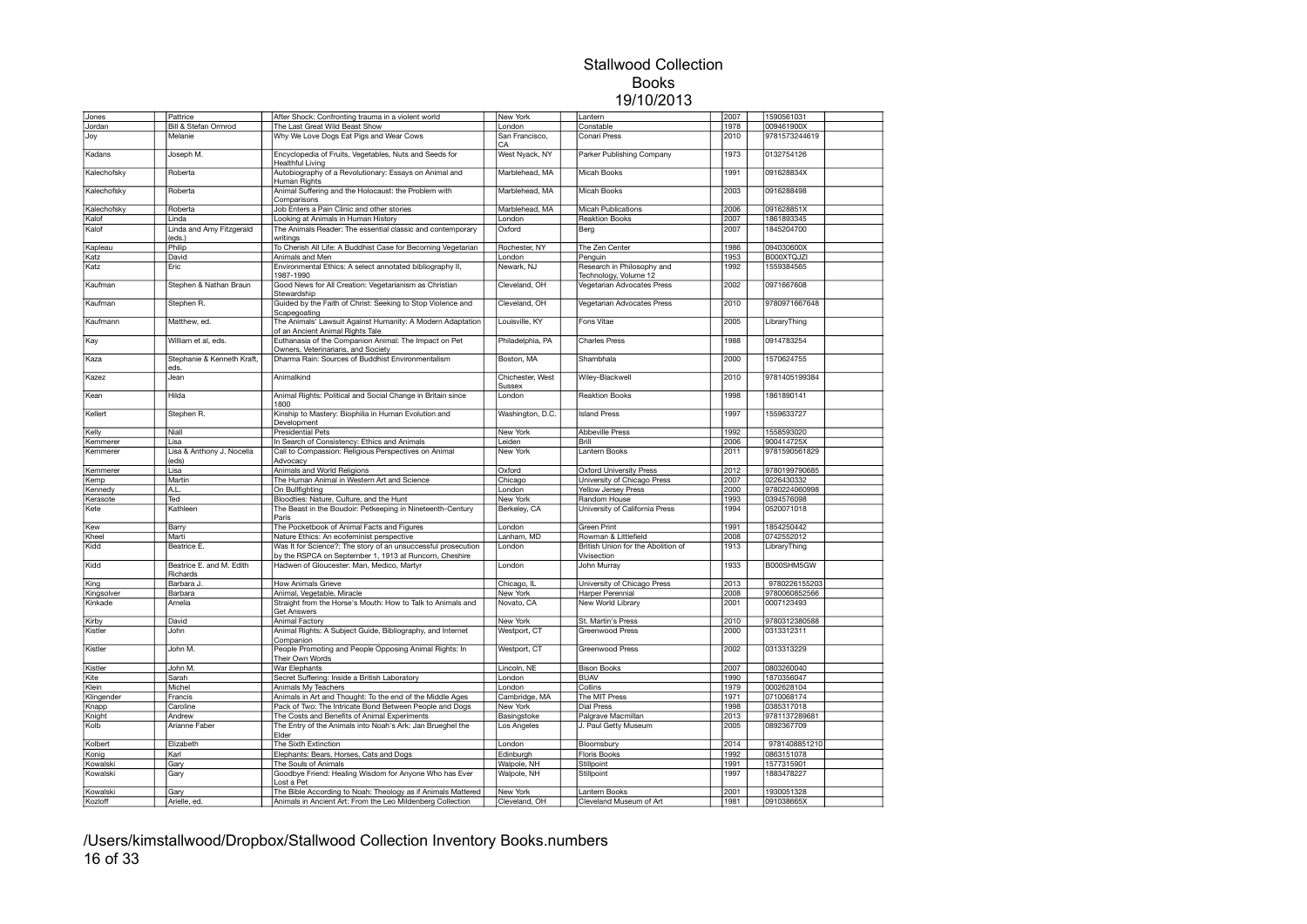# Stallwood Collection
## Books
## 19/10/2013

| | | | | | | | | |
|---|---|---|---|---|---|---|---|---|
| Jones | Pattrice | After Shock: Confronting trauma in a violent world | New York | Lantern | 2007 | 1590561031 | |
| Jordan | Bill & Stefan Ormrod | The Last Great Wild Beast Show | London | Constable | 1978 | 009461900X | |
| Joy | Melanie | Why We Love Dogs Eat Pigs and Wear Cows | San Francisco, CA | Conari Press | 2010 | 9781573244619 | |
| Kadans | Joseph M. | Encyclopedia of Fruits, Vegetables, Nuts and Seeds for Healthful Living | West Nyack, NY | Parker Publishing Company | 1973 | 0132754126 | |
| Kalechofsky | Roberta | Autobiography of a Revolutionary: Essays on Animal and Human Rights | Marblehead, MA | Micah Books | 1991 | 091628834X | |
| Kalechofsky | Roberta | Animal Suffering and the Holocaust: the Problem with Comparisons | Marblehead, MA | Micah Books | 2003 | 0916288498 | |
| Kalechofsky | Roberta | Job Enters a Pain Clinic and other stories | Marblehead, MA | Micah Publications | 2006 | 091628851X | |
| Kalof | Linda | Looking at Animals in Human History | London | Reaktion Books | 2007 | 1861893345 | |
| Kalof | Linda and Amy Fitzgerald (eds.) | The Animals Reader: The essential classic and contemporary writings | Oxford | Berg | 2007 | 1845204700 | |
| Kapleau | Philip | To Cherish All Life: A Buddhist Case for Becoming Vegetarian | Rochester, NY | The Zen Center | 1986 | 094030600X | |
| Katz | David | Animals and Men | London | Penguin | 1953 | B000XTQJZI | |
| Katz | Eric | Environmental Ethics: A select annotated bibliography II, 1987-1990 | Newark, NJ | Research in Philosophy and Technology, Volume 12 | 1992 | 1559384565 | |
| Kaufman | Stephen & Nathan Braun | Good News for All Creation: Vegetarianism as Christian Stewardship | Cleveland, OH | Vegetarian Advocates Press | 2002 | 0971667608 | |
| Kaufman | Stephen R. | Guided by the Faith of Christ: Seeking to Stop Violence and Scapegoating | Cleveland, OH | Vegetarian Advocates Press | 2010 | 9780971667648 | |
| Kaufmann | Matthew, ed. | The Animals' Lawsuit Against Humanity: A Modern Adaptation of an Ancient Animal Rights Tale | Louisville, KY | Fons Vitae | 2005 | LibraryThing | |
| Kay | William et al, eds. | Euthanasia of the Companion Animal: The Impact on Pet Owners, Veterinarians, and Society | Philadelphia, PA | Charles Press | 1988 | 0914783254 | |
| Kaza | Stephanie & Kenneth Kraft, eds. | Dharma Rain: Sources of Buddhist Environmentalism | Boston, MA | Shambhala | 2000 | 1570624755 | |
| Kazez | Jean | Animalkind | Chichester, West Sussex | Wiley-Blackwell | 2010 | 9781405199384 | |
| Kean | Hilda | Animal Rights: Political and Social Change in Britain since 1800 | London | Reaktion Books | 1998 | 1861890141 | |
| Kellert | Stephen R. | Kinship to Mastery: Biophilia in Human Evolution and Development | Washington, D.C. | Island Press | 1997 | 1559633727 | |
| Kelly | Niall | Presidential Pets | New York | Abbeville Press | 1992 | 1558593020 | |
| Kemmerer | Lisa | In Search of Consistency: Ethics and Animals | Leiden | Brill | 2006 | 900414725X | |
| Kemmerer | Lisa & Anthony J. Nocella (eds) | Call to Compassion: Religious Perspectives on Animal Advocacy | New York | Lantern Books | 2011 | 9781590561829 | |
| Kemmerer | Lisa | Animals and World Religions | Oxford | Oxford University Press | 2012 | 9780199790685 | |
| Kemp | Martin | The Human Animal in Western Art and Science | Chicago | University of Chicago Press | 2007 | 0226430332 | |
| Kennedy | A.L. | On Bullfighting | London | Yellow Jersey Press | 2000 | 9780224060998 | |
| Kerasote | Ted | Bloodties: Nature, Culture, and the Hunt | New York | Random House | 1993 | 0394576098 | |
| Kete | Kathleen | The Beast in the Boudoir: Petkeeping in Nineteenth-Century Paris | Berkeley, CA | University of California Press | 1994 | 0520071018 | |
| Kew | Barry | The Pocketbook of Animal Facts and Figures | London | Green Print | 1991 | 1854250442 | |
| Kheel | Marti | Nature Ethics: An ecofeminist perspective | Lanham, MD | Rowman & Littlefield | 2008 | 0742552012 | |
| Kidd | Beatrice E. | Was It for Science?: The story of an unsuccessful prosecution by the RSPCA on September 1, 1913 at Runcorn, Cheshire | London | British Union for the Abolition of Vivisection | 1913 | LibraryThing | |
| Kidd | Beatrice E. and M. Edith Richards | Hadwen of Gloucester: Man, Medico, Martyr | London | John Murray | 1933 | B000SHM5GW | |
| King | Barbara J. | How Animals Grieve | Chicago, IL | University of Chicago Press | 2013 | 9780226155203 | |
| Kingsolver | Barbara | Animal, Vegetable, Miracle | New York | Harper Perennial | 2008 | 9780060852566 | |
| Kinkade | Amelia | Straight from the Horse's Mouth: How to Talk to Animals and Get Answers | Novato, CA | New World Library | 2001 | 0007123493 | |
| Kirby | David | Animal Factory | New York | St. Martin's Press | 2010 | 9780312380588 | |
| Kistler | John | Animal Rights: A Subject Guide, Bibliography, and Internet Companion | Westport, CT | Greenwood Press | 2000 | 0313312311 | |
| Kistler | John M. | People Promoting and People Opposing Animal Rights: In Their Own Words | Westport, CT | Greenwood Press | 2002 | 0313313229 | |
| Kistler | John M. | War Elephants | Lincoln, NE | Bison Books | 2007 | 0803260040 | |
| Kite | Sarah | Secret Suffering: Inside a British Laboratory | London | BUAV | 1990 | 1870356047 | |
| Klein | Michel | Animals My Teachers | London | Collins | 1979 | 0002628104 | |
| Klingender | Francis | Animals in Art and Thought: To the end of the Middle Ages | Cambridge, MA | The MIT Press | 1971 | 0710068174 | |
| Knapp | Caroline | Pack of Two: The Intricate Bond Between People and Dogs | New York | Dial Press | 1998 | 0385317018 | |
| Knight | Andrew | The Costs and Benefits of Animal Experiments | Basingstoke | Palgrave Macmillan | 2013 | 9781137289681 | |
| Kolb | Arianne Faber | The Entry of the Animals into Noah's Ark: Jan Brueghel the Elder | Los Angeles | J. Paul Getty Museum | 2005 | 0892367709 | |
| Kolbert | Elizabeth | The Sixth Extinction | London | Bloomsbury | 2014 | 9781408851210 | |
| Konig | Karl | Elephants: Bears, Horses, Cats and Dogs | Edinburgh | Floris Books | 1992 | 0863151078 | |
| Kowalski | Gary | The Souls of Animals | Walpole, NH | Stillpoint | 1991 | 1577315901 | |
| Kowalski | Gary | Goodbye Friend: Healing Wisdom for Anyone Who has Ever Lost a Pet | Walpole, NH | Stillpoint | 1997 | 1883478227 | |
| Kowalski | Gary | The Bible According to Noah: Theology as if Animals Mattered | New York | Lantern Books | 2001 | 1930051328 | |
| Kozloff | Arielle, ed. | Animals in Ancient Art: From the Leo Mildenberg Collection | Cleveland, OH | Cleveland Museum of Art | 1981 | 091038665X | |

/Users/kimstallwood/Dropbox/Stallwood Collection Inventory Books.numbers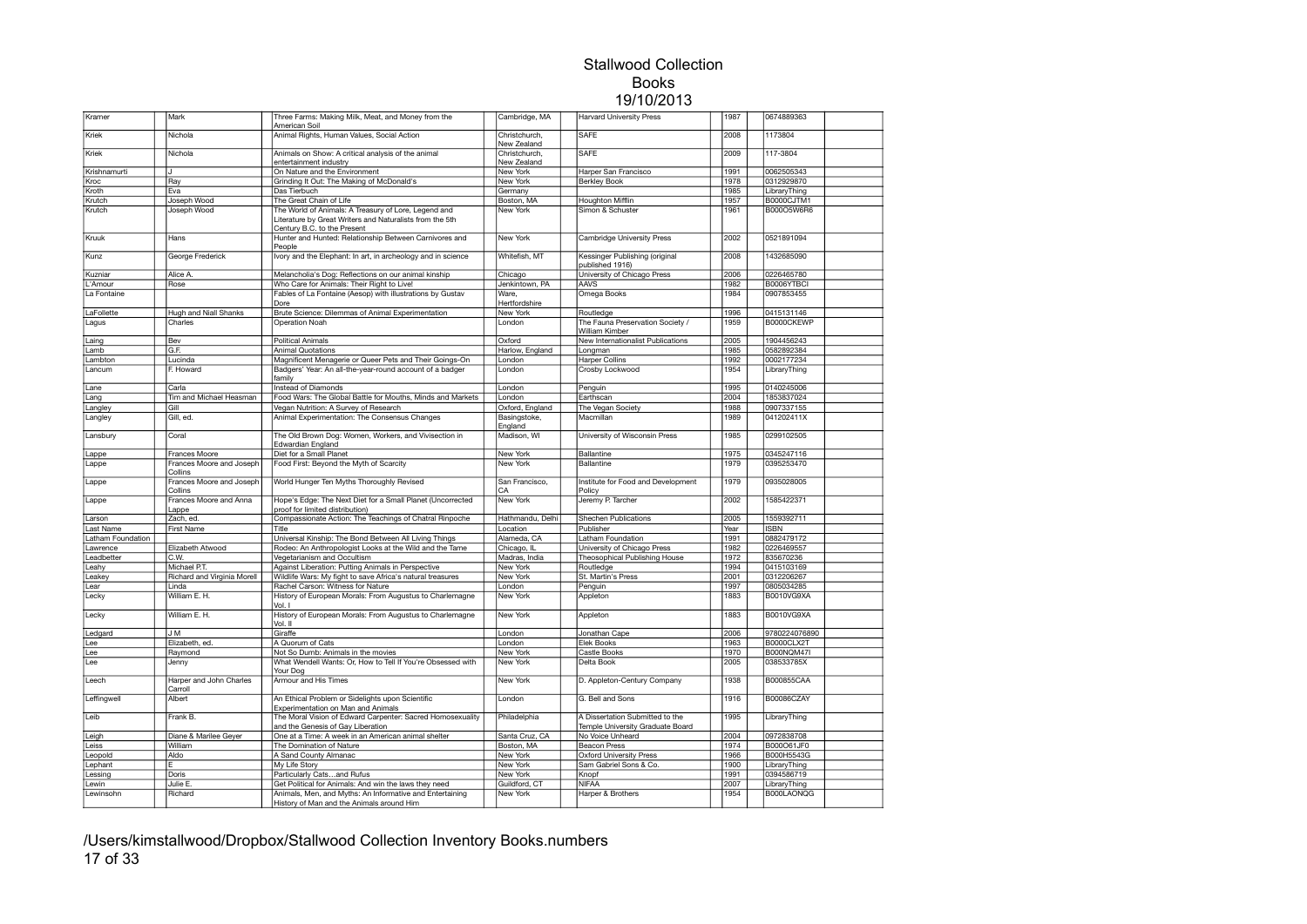# Stallwood Collection
## Books
## 19/10/2013

| | | | | | | | | | |
|---|---|---|---|---|---|---|---|---|---|
| Kramer | Mark | Three Farms: Making Milk, Meat, and Money from the American Soil | Cambridge, MA | Harvard University Press | 1987 | 0674889363 |
| Kriek | Nichola | Animal Rights, Human Values, Social Action | Christchurch, New Zealand | SAFE | 2008 | 1173804 |
| Kriek | Nichola | Animals on Show: A critical analysis of the animal entertainment industry | Christchurch, New Zealand | SAFE | 2009 | 117-3804 |
| Krishnamurti | J | On Nature and the Environment | New York | Harper San Francisco | 1991 | 0062505343 |
| Kroc | Ray | Grinding It Out: The Making of McDonald's | New York | Berkley Book | 1978 | 0312929870 |
| Kroth | Eva | Das Tierbuch | Germany | | 1985 | LibraryThing |
| Krutch | Joseph Wood | The Great Chain of Life | Boston, MA | Houghton Mifflin | 1957 | B0000CJTM1 |
| Krutch | Joseph Wood | The World of Animals: A Treasury of Lore, Legend and Literature by Great Writers and Naturalists from the 5th Century B.C. to the Present | New York | Simon & Schuster | 1961 | B000O5W6R6 |
| Kruuk | Hans | Hunter and Hunted: Relationship Between Carnivores and People | New York | Cambridge University Press | 2002 | 0521891094 |
| Kunz | George Frederick | Ivory and the Elephant: In art, in archeology and in science | Whitefish, MT | Kessinger Publishing (original published 1916) | 2008 | 1432685090 |
| Kuzniar | Alice A. | Melancholia's Dog: Reflections on our animal kinship | Chicago | University of Chicago Press | 2006 | 0226465780 |
| L'Amour | Rose | Who Care for Animals: Their Right to Live! | Jenkintown, PA | AAVS | 1982 | B0006YTBCI |
| La Fontaine | | Fables of La Fontaine (Aesop) with illustrations by Gustav Dore | Ware, Hertfordshire | Omega Books | 1984 | 0907853455 |
| LaFollette | Hugh and Niall Shanks | Brute Science: Dilemmas of Animal Experimentation | New York | Routledge | 1996 | 0415131146 |
| Lagus | Charles | Operation Noah | London | The Fauna Preservation Society / William Kimber | 1959 | B0000CKEWP |
| Laing | Bev | Political Animals | Oxford | New Internationalist Publications | 2005 | 1904456243 |
| Lamb | G.F. | Animal Quotations | Harlow, England | Longman | 1985 | 0582892384 |
| Lambton | Lucinda | Magnificent Menagerie or Queer Pets and Their Goings-On | London | Harper Collins | 1992 | 0002177234 |
| Lancum | F. Howard | Badgers' Year: An all-the-year-round account of a badger family | London | Crosby Lockwood | 1954 | LibraryThing |
| Lane | Carla | Instead of Diamonds | London | Penguin | 1995 | 0140245006 |
| Lang | Tim and Michael Heasman | Food Wars: The Global Battle for Mouths, Minds and Markets | London | Earthscan | 2004 | 1853837024 |
| Langley | Gill | Vegan Nutrition: A Survey of Research | Oxford, England | The Vegan Society | 1988 | 0907337155 |
| Langley | Gill, ed. | Animal Experimentation: The Consensus Changes | Basingstoke, England | Macmillan | 1989 | 041202411X |
| Lansbury | Coral | The Old Brown Dog: Women, Workers, and Vivisection in Edwardian England | Madison, WI | University of Wisconsin Press | 1985 | 0299102505 |
| Lappe | Frances Moore | Diet for a Small Planet | New York | Ballantine | 1975 | 0345247116 |
| Lappe | Frances Moore and Joseph Collins | Food First: Beyond the Myth of Scarcity | New York | Ballantine | 1979 | 0395253470 |
| Lappe | Frances Moore and Joseph Collins | World Hunger Ten Myths Thoroughly Revised | San Francisco, CA | Institute for Food and Development Policy | 1979 | 0935028005 |
| Lappe | Frances Moore and Anna Lappe | Hope's Edge: The Next Diet for a Small Planet (Uncorrected proof for limited distribution) | New York | Jeremy P. Tarcher | 2002 | 1585422371 |
| Larson | Zach, ed. | Compassionate Action: The Teachings of Chatral Rinpoche | Hathmandu, Delhi | Shechen Publications | 2005 | 1559392711 |
| Last Name | First Name | Title | Location | Publisher | Year | ISBN |
| Latham Foundation | | Universal Kinship: The Bond Between All Living Things | Alameda, CA | Latham Foundation | 1991 | 0882479172 |
| Lawrence | Elizabeth Atwood | Rodeo: An Anthropologist Looks at the Wild and the Tame | Chicago, IL | University of Chicago Press | 1982 | 0226469557 |
| Leadbetter | C.W. | Vegetarianism and Occultism | Madras, India | Theosophical Publishing House | 1972 | 835670236 |
| Leahy | Michael P.T. | Against Liberation: Putting Animals in Perspective | New York | Routledge | 1994 | 0415103169 |
| Leakey | Richard and Virginia Morell | Wildlife Wars: My fight to save Africa's natural treasures | New York | St. Martin's Press | 2001 | 0312206267 |
| Lear | Linda | Rachel Carson: Witness for Nature | London | Penguin | 1997 | 0805034285 |
| Lecky | William E. H. | History of European Morals: From Augustus to Charlemagne Vol. I | New York | Appleton | 1883 | B0010VG9XA |
| Lecky | William E. H. | History of European Morals: From Augustus to Charlemagne Vol. II | New York | Appleton | 1883 | B0010VG9XA |
| Ledgard | J M | Giraffe | London | Jonathan Cape | 2006 | 9780224076890 |
| Lee | Elizabeth, ed. | A Quorum of Cats | London | Elek Books | 1963 | B0000CLX2T |
| Lee | Raymond | Not So Dumb: Animals in the movies | New York | Castle Books | 1970 | B000NQM47I |
| Lee | Jenny | What Wendell Wants: Or, How to Tell If You're Obsessed with Your Dog | New York | Delta Book | 2005 | 038533785X |
| Leech | Harper and John Charles Carroll | Armour and His Times | New York | D. Appleton-Century Company | 1938 | B000855CAA |
| Leffingwell | Albert | An Ethical Problem or Sidelights upon Scientific Experimentation on Man and Animals | London | G. Bell and Sons | 1916 | B00086CZAY |
| Leib | Frank B. | The Moral Vision of Edward Carpenter: Sacred Homosexuality and the Genesis of Gay Liberation | Philadelphia | A Dissertation Submitted to the Temple University Graduate Board | 1995 | LibraryThing |
| Leigh | Diane & Marilee Geyer | One at a Time: A week in an American animal shelter | Santa Cruz, CA | No Voice Unheard | 2004 | 0972838708 |
| Leiss | William | The Domination of Nature | Boston, MA | Beacon Press | 1974 | B000O61JF0 |
| Leopold | Aldo | A Sand County Almanac | New York | Oxford University Press | 1966 | B000H5543G |
| Lephant | E | My Life Story | New York | Sam Gabriel Sons & Co. | 1900 | LibraryThing |
| Lessing | Doris | Particularly Cats…and Rufus | New York | Knopf | 1991 | 0394586719 |
| Lewin | Julie E. | Get Political for Animals: And win the laws they need | Guildford, CT | NIFAA | 2007 | LibraryThing |
| Lewinsohn | Richard | Animals, Men, and Myths: An Informative and Entertaining History of Man and the Animals around Him | New York | Harper & Brothers | 1954 | B000LAONQG |

/Users/kimstallwood/Dropbox/Stallwood Collection Inventory Books.numbers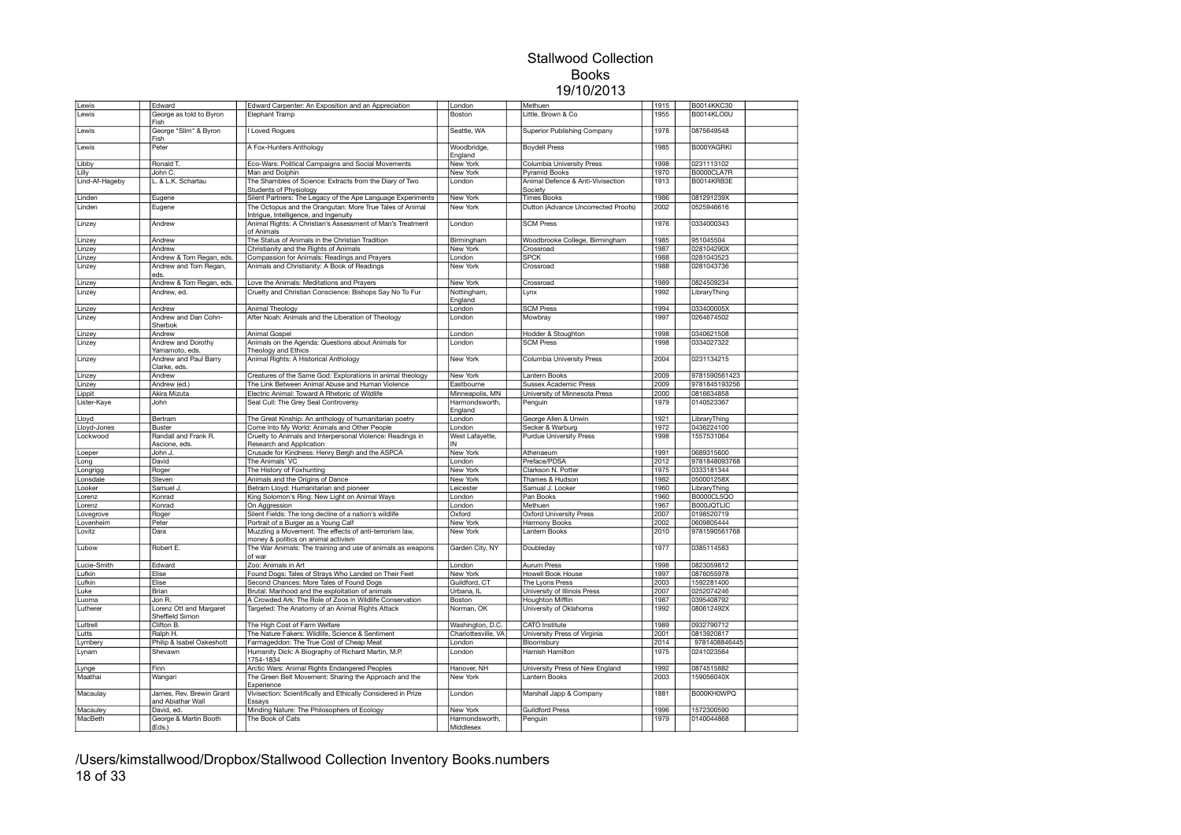# Stallwood Collection
## Books
## 19/10/2013

| | | | | | | |
|---|---|---|---|---|---|---|
| Lewis | Edward | Edward Carpenter: An Exposition and an Appreciation | London | Methuen | 1915 | B0014KKC30 |
| Lewis | George as told to Byron Fish | Elephant Tramp | Boston | Little, Brown & Co | 1955 | B0014KLO0U |
| Lewis | George "Slim" & Byron Fish | I Loved Rogues | Seattle, WA | Superior Publishing Company | 1978 | 0875649548 |
| Lewis | Peter | A Fox-Hunters Anthology | Woodbridge, England | Boydell Press | 1985 | B000YAGRKI |
| Libby | Ronald T. | Eco-Wars: Political Campaigns and Social Movements | New York | Columbia University Press | 1998 | 0231113102 |
| Lilly | John C. | Man and Dolphin | New York | Pyramid Books | 1970 | B0000CLA7R |
| Lind-Af-Hageby | L. & L.K. Schartau | The Shambles of Science: Extracts from the Diary of Two Students of Physiology | London | Animal Defence & Anti-Vivisection Society | 1913 | B0014KRB3E |
| Linden | Eugene | Silent Partners: The Legacy of the Ape Language Experiments | New York | Times Books | 1986 | 081291239X |
| Linden | Eugene | The Octopus and the Orangutan: More True Tales of Animal Intrigue, Intelligence, and Ingenuity | New York | Dutton (Advance Uncorrected Proofs) | 2002 | 0525946616 |
| Linzey | Andrew | Animal Rights: A Christian's Assessment of Man's Treatment of Animals | London | SCM Press | 1976 | 0334000343 |
| Linzey | Andrew | The Status of Animals in the Christian Tradition | Birmingham | Woodbrooke College, Birmingham | 1985 | 951045504 |
| Linzey | Andrew | Christianity and the Rights of Animals | New York | Crossroad | 1987 | 028104290X |
| Linzey | Andrew & Tom Regan, eds. | Compassion for Animals: Readings and Prayers | London | SPCK | 1988 | 0281043523 |
| Linzey | Andrew and Tom Regan, eds. | Animals and Christianity: A Book of Readings | New York | Crossroad | 1988 | 0281043736 |
| Linzey | Andrew & Tom Regan, eds. | Love the Animals: Meditations and Prayers | New York | Crossroad | 1989 | 0824509234 |
| Linzey | Andrew, ed. | Cruelty and Christian Conscience: Bishops Say No To Fur | Nottingham, England | Lynx | 1992 | LibraryThing |
| Linzey | Andrew | Animal Theology | London | SCM Press | 1994 | 033400005X |
| Linzey | Andrew and Dan Cohn-Sherbok | After Noah: Animals and the Liberation of Theology | London | Mowbray | 1997 | 0264674502 |
| Linzey | Andrew | Animal Gospel | London | Hodder & Stoughton | 1998 | 0340621508 |
| Linzey | Andrew and Dorothy Yamamoto, eds. | Animals on the Agenda: Questions about Animals for Theology and Ethics | London | SCM Press | 1998 | 0334027322 |
| Linzey | Andrew and Paul Barry Clarke, eds. | Animal Rights: A Historical Anthology | New York | Columbia University Press | 2004 | 0231134215 |
| Linzey | Andrew | Creatures of the Same God: Explorations in animal theology | New York | Lantern Books | 2009 | 9781590561423 |
| Linzey | Andrew (ed.) | The Link Between Animal Abuse and Human Violence | Eastbourne | Sussex Academic Press | 2009 | 9781845193256 |
| Lippit | Akira Mizuta | Electric Animal: Toward A Rhetoric of Wildlife | Minneapolis, MN | University of Minnesota Press | 2000 | 0816634858 |
| Lister-Kaye | John | Seal Cull: The Grey Seal Controversy | Harmondsworth, England | Penguin | 1979 | 0140523367 |
| Lloyd | Bertram | The Great Kinship: An anthology of humanitarian poetry | London | George Allen & Unwin | 1921 | LibraryThing |
| Lloyd-Jones | Buster | Come Into My World: Animals and Other People | London | Secker & Warburg | 1972 | 0436224100 |
| Lockwood | Randall and Frank R. Ascione, eds. | Cruelty to Animals and Interpersonal Violence: Readings in Research and Application | West Lafayette, IN | Purdue University Press | 1998 | 1557531064 |
| Loeper | John J. | Crusade for Kindness: Henry Bergh and the ASPCA | New York | Athenaeum | 1991 | 0689315600 |
| Long | David | The Animals' VC | London | Preface/PDSA | 2012 | 9781848093768 |
| Longrigg | Roger | The History of Foxhunting | New York | Clarkson N. Potter | 1975 | 0333181344 |
| Lonsdale | Steven | Animals and the Origins of Dance | New York | Thames & Hudson | 1982 | 050001258X |
| Looker | Samuel J. | Betram Lloyd: Humanitarian and pioneer | Leicester | Samual J. Looker | 1960 | LibraryThing |
| Lorenz | Konrad | King Solomon's Ring: New Light on Animal Ways | London | Pan Books | 1960 | B0000CL5QO |
| Lorenz | Konrad | On Aggression | London | Methuen | 1967 | B000JQTLIC |
| Lovegrove | Roger | Silent Fields: The long decline of a nation's wildlife | Oxford | Oxford University Press | 2007 | 0198520719 |
| Lovenheim | Peter | Portrait of a Burger as a Young Calf | New York | Harmony Books | 2002 | 0609805444 |
| Lovitz | Dara | Muzzling a Movement: The effects of anti-terrorism law, money & politics on animal activism | New York | Lantern Books | 2010 | 9781590561768 |
| Lubow | Robert E. | The War Animals: The training and use of animals as weapons of war | Garden City, NY | Doubleday | 1977 | 0385114583 |
| Lucie-Smith | Edward | Zoo: Animals in Art | London | Aurum Press | 1998 | 0823059812 |
| Lufkin | Elise | Found Dogs: Tales of Strays Who Landed on Their Feet | New York | Howell Book House | 1997 | 0876055978 |
| Lufkin | Elise | Second Chances: More Tales of Found Dogs | Guildford, CT | The Lyons Press | 2003 | 1592281400 |
| Luke | Brian | Brutal: Manhood and the exploitation of animals | Urbana, IL | University of Illinois Press | 2007 | 0252074246 |
| Luoma | Jon R. | A Crowded Ark: The Role of Zoos in Wildlife Conservation | Boston | Houghton Mifflin | 1987 | 0395408792 |
| Lutherer | Lorenz Ott and Margaret Sheffield Simon | Targeted: The Anatomy of an Animal Rights Attack | Norman, OK | University of Oklahoma | 1992 | 080612492X |
| Luttrell | Clifton B. | The High Cost of Farm Welfare | Washington, D.C. | CATO Institute | 1989 | 0932790712 |
| Lutts | Ralph H. | The Nature Fakers: Wildlife, Science & Sentiment | Charlottesville, VA | University Press of Virginia | 2001 | 0813920817 |
| Lymbery | Philip & Isabel Oakeshott | Farmageddon: The True Cost of Cheap Meat | London | Bloomsbury | 2014 | 9781408846445 |
| Lynam | Shevawn | Humanity Dick: A Biography of Richard Martin, M.P. 1754-1834 | London | Hamish Hamilton | 1975 | 0241023564 |
| Lynge | Finn | Arctic Wars: Animal Rights Endangered Peoples | Hanover, NH | University Press of New England | 1992 | 0874515882 |
| Maathai | Wangari | The Green Belt Movement: Sharing the Approach and the Experience | New York | Lantern Books | 2003 | 159056040X |
| Macaulay | James, Rev. Brewin Grant and Abiathar Wall | Vivisection: Scientifically and Ethically Considered in Prize Essays | London | Marshall Japp & Company | 1881 | B000KH0WPQ |
| Macauley | David, ed. | Minding Nature: The Philosophers of Ecology | New York | Guildford Press | 1996 | 1572300590 |
| MacBeth | George & Martin Booth (Eds.) | The Book of Cats | Harmondsworth, Middlesex | Penguin | 1979 | 0140044868 |

/Users/kimstallwood/Dropbox/Stallwood Collection Inventory Books.numbers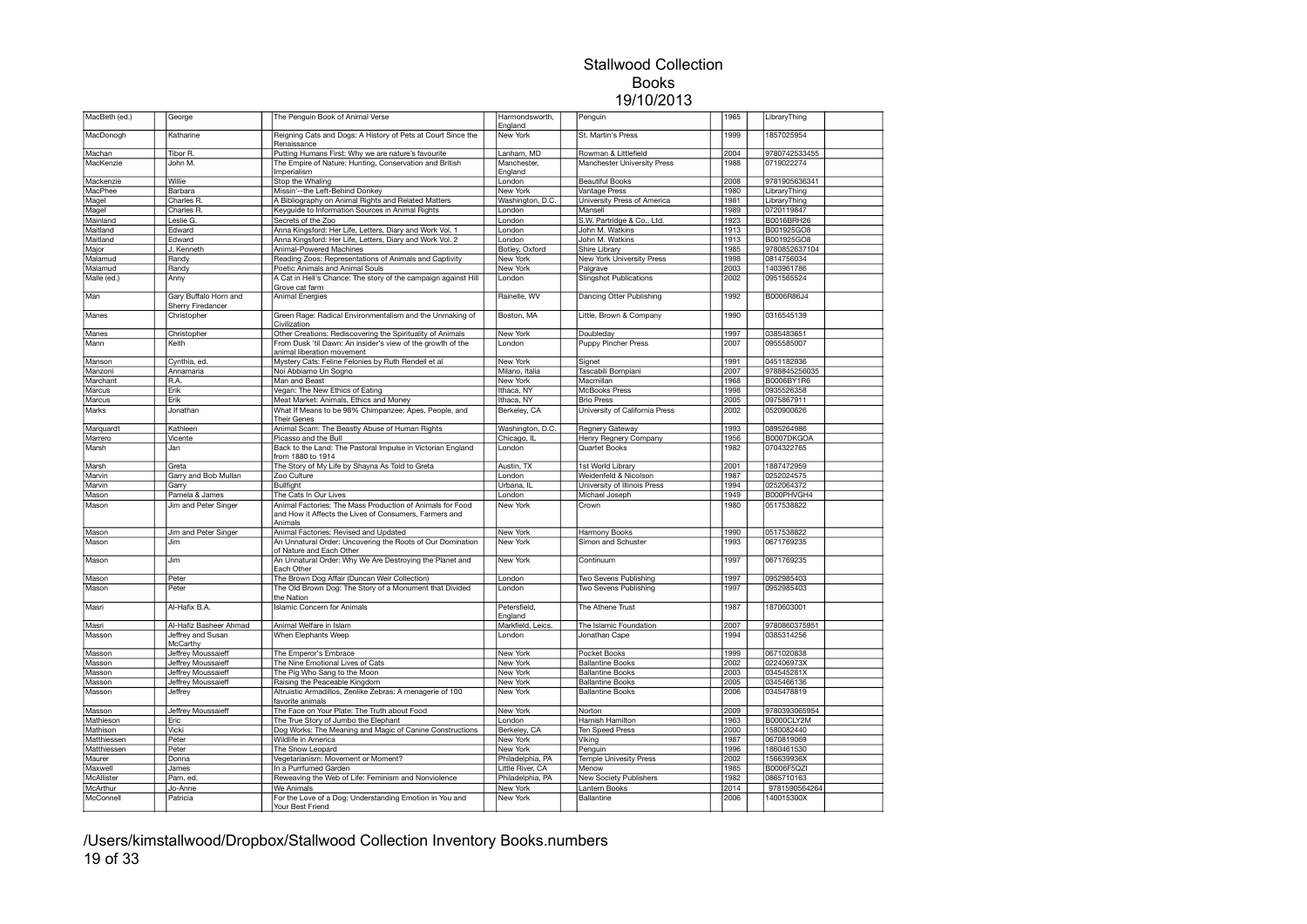# Stallwood Collection
## Books
## 19/10/2013

| | | | | | | | |
|---|---|---|---|---|---|---|---|
| MacBeth (ed.) | George | The Penguin Book of Animal Verse | Harmondsworth, England | Penguin | 1965 | LibraryThing | |
| MacDonogh | Katharine | Reigning Cats and Dogs: A History of Pets at Court Since the Renaissance | New York | St. Martin's Press | 1999 | 1857025954 | |
| Machan | Tibor R. | Putting Humans First: Why we are nature's favourite | Lanham, MD | Rowman & Littlefield | 2004 | 9780742533455 | |
| MacKenzie | John M. | The Empire of Nature: Hunting, Conservation and British Imperialism | Manchester, England | Manchester University Press | 1988 | 0719022274 | |
| Mackenzie | Willie | Stop the Whaling | London | Beautiful Books | 2008 | 9781905636341 | |
| MacPhee | Barbara | Missin'--the Left-Behind Donkey | New York | Vantage Press | 1980 | LibraryThing | |
| Magel | Charles R. | A Bibliography on Animal Rights and Related Matters | Washington, D.C. | University Press of America | 1981 | LibraryThing | |
| Magel | Charles R. | Keyguide to Information Sources in Animal Rights | London | Mansell | 1989 | 0720119847 | |
| Mainland | Leslie G. | Secrets of the Zoo | London | S.W. Partridge & Co., Ltd. | 1923 | B0016BRH26 | |
| Maitland | Edward | Anna Kingsford: Her Life, Letters, Diary and Work Vol. 1 | London | John M. Watkins | 1913 | B001925GO8 | |
| Maitland | Edward | Anna Kingsford: Her Life, Letters, Diary and Work Vol. 2 | London | John M. Watkins | 1913 | B001925GO8 | |
| Major | J. Kenneth | Animal-Powered Machines | Botley, Oxford | Shire Library | 1985 | 9780852637104 | |
| Malamud | Randy | Reading Zoos: Representations of Animals and Captivity | New York | New York University Press | 1998 | 0814756034 | |
| Malamud | Randy | Poetic Animals and Animal Souls | New York | Palgrave | 2003 | 1403961786 | |
| Malle (ed.) | Anny | A Cat in Hell's Chance: The story of the campaign against Hill Grove cat farm | London | Slingshot Publications | 2002 | 0951565524 | |
| Man | Gary Buffalo Horn and Sherry Firedancer | Animal Energies | Rainelle, WV | Dancing Otter Publishing | 1992 | B0006R86J4 | |
| Manes | Christopher | Green Rage: Radical Environmentalism and the Unmaking of Civilization | Boston, MA | Little, Brown & Company | 1990 | 0316545139 | |
| Manes | Christopher | Other Creations: Rediscovering the Spirituality of Animals | New York | Doubleday | 1997 | 0385483651 | |
| Mann | Keith | From Dusk 'til Dawn: An insider's view of the growth of the animal liberation movement | London | Puppy Pincher Press | 2007 | 0955585007 | |
| Manson | Cynthia, ed. | Mystery Cats: Feline Felonies by Ruth Rendell et al | New York | Signet | 1991 | 0451182936 | |
| Manzoni | Annamaria | Noi Abbiamo Un Sogno | Milano, Italia | Tascabili Bompiani | 2007 | 9788845256035 | |
| Marchant | R.A. | Man and Beast | New York | Macmillan | 1968 | B0006BY1R6 | |
| Marcus | Erik | Vegan: The New Ethics of Eating | Ithaca, NY | McBooks Press | 1998 | 0935526358 | |
| Marcus | Erik | Meat Market: Animals, Ethics and Money | Ithaca, NY | Brio Press | 2005 | 0975867911 | |
| Marks | Jonathan | What If Means to be 98% Chimpanzee: Apes, People, and Their Genes | Berkeley, CA | University of California Press | 2002 | 0520900626 | |
| Marquardt | Kathleen | Animal Scam: The Beastly Abuse of Human Rights | Washington, D.C. | Regnery Gateway | 1993 | 0895264986 | |
| Marrero | Vicente | Picasso and the Bull | Chicago, IL | Henry Regnery Company | 1956 | B0007DKGOA | |
| Marsh | Jan | Back to the Land: The Pastoral Impulse in Victorian England from 1880 to 1914 | London | Quartet Books | 1982 | 0704322765 | |
| Marsh | Greta | The Story of My Life by Shayna As Told to Greta | Austin, TX | 1st World Library | 2001 | 1887472959 | |
| Marvin | Garry and Bob Mullan | Zoo Culture | London | Weidenfeld & Nicolson | 1987 | 0252024575 | |
| Marvin | Garry | Bullfight | Urbana, IL | University of Illinois Press | 1994 | 0252064372 | |
| Mason | Pamela & James | The Cats In Our Lives | London | Michael Joseph | 1949 | B000PHVGH4 | |
| Mason | Jim and Peter Singer | Animal Factories: The Mass Production of Animals for Food and How it Affects the Lives of Consumers, Farmers and Animals | New York | Crown | 1980 | 0517538822 | |
| Mason | Jim and Peter Singer | Animal Factories: Revised and Updated | New York | Harmony Books | 1990 | 0517538822 | |
| Mason | Jim | An Unnatural Order: Uncovering the Roots of Our Domination of Nature and Each Other | New York | Simon and Schuster | 1993 | 0671769235 | |
| Mason | Jim | An Unnatural Order: Why We Are Destroying the Planet and Each Other | New York | Continuum | 1997 | 0671769235 | |
| Mason | Peter | The Brown Dog Affair (Duncan Weir Collection) | London | Two Sevens Publishing | 1997 | 0952985403 | |
| Mason | Peter | The Old Brown Dog: The Story of a Monument that Divided the Nation | London | Two Sevens Publishing | 1997 | 0952985403 | |
| Masri | Al-Hafix B.A. | Islamic Concern for Animals | Petersfield, England | The Athene Trust | 1987 | 1870603001 | |
| Masri | Al-Hafiz Basheer Ahmad | Animal Welfare in Islam | Markfield, Leics. | The Islamic Foundation | 2007 | 9780860375951 | |
| Masson | Jeffrey and Susan McCarthy | When Elephants Weep | London | Jonathan Cape | 1994 | 0385314256 | |
| Masson | Jeffrey Moussaieff | The Emperor's Embrace | New York | Pocket Books | 1999 | 0671020838 | |
| Masson | Jeffrey Moussaieff | The Nine Emotional Lives of Cats | New York | Ballantine Books | 2002 | 022406973X | |
| Masson | Jeffrey Moussaieff | The Pig Who Sang to the Moon | New York | Ballantine Books | 2003 | 034545281X | |
| Masson | Jeffrey Moussaieff | Raising the Peaceable Kingdom | New York | Ballantine Books | 2005 | 0345466136 | |
| Masson | Jeffrey | Altruistic Armadillos, Zenlike Zebras: A menagerie of 100 favorite animals | New York | Ballantine Books | 2006 | 0345478819 | |
| Masson | Jeffrey Moussaieff | The Face on Your Plate: The Truth about Food | New York | Norton | 2009 | 9780393065954 | |
| Mathieson | Eric | The True Story of Jumbo the Elephant | London | Hamish Hamilton | 1963 | B0000CLY2M | |
| Mathison | Vicki | Dog Works: The Meaning and Magic of Canine Constructions | Berkeley, CA | Ten Speed Press | 2000 | 1580082440 | |
| Matthiessen | Peter | Wildlife in America | New York | Viking | 1987 | 0670819069 | |
| Matthiessen | Peter | The Snow Leopard | New York | Penguin | 1996 | 1860461530 | |
| Maurer | Donna | Vegetarianism: Movement or Moment? | Philadelphia, PA | Temple Univesity Press | 2002 | 156639936X | |
| Maxwell | James | In a Purrfumed Garden | Little River, CA | Menow | 1985 | B0006F5QZI | |
| McAllister | Pam, ed. | Reweaving the Web of Life: Feminism and Nonviolence | Philadelphia, PA | New Society Publishers | 1982 | 0865710163 | |
| McArthur | Jo-Anne | We Animals | New York | Lantern Books | 2014 | 9781590564264 | |
| McConnell | Patricia | For the Love of a Dog: Understanding Emotion in You and Your Best Friend | New York | Ballantine | 2006 | 140015300X | |

/Users/kimstallwood/Dropbox/Stallwood Collection Inventory Books.numbers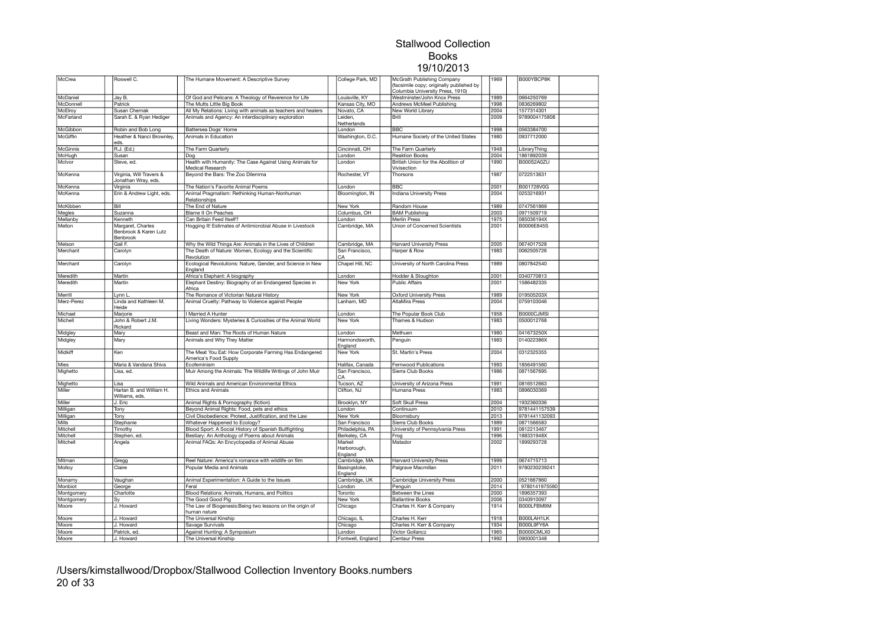# Stallwood Collection
## Books
### 19/10/2013

| | | | | | | | |
|---|---|---|---|---|---|---|---|
| McCrea | Roswell C. | The Humane Movement: A Descriptive Survey | College Park, MD | McGrath Publishing Company (facsimile copy; originally published by Columbia University Press, 1910) | 1969 | B000YBCP8K | |
| McDaniel | Jay B. | Of God and Pelicans: A Theology of Reverence for Life | Louisville, KY | Westminster/John Knox Press | 1989 | 0664250769 | |
| McDonnell | Patrick | The Mutts Little Big Book | Kansas City, MO | Andrews McMeel Publishing | 1998 | 0836269802 | |
| McElroy | Susan Chernak | All My Relations: Living with animals as teachers and healers | Novato, CA | New World Library | 2004 | 1577314301 | |
| McFarland | Sarah E. & Ryan Hediger | Animals and Agency: An interdisciplinary exploration | Leiden, Netherlands | Brill | 2009 | 9789004175808 | |
| McGibbon | Robin and Bob Long | Battersea Dogs' Home | London | BBC | 1998 | 0563384700 | |
| McGiffin | Heather & Nanci Brownley, eds. | Animals in Education | Washington, D.C. | Humane Society of the United States | 1980 | 0937712000 | |
| McGinnis | R.J. (Ed.) | The Farm Quarterly | Cincinnati, OH | The Farm Quarterly | 1948 | LibraryThing | |
| McHugh | Susan | Dog | London | Reaktion Books | 2004 | 1861892039 | |
| McIvor | Steve, ed. | Health with Humanity: The Case Against Using Animals for Medical Research | London | British Union for the Abolition of Vivisection | 1990 | B000S2A0ZU | |
| McKenna | Virginia, Will Travers & Jonathan Wray, eds. | Beyond the Bars: The Zoo Dilemma | Rochester, VT | Thorsons | 1987 | 0722513631 | |
| McKenna | Virginia | The Nation's Favorite Animal Poems | London | BBC | 2001 | B001728V0G | |
| McKenna | Erin & Andrew Light, eds. | Animal Pragmatism: Rethinking Human-Nonhuman Relationships | Bloomington, IN | Indiana University Press | 2004 | 0253216931 | |
| McKibben | Bill | The End of Nature | New York | Random House | 1989 | 0747561869 | |
| Megles | Suzanna | Blame It On Peaches | Columbus, OH | BAM Publishing | 2003 | 0971509719 | |
| Mellanby | Kenneth | Can Britain Feed Itself? | London | Merlin Press | 1975 | 085036194X | |
| Mellon | Margaret, Charles Benbrook & Karen Lutz Benbrook | Hogging It! Estimates of Antimicrobial Abuse in Livestock | Cambridge, MA | Union of Concerned Scientists | 2001 | B0006E845S | |
| Melson | Gail F. | Why the Wild Things Are: Animals in the Lives of Children | Cambridge, MA | Harvard University Press | 2005 | 0674017528 | |
| Merchant | Carolyn | The Death of Nature: Women, Ecology and the Scientific Revolution | San Francisco, CA | Harper & Row | 1983 | 0062505726 | |
| Merchant | Carolyn | Ecological Revolutions: Nature, Gender, and Science in New England | Chapel Hill, NC | University of North Carolina Press | 1989 | 0807842540 | |
| Meredith | Martin | Africa's Elephant: A biography | London | Hodder & Stoughton | 2001 | 0340770813 | |
| Meredith | Martin | Elephant Destiny: Biography of an Endangered Species in Africa | New York | Public Affairs | 2001 | 1586482335 | |
| Merrill | Lynn L. | The Romance of Victorian Natural History | New York | Oxford University Press | 1989 | 019505203X | |
| Merz-Perez | Linda and Kathleen M. Heide | Animal Cruelty: Pathway to Violence against People | Lanham, MD | AltaMira Press | 2004 | 0759103046 | |
| Michael | Marjorie | I Married A Hunter | London | The Popular Book Club | 1958 | B0000CJMSI | |
| Michell | John & Robert J.M. Rickard | Living Wonders: Mysteries & Curiosities of the Animal World | New York | Thames & Hudson | 1983 | 0500012768 | |
| Midgley | Mary | Beast and Man: The Roots of Human Nature | London | Methuen | 1980 | 041673250X | |
| Midgley | Mary | Animals and Why They Matter | Harmondsworth, England | Penguin | 1983 | 014022386X | |
| Midkiff | Ken | The Meat You Eat: How Corporate Farming Has Endangered America's Food Supply | New York | St. Martin's Press | 2004 | 0312325355 | |
| Mies | Maria & Vandana Shiva | Ecofeminism | Halifax, Canada | Fernwood Publications | 1993 | 1856491560 | |
| Mighetto | Lisa, ed. | Muir Among the Animals: The Wildlife Writings of John Muir | San Francisco, CA | Sierra Club Books | 1986 | 0871567695 | |
| Mighetto | Lisa | Wild Animals and American Environmental Ethics | Tucson, AZ | University of Arizona Press | 1991 | 0816512663 | |
| Miller | Harlan B. and William H. Williams, eds. | Ethics and Animals | Clifton, NJ | Humana Press | 1983 | 0896030369 | |
| Miller | J. Eric | Animal Rights & Pornography (fiction) | Brooklyn, NY | Soft Skull Press | 2004 | 1932360336 | |
| Milligan | Tony | Beyond Animal Rights: Food, pets and ethics | London | Continuum | 2010 | 9781441157539 | |
| Milligan | Tony | Civil Disobedience: Protest, Justification, and the Law | New York | Bloomsbury | 2013 | 9781441132093 | |
| Mills | Stephanie | Whatever Happened to Ecology? | San Francisco | Sierra Club Books | 1989 | 0871566583 | |
| Mitchell | Timothy | Blood Sport: A Social History of Spanish Bullfighting | Philadelphia, PA | University of Pennsylvania Press | 1991 | 0812213467 | |
| Mitchell | Stephen, ed. | Bestiary: An Anthology of Poems about Animals | Berkeley, CA | Frog | 1996 | 188331948X | |
| Mitchell | Angela | Animal FAQs: An Encyclopedia of Animal Abuse | Market Harborough, England | Matador | 2002 | 1899293728 | |
| Mitman | Gregg | Reel Nature: America's romance with wildlife on film | Cambridge, MA | Harvard University Press | 1999 | 0674715713 | |
| Molloy | Claire | Popular Media and Animals | Basingstoke, England | Palgrave Macmillan | 2011 | 9780230239241 | |
| Monamy | Vaughan | Animal Experimentation: A Guide to the Issues | Cambridge, UK | Cambridge University Press | 2000 | 0521667860 | |
| Monbiot | George | Feral | London | Penguin | 2014 | 9780141975580 | |
| Montgomery | Charlotte | Blood Relations: Animals, Humans, and Politics | Toronto | Between the Lines | 2000 | 1896357393 | |
| Montgomery | Sy | The Good Good Pig | New York | Ballantine Books | 2006 | 0340910097 | |
| Moore | J. Howard | The Law of Biogenesis:Being two lessons on the origin of human nature | Chicago | Charles H. Kerr & Company | 1914 | B000LFBM9M | |
| Moore | J. Howard | The Universal Kinship | Chicago, IL | Charles H. Kerr | 1918 | B000LAH1LK | |
| Moore | J. Howard | Savage Survivals | Chicago | Charles H. Kerr & Company | 1934 | B000L9FY6A | |
| Moore | Patrick, ed. | Against Hunting: A Symposium | London | Victor Gollancz | 1965 | B0000CMLX0 | |
| Moore | J. Howard | The Universal Kinship | Fontwell, England | Centaur Press | 1992 | 0900001348 | |

/Users/kimstallwood/Dropbox/Stallwood Collection Inventory Books.numbers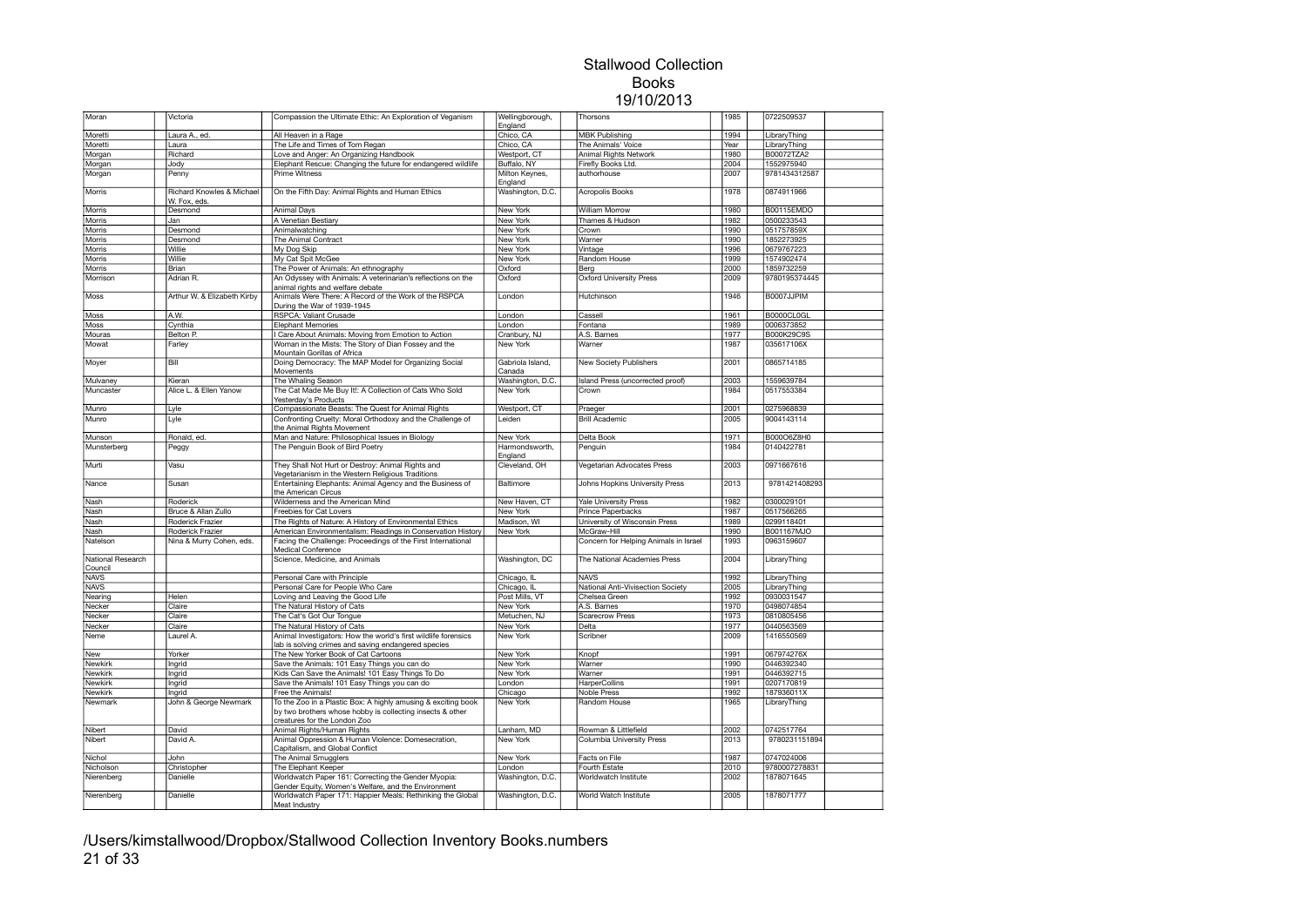# Stallwood Collection
## Books
### 19/10/2013

| | | | | | | | |
|---|---|---|---|---|---|---|---|
| Moran | Victoria | Compassion the Ultimate Ethic: An Exploration of Veganism | Wellingborough, England | Thorsons | 1985 | 0722509537 | |
| Moretti | Laura A., ed. | All Heaven in a Rage | Chico, CA | MBK Publishing | 1994 | LibraryThing | |
| Moretti | Laura | The Life and Times of Tom Regan | Chico, CA | The Animals' Voice | Year | LibraryThing | |
| Morgan | Richard | Love and Anger: An Organizing Handbook | Westport, CT | Animal Rights Network | 1980 | B00072TZA2 | |
| Morgan | Jody | Elephant Rescue: Changing the future for endangered wildlife | Buffalo, NY | Firefly Books Ltd. | 2004 | 1552975940 | |
| Morgan | Penny | Prime Witness | Milton Keynes, England | authorhouse | 2007 | 9781434312587 | |
| Morris | Richard Knowles & Michael W. Fox, eds. | On the Fifth Day: Animal Rights and Human Ethics | Washington, D.C. | Acropolis Books | 1978 | 0874911966 | |
| Morris | Desmond | Animal Days | New York | William Morrow | 1980 | B00115EMDO | |
| Morris | Jan | A Venetian Bestiary | New York | Thames & Hudson | 1982 | 0500233543 | |
| Morris | Desmond | Animalwatching | New York | Crown | 1990 | 051757859X | |
| Morris | Desmond | The Animal Contract | New York | Warner | 1990 | 1852273925 | |
| Morris | Willie | My Dog Skip | New York | Vintage | 1996 | 0679767223 | |
| Morris | Willie | My Cat Spit McGee | New York | Random House | 1999 | 1574902474 | |
| Morris | Brian | The Power of Animals: An ethnography | Oxford | Berg | 2000 | 1859732259 | |
| Morrison | Adrian R. | An Odyssey with Animals: A veterinarian's reflections on the animal rights and welfare debate | Oxford | Oxford University Press | 2009 | 9780195374445 | |
| Moss | Arthur W. & Elizabeth Kirby | Animals Were There: A Record of the Work of the RSPCA During the War of 1939-1945 | London | Hutchinson | 1946 | B0007JJPIM | |
| Moss | A.W. | RSPCA: Valiant Crusade | London | Cassell | 1961 | B0000CL0GL | |
| Moss | Cynthia | Elephant Memories | London | Fontana | 1989 | 0006373852 | |
| Mouras | Belton P. | I Care About Animals: Moving from Emotion to Action | Cranbury, NJ | A.S. Barnes | 1977 | B000K29C9S | |
| Mowat | Farley | Woman in the Mists: The Story of Dian Fossey and the Mountain Gorillas of Africa | New York | Warner | 1987 | 035617106X | |
| Moyer | Bill | Doing Democracy: The MAP Model for Organizing Social Movements | Gabriola Island, Canada | New Society Publishers | 2001 | 0865714185 | |
| Mulvaney | Kieran | The Whaling Season | Washington, D.C. | Island Press (uncorrected proof) | 2003 | 1559639784 | |
| Muncaster | Alice L. & Ellen Yanow | The Cat Made Me Buy It!: A Collection of Cats Who Sold Yesterday's Products | New York | Crown | 1984 | 0517553384 | |
| Munro | Lyle | Compassionate Beasts: The Quest for Animal Rights | Westport, CT | Praeger | 2001 | 0275968839 | |
| Munro | Lyle | Confronting Cruelty: Moral Orthodoxy and the Challenge of the Animal Rights Movement | Leiden | Brill Academic | 2005 | 9004143114 | |
| Munson | Ronald, ed. | Man and Nature: Philosophical Issues in Biology | New York | Delta Book | 1971 | B000O6Z8H0 | |
| Munsterberg | Peggy | The Penguin Book of Bird Poetry | Harmondsworth, England | Penguin | 1984 | 0140422781 | |
| Murti | Vasu | They Shall Not Hurt or Destroy: Animal Rights and Vegetarianism in the Western Religious Traditions | Cleveland, OH | Vegetarian Advocates Press | 2003 | 0971667616 | |
| Nance | Susan | Entertaining Elephants: Animal Agency and the Business of the American Circus | Baltimore | Johns Hopkins University Press | 2013 | 9781421408293 | |
| Nash | Roderick | Wilderness and the American Mind | New Haven, CT | Yale University Press | 1982 | 0300029101 | |
| Nash | Bruce & Allan Zullo | Freebies for Cat Lovers | New York | Prince Paperbacks | 1987 | 0517566265 | |
| Nash | Roderick Frazier | The Rights of Nature: A History of Environmental Ethics | Madison, WI | University of Wisconsin Press | 1989 | 0299118401 | |
| Nash | Roderick Frazier | American Environmentalism: Readings in Conservation History | New York | McGraw-Hill | 1990 | B001167MJO | |
| Natelson | Nina & Murry Cohen, eds. | Facing the Challenge: Proceedings of the First International Medical Conference | | Concern for Helping Animals in Israel | 1993 | 0963159607 | |
| National Research Council | | Science, Medicine, and Animals | Washington, DC | The National Academies Press | 2004 | LibraryThing | |
| NAVS | | Personal Care with Principle | Chicago, IL | NAVS | 1992 | LibraryThing | |
| NAVS | | Personal Care for People Who Care | Chicago, IL | National Anti-Vivisection Society | 2005 | LibraryThing | |
| Nearing | Helen | Loving and Leaving the Good Life | Post Mills, VT | Chelsea Green | 1992 | 0930031547 | |
| Necker | Claire | The Natural History of Cats | New York | A.S. Barnes | 1970 | 0498074854 | |
| Necker | Claire | The Cat's Got Our Tongue | Metuchen, NJ | Scarecrow Press | 1973 | 0810805456 | |
| Necker | Claire | The Natural History of Cats | New York | Delta | 1977 | 0440563569 | |
| Neme | Laurel A. | Animal Investigators: How the world's first wildlife forensics lab is solving crimes and saving endangered species | New York | Scribner | 2009 | 1416550569 | |
| New | Yorker | The New Yorker Book of Cat Cartoons | New York | Knopf | 1991 | 067974276X | |
| Newkirk | Ingrid | Save the Animals: 101 Easy Things you can do | New York | Warner | 1990 | 0446392340 | |
| Newkirk | Ingrid | Kids Can Save the Animals! 101 Easy Things To Do | New York | Warner | 1991 | 0446392715 | |
| Newkirk | Ingrid | Save the Animals! 101 Easy Things you can do | London | HarperCollins | 1991 | 0207170819 | |
| Newkirk | Ingrid | Free the Animals! | Chicago | Noble Press | 1992 | 187936011X | |
| Newmark | John & George Newmark | To the Zoo in a Plastic Box: A highly amusing & exciting book by two brothers whose hobby is collecting insects & other creatures for the London Zoo | New York | Random House | 1965 | LibraryThing | |
| Nibert | David | Animal Rights/Human Rights | Lanham, MD | Rowman & Littlefield | 2002 | 0742517764 | |
| Nibert | David A. | Animal Oppression & Human Violence: Domesecration, Capitalism, and Global Conflict | New York | Columbia University Press | 2013 | 9780231151894 | |
| Nichol | John | The Animal Smugglers | New York | Facts on File | 1987 | 0747024006 | |
| Nicholson | Christopher | The Elephant Keeper | London | Fourth Estate | 2010 | 9780007278831 | |
| Nierenberg | Danielle | Worldwatch Paper 161: Correcting the Gender Myopia: Gender Equity, Women's Welfare, and the Environment | Washington, D.C. | Worldwatch Institute | 2002 | 1878071645 | |
| Nierenberg | Danielle | Worldwatch Paper 171: Happier Meals: Rethinking the Global Meat Industry | Washington, D.C. | World Watch Institute | 2005 | 1878071777 | |

/Users/kimstallwood/Dropbox/Stallwood Collection Inventory Books.numbers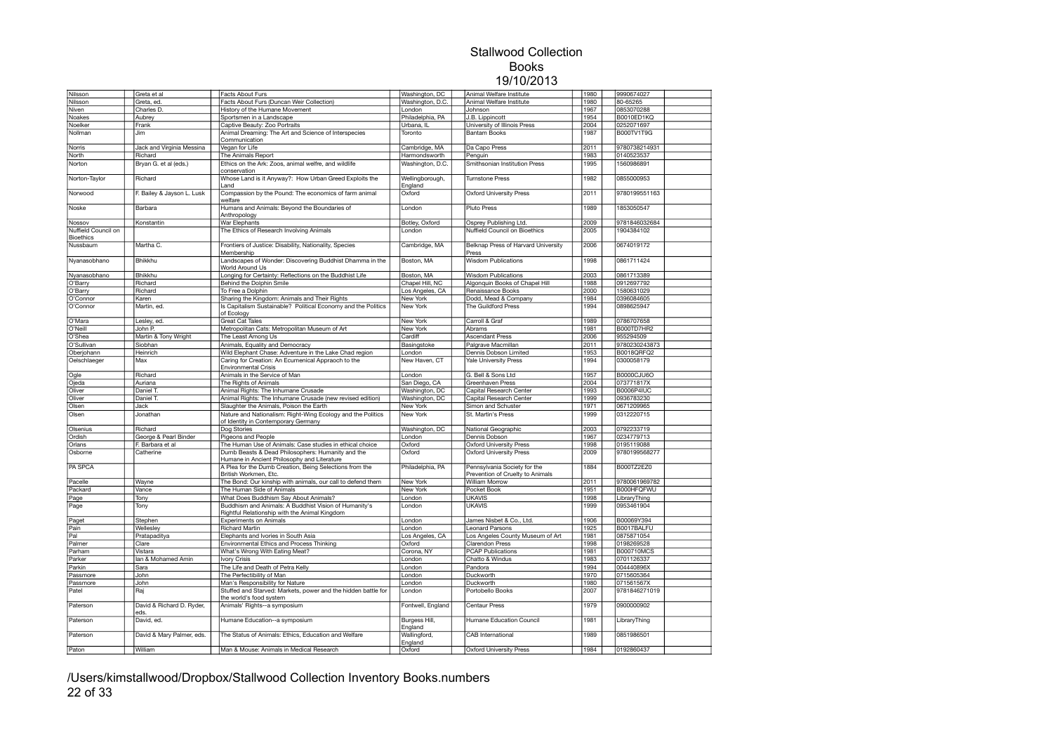# Stallwood Collection
## Books
### 19/10/2013

| | | | | | | |
|---|---|---|---|---|---|---|
| Nilsson | Greta et al | Facts About Furs | Washington, DC | Animal Welfare Institute | 1980 | 9990674027 |
| Nilsson | Greta, ed. | Facts About Furs (Duncan Weir Collection) | Washington, D.C. | Animal Welfare Institute | 1980 | 80-65265 |
| Niven | Charles D. | History of the Humane Movement | London | Johnson | 1967 | 0853070288 |
| Noakes | Aubrey | Sportsmen in a Landscape | Philadelphia, PA | J.B. Lippincott | 1954 | B0010ED1KQ |
| Noelker | Frank | Captive Beauty: Zoo Portraits | Urbana, IL | University of Illinois Press | 2004 | 0252071697 |
| Nollman | Jim | Animal Dreaming: The Art and Science of Interspecies Communication | Toronto | Bantam Books | 1987 | B000TV1T9G |
| Norris | Jack and Virginia Messina | Vegan for Life | Cambridge, MA | Da Capo Press | 2011 | 9780738214931 |
| North | Richard | The Animals Report | Harmondsworth | Penguin | 1983 | 0140523537 |
| Norton | Bryan G. et al (eds.) | Ethics on the Ark: Zoos, animal welfre, and wildlife conservation | Washington, D.C. | Smithsonian Institution Press | 1995 | 1560986891 |
| Norton-Taylor | Richard | Whose Land is it Anyway?: How Urban Greed Exploits the Land | Wellingborough, England | Turnstone Press | 1982 | 0855000953 |
| Norwood | F. Bailey & Jayson L. Lusk | Compassion by the Pound: The economics of farm animal welfare | Oxford | Oxford University Press | 2011 | 9780199551163 |
| Noske | Barbara | Humans and Animals: Beyond the Boundaries of Anthropology | London | Pluto Press | 1989 | 1853050547 |
| Nossov | Konstantin | War Elephants | Botley, Oxford | Osprey Publishing Ltd. | 2009 | 9781846032684 |
| Nuffield Council on Bioethics | | The Ethics of Research Involving Animals | London | Nuffield Council on Bioethics | 2005 | 1904384102 |
| Nussbaum | Martha C. | Frontiers of Justice: Disability, Nationality, Species Membership | Cambridge, MA | Belknap Press of Harvard University Press | 2006 | 0674019172 |
| Nyanasobhano | Bhikkhu | Landscapes of Wonder: Discovering Buddhist Dhamma in the World Around Us | Boston, MA | Wisdom Publications | 1998 | 0861711424 |
| Nyanasobhano | Bhikkhu | Longing for Certainty: Reflections on the Buddhist Life | Boston, MA | Wisdom Publications | 2003 | 0861713389 |
| O'Barry | Richard | Behind the Dolphin Smile | Chapel Hill, NC | Algonquin Books of Chapel Hill | 1988 | 0912697792 |
| O'Barry | Richard | To Free a Dolphin | Los Angeles, CA | Renaissance Books | 2000 | 1580631029 |
| O'Connor | Karen | Sharing the Kingdom: Animals and Their Rights | New York | Dodd, Mead & Company | 1984 | 0396084605 |
| O'Connor | Martin, ed. | Is Capitalism Sustainable? Political Economy and the Politics of Ecology | New York | The Guildford Press | 1994 | 0898625947 |
| O'Mara | Lesley, ed. | Great Cat Tales | New York | Carroll & Graf | 1989 | 0786707658 |
| O'Neill | John P. | Metropolitan Cats: Metropolitan Museum of Art | New York | Abrams | 1981 | B000TD7HR2 |
| O'Shea | Martin & Tony Wright | The Least Among Us | Cardiff | Ascendant Press | 2006 | 955294509 |
| O'Sullivan | Siobhan | Animals, Equality and Democracy | Basingstoke | Palgrave Macmillan | 2011 | 9780230243873 |
| Oberjohann | Heinrich | Wild Elephant Chase: Adventure in the Lake Chad region | London | Dennis Dobson Limited | 1953 | B0018QRFQ2 |
| Oelschlaeger | Max | Caring for Creation: An Ecumenical Appraoch to the Environmental Crisis | New Haven, CT | Yale University Press | 1994 | 0300058179 |
| Ogle | Richard | Animals in the Service of Man | London | G. Bell & Sons Ltd | 1957 | B0000CJU6O |
| Ojeda | Auriana | The Rights of Animals | San Diego, CA | Greenhaven Press | 2004 | 073771817X |
| Oliver | Daniel T. | Animal Rights: The Inhumane Crusade | Washington, DC | Capital Research Center | 1993 | B0006P4IUC |
| Oliver | Daniel T. | Animal Rights: The Inhumane Crusade (new revised edition) | Washington, DC | Capital Research Center | 1999 | 0936783230 |
| Olsen | Jack | Slaughter the Animals, Poison the Earth | New York | Simon and Schuster | 1971 | 0671209965 |
| Olsen | Jonathan | Nature and Nationalism: Right-Wing Ecology and the Politics of Identity in Contemporary Germany | New York | St. Martin's Press | 1999 | 0312220715 |
| Olsenius | Richard | Dog Stories | Washington, DC | National Geographic | 2003 | 0792233719 |
| Ordish | George & Pearl Binder | Pigeons and People | London | Dennis Dobson | 1967 | 0234779713 |
| Orlans | F. Barbara et al | The Human Use of Animals: Case studies in ethical choice | Oxford | Oxford University Press | 1998 | 0195119088 |
| Osborne | Catherine | Dumb Beasts & Dead Philosophers: Humanity and the Humane in Ancient Philosophy and Literature | Oxford | Oxford University Press | 2009 | 9780199568277 |
| PA SPCA | | A Plea for the Dumb Creation, Being Selections from the British Workmen, Etc. | Philadelphia, PA | Pennsylvania Society for the Prevention of Cruelty to Animals | 1884 | B000TZ2EZ0 |
| Pacelle | Wayne | The Bond: Our kinship with animals, our call to defend them | New York | William Morrow | 2011 | 9780061969782 |
| Packard | Vance | The Human Side of Animals | New York | Pocket Book | 1951 | B000HFQFWU |
| Page | Tony | What Does Buddhism Say About Animals? | London | UKAVIS | 1998 | LibraryThing |
| Page | Tony | Buddhism and Animals: A Buddhist Vision of Humanity's Rightful Relationship with the Animal Kingdom | London | UKAVIS | 1999 | 0953461904 |
| Paget | Stephen | Experiments on Animals | London | James Nisbet & Co., Ltd. | 1906 | B00069Y394 |
| Pain | Wellesley | Richard Martin | London | Leonard Parsons | 1925 | B0017BALFU |
| Pal | Pratapaditya | Elephants and Ivories in South Asia | Los Angeles, CA | Los Angeles County Museum of Art | 1981 | 0875871054 |
| Palmer | Clare | Environmental Ethics and Process Thinking | Oxford | Clarendon Press | 1998 | 0198269528 |
| Parham | Vistara | What's Wrong With Eating Meat? | Corona, NY | PCAP Publications | 1981 | B000710MCS |
| Parker | Ian & Mohamed Amin | Ivory Crisis | London | Chatto & Windus | 1983 | 0701126337 |
| Parkin | Sara | The Life and Death of Petra Kelly | London | Pandora | 1994 | 004440896X |
| Passmore | John | The Perfectibility of Man | London | Duckworth | 1970 | 0715605364 |
| Passmore | John | Man's Responsibility for Nature | London | Duckworth | 1980 | 071561567X |
| Patel | Raj | Stuffed and Starved: Markets, power and the hidden battle for the world's food system | London | Portobello Books | 2007 | 9781846271019 |
| Paterson | David & Richard D. Ryder, eds. | Animals' Rights--a symposium | Fontwell, England | Centaur Press | 1979 | 0900000902 |
| Paterson | David, ed. | Humane Education--a symposium | Burgess Hill, England | Humane Education Council | 1981 | LibraryThing |
| Paterson | David & Mary Palmer, eds. | The Status of Animals: Ethics, Education and Welfare | Wallingford, England | CAB International | 1989 | 0851986501 |
| Paton | William | Man & Mouse: Animals in Medical Research | Oxford | Oxford University Press | 1984 | 0192860437 |

/Users/kimstallwood/Dropbox/Stallwood Collection Inventory Books.numbers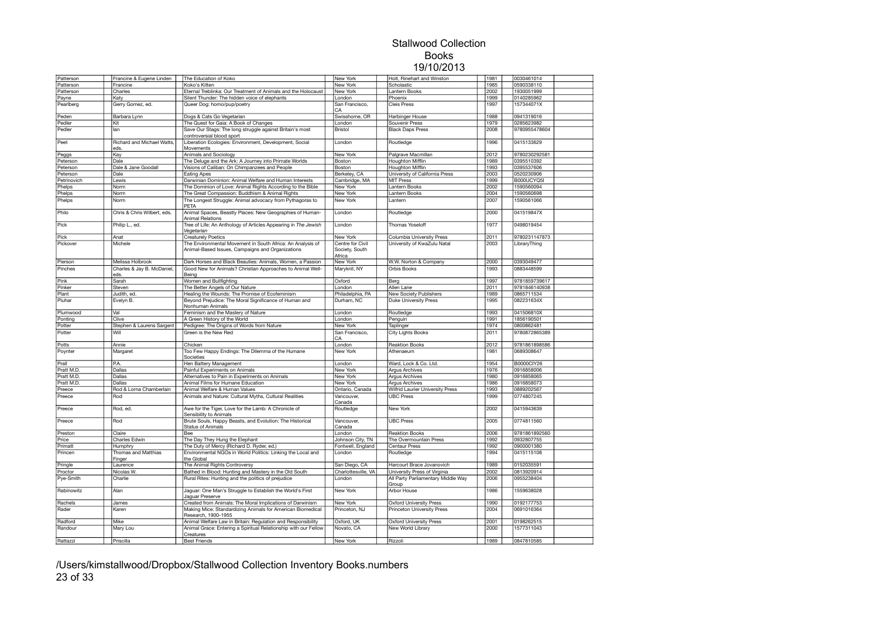# Stallwood Collection
## Books
### 19/10/2013

| | | | | | | |
|---|---|---|---|---|---|---|
| Patterson | Francine & Eugene Linden | The Education of Koko | New York | Holt, Rinehart and Winston | 1981 | 0030461014 |
| Patterson | Francine | Koko's Kitten | New York | Scholastic | 1985 | 0590338110 |
| Patterson | Charles | Eternal Treblinka: Our Treatment of Animals and the Holocaust | New York | Lantern Books | 2002 | 1930051999 |
| Payne | Katy | Silent Thunder: The hidden voice of elephants | London | Phoenix | 1999 | 0140285962 |
| Pearlberg | Gerry Gomez, ed. | Queer Dog: homo/pup/poetry | San Francisco, CA | Cleis Press | 1997 | 157344071X |
| Peden | Barbara Lynn | Dogs & Cats Go Vegetarian | Swisshome, OR | Harbinger House | 1988 | 0941319016 |
| Pedler | Kit | The Quest for Gaia: A Book of Changes | London | Souvenir Press | 1979 | 0285623982 |
| Pedler | Ian | Save Our Stags: The long struggle against Britain's most controversial blood sport | Bristol | Black Daps Press | 2008 | 9780955478604 |
| Peet | Richard and Michael Watts, eds. | Liberation Ecologies: Environment, Development, Social Movements | London | Routledge | 1996 | 0415133629 |
| Peggs | Kay | Animals and Sociology | New York | Palgrave Macmillan | 2012 | 9780230292581 |
| Peterson | Dale | The Deluge and the Ark: A Journey into Primate Worlds | Boston | Houghton Mifflin | 1989 | 0395510392 |
| Peterson | Dale & Jane Goodall | Visions of Caliban: On Chimpanzees and People | Boston | Houghton Mifflin | 1993 | 0395537606 |
| Peterson | Dale | Eating Apes | Berkeley, CA | University of California Press | 2003 | 0520230906 |
| Petrinovich | Lewis | Darwinian Dominion: Animal Welfare and Human Interests | Cambridge, MA | MIT Press | 1999 | B000UCYQ5I |
| Phelps | Norm | The Dominion of Love: Animal Rights According to the Bible | New York | Lantern Books | 2002 | 1590560094 |
| Phelps | Norm | The Great Compassion: Buddhism & Animal Rights | New York | Lantern Books | 2004 | 1590560698 |
| Phelps | Norm | The Longest Struggle: Animal advocacy from Pythagoras to PETA | New York | Lantern | 2007 | 1590561066 |
| Philo | Chris & Chris Wilbert, eds. | Animal Spaces, Beastly Places: New Geographies of Human-Animal Relations | London | Routledge | 2000 | 041519847X |
| Pick | Philip L., ed. | Tree of Life: An Anthology of Articles Appearing in *The Jewish Vegetarian* | London | Thomas Yoseloff | 1977 | 0498019454 |
| Pick | Anat | Creaturely Poetics | New York | Columbia University Press | 2011 | 9780231147873 |
| Pickover | Michele | The Environmental Movement in South Africa: An Analysis of Animal-Based Issues, Campaigns and Organizations | Centre for Civil Society, South Africa | University of KwaZulu Natal | 2003 | LibraryThing |
| Pierson | Melissa Holbrook | Dark Horses and Black Beauties: Animals, Women, a Passion | New York | W.W. Norton & Company | 2000 | 0393049477 |
| Pinches | Charles & Jay B. McDaniel, eds. | Good New for Animals? Christian Approaches to Animal Well-Being | Maryknll, NY | Orbis Books | 1993 | 0883448599 |
| Pink | Sarah | Women and Bullfighting | Oxford | Berg | 1997 | 9781859739617 |
| Pinker | Steven | The Better Angels of Our Nature | London | Allen Lane | 2011 | 9781846140938 |
| Plant | Judith, ed. | Healing the Wounds: The Promise of Ecofeminism | Philadelphia, PA | New Society Publishers | 1989 | 0865711534 |
| Pluhar | Evelyn B. | Beyond Prejudice: The Moral Significance of Human and Nonhuman Animals | Durham, NC | Duke University Press | 1995 | 082231634X |
| Plumwood | Val | Feminism and the Mastery of Nature | London | Routledge | 1993 | 041506810X |
| Ponting | Clive | A Green History of the World | London | Penguin | 1991 | 1856190501 |
| Potter | Stephen & Laurens Sargent | Pedigree: The Origins of Words from Nature | New York | Taplinger | 1974 | 0800862481 |
| Potter | Will | Green is the New Red | San Francisco, CA | City Lights Books | 2011 | 9780872865389 |
| Potts | Annie | Chicken | London | Reaktion Books | 2012 | 9781861898586 |
| Poynter | Margaret | Too Few Happy Endings: The Dilemma of the Humane Societies | New York | Athenaeum | 1981 | 0689308647 |
| Prall | P.A. | Hen Battery Management | London | Ward, Lock & Co. Ltd. | 1954 | B0000CIY26 |
| Pratt M.D. | Dallas | Painful Experiments on Animals | New York | Argus Archives | 1976 | 0916858006 |
| Pratt M.D. | Dallas | Alternatives to Pain in Experiments on Animals | New York | Argus Archives | 1980 | 0916858065 |
| Pratt M.D. | Dallas | Animal Films for Humane Education | New York | Argus Archives | 1986 | 0916858073 |
| Preece | Rod & Lorna Chamberlain | Animal Welfare & Human Values | Ontario, Canada | Wilfrid Laurier University Press | 1993 | 0889202567 |
| Preece | Rod | Animals and Nature: Cultural Myths, Cultural Realities | Vancouver, Canada | UBC Press | 1999 | 0774807245 |
| Preece | Rod, ed. | Awe for the Tiger, Love for the Lamb: A Chronicle of Sensibility to Animals | Routledge | New York | 2002 | 0415943639 |
| Preece | Rod | Brute Souls, Happy Beasts, and Evolution: The Historical Status of Animals | Vancouver, Canada | UBC Press | 2005 | 0774811560 |
| Preston | Claire | Bee | London | Reaktion Books | 2006 | 9781861892560 |
| Price | Charles Edwin | The Day They Hung the Elephant | Johnson City, TN | The Overmountain Press | 1992 | 0932807755 |
| Primatt | Humphry | The Duty of Mercy (Richard D. Ryder, ed.) | Fontwell, England | Centaur Press | 1992 | 0900001380 |
| Princen | Thomas and Matthias Finger | Environmental NGOs in World Politics: Linking the Local and the Global | London | Routledge | 1994 | 0415115108 |
| Pringle | Laurence | The Animal Rights Controversy | San Diego, CA | Harcourt Brace Jovanovich | 1989 | 0152035591 |
| Proctor | Nicolas W. | Bathed in Blood: Hunting and Mastery in the Old South | Charlottesville, VA | University Press of Virginia | 2002 | 0813920914 |
| Pye-Smith | Charlie | Rural Rites: Hunting and the politics of prejudice | London | All Party Parliamentary Middle Way Group | 2006 | 0955238404 |
| Rabinowitz | Alan | Jaguar: One Man's Struggle to Establish the World's First Jaguar Preserve | New York | Arbor House | 1986 | 1559638028 |
| Rachels | James | Created from Animals: The Moral Implications of Darwinism | New York | Oxford University Press | 1990 | 0192177753 |
| Rader | Karen | Making Mice: Standardizing Animals for American Biomedical Research, 1900-1955 | Princeton, NJ | Princeton University Press | 2004 | 0691016364 |
| Radford | Mike | Animal Welfare Law in Britain: Regulation and Responsibility | Oxford, UK | Oxford University Press | 2001 | 0198262515 |
| Randour | Mary Lou | Animal Grace: Entering a Spiritual Relationship with our Fellow Creatures | Novato, CA | New World Library | 2000 | 1577311043 |
| Rattazzi | Priscilla | Best Friends | New York | Rizzoli | 1989 | 0847810585 |

/Users/kimstallwood/Dropbox/Stallwood Collection Inventory Books.numbers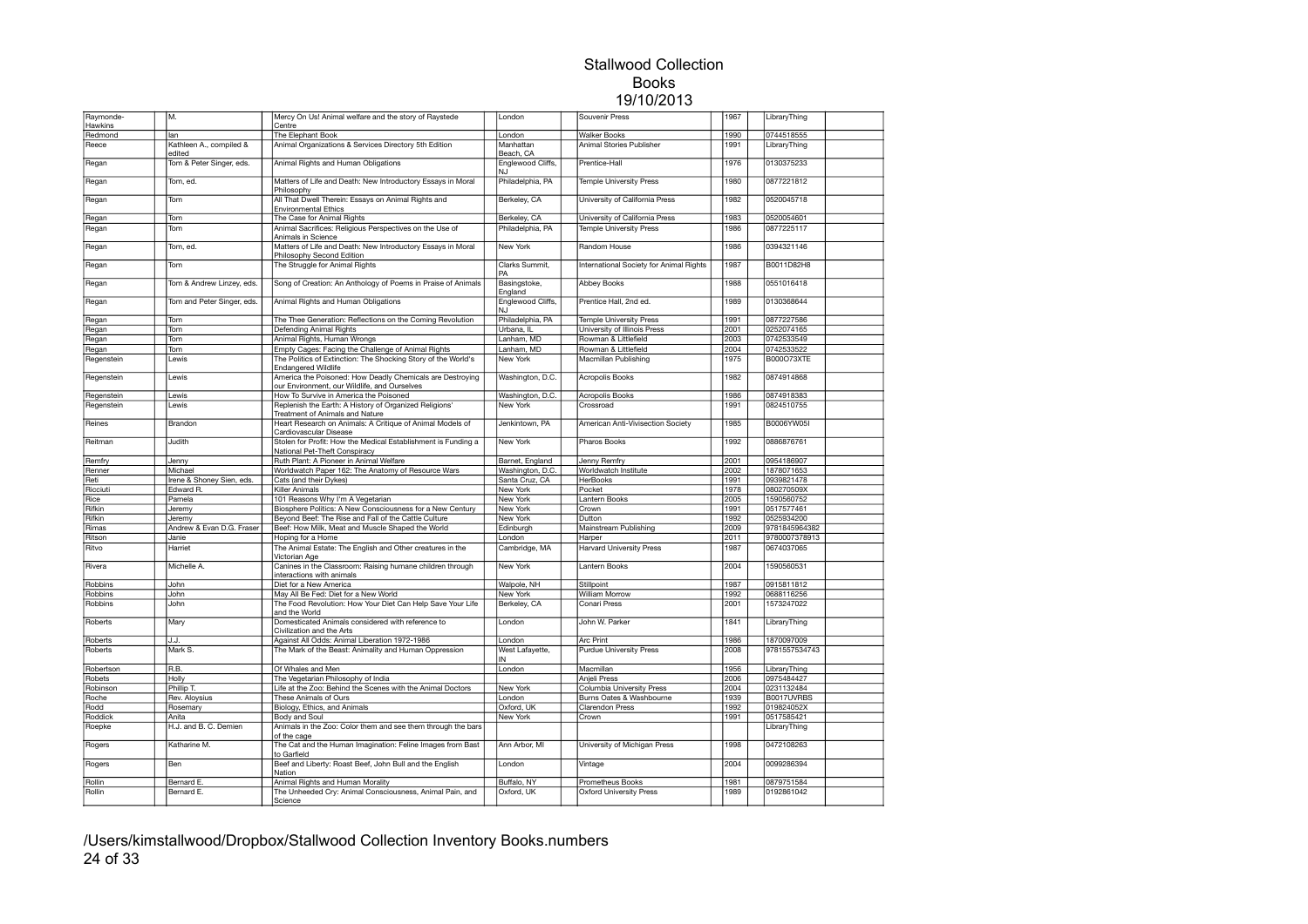# Stallwood Collection
## Books
## 19/10/2013

| | | | | | | |
|---|---|---|---|---|---|---|
| Raymonde-Hawkins | M. | Mercy On Us! Animal welfare and the story of Raystede Centre | London | Souvenir Press | 1967 | LibraryThing |
| Redmond | Ian | The Elephant Book | London | Walker Books | 1990 | 0744518555 |
| Reece | Kathleen A., compiled & edited | Animal Organizations & Services Directory 5th Edition | Manhattan Beach, CA | Animal Stories Publisher | 1991 | LibraryThing |
| Regan | Tom & Peter Singer, eds. | Animal Rights and Human Obligations | Englewood Cliffs, NJ | Prentice-Hall | 1976 | 0130375233 |
| Regan | Tom, ed. | Matters of Life and Death: New Introductory Essays in Moral Philosophy | Philadelphia, PA | Temple University Press | 1980 | 0877221812 |
| Regan | Tom | All That Dwell Therein: Essays on Animal Rights and Environmental Ethics | Berkeley, CA | University of California Press | 1982 | 0520045718 |
| Regan | Tom | The Case for Animal Rights | Berkeley, CA | University of California Press | 1983 | 0520054601 |
| Regan | Tom | Animal Sacrifices: Religious Perspectives on the Use of Animals in Science | Philadelphia, PA | Temple University Press | 1986 | 0877225117 |
| Regan | Tom, ed. | Matters of Life and Death: New Introductory Essays in Moral Philosophy Second Edition | New York | Random House | 1986 | 0394321146 |
| Regan | Tom | The Struggle for Animal Rights | Clarks Summit, PA | International Society for Animal Rights | 1987 | B0011D82H8 |
| Regan | Tom & Andrew Linzey, eds. | Song of Creation: An Anthology of Poems in Praise of Animals | Basingstoke, England | Abbey Books | 1988 | 0551016418 |
| Regan | Tom and Peter Singer, eds. | Animal Rights and Human Obligations | Englewood Cliffs, NJ | Prentice Hall, 2nd ed. | 1989 | 0130368644 |
| Regan | Tom | The Thee Generation: Reflections on the Coming Revolution | Philadelphia, PA | Temple University Press | 1991 | 0877227586 |
| Regan | Tom | Defending Animal Rights | Urbana, IL | University of Illinois Press | 2001 | 0252074165 |
| Regan | Tom | Animal Rights, Human Wrongs | Lanham, MD | Rowman & Littlefield | 2003 | 0742533549 |
| Regan | Tom | Empty Cages: Facing the Challenge of Animal Rights | Lanham, MD | Rowman & Littlefield | 2004 | 0742533522 |
| Regenstein | Lewis | The Politics of Extinction: The Shocking Story of the World's Endangered Wildlife | New York | Macmillan Publishing | 1975 | B000O73XTE |
| Regenstein | Lewis | America the Poisoned: How Deadly Chemicals are Destroying our Environment, our Wildlife, and Ourselves | Washington, D.C. | Acropolis Books | 1982 | 0874914868 |
| Regenstein | Lewis | How To Survive in America the Poisoned | Washington, D.C. | Acropolis Books | 1986 | 0874918383 |
| Regenstein | Lewis | Replenish the Earth: A History of Organized Religions' Treatment of Animals and Nature | New York | Crossroad | 1991 | 0824510755 |
| Reines | Brandon | Heart Research on Animals: A Critique of Animal Models of Cardiovascular Disease | Jenkintown, PA | American Anti-Vivisection Society | 1985 | B0006YW05I |
| Reitman | Judith | Stolen for Profit: How the Medical Establishment is Funding a National Pet-Theft Conspiracy | New York | Pharos Books | 1992 | 0886876761 |
| Remfry | Jenny | Ruth Plant: A Pioneer in Animal Welfare | Barnet, England | Jenny Remfry | 2001 | 0954186907 |
| Renner | Michael | Worldwatch Paper 162: The Anatomy of Resource Wars | Washington, D.C. | Worldwatch Institute | 2002 | 1878071653 |
| Reti | Irene & Shoney Sien, eds. | Cats (and their Dykes) | Santa Cruz, CA | HerBooks | 1991 | 0939821478 |
| Ricciuti | Edward R. | Killer Animals | New York | Pocket | 1978 | 080270509X |
| Rice | Pamela | 101 Reasons Why I'm A Vegetarian | New York | Lantern Books | 2005 | 1590560752 |
| Rifkin | Jeremy | Biosphere Politics: A New Consciousness for a New Century | New York | Crown | 1991 | 0517577461 |
| Rifkin | Jeremy | Beyond Beef: The Rise and Fall of the Cattle Culture | New York | Dutton | 1992 | 0525934200 |
| Rimas | Andrew & Evan D.G. Fraser | Beef: How Milk, Meat and Muscle Shaped the World | Edinburgh | Mainstream Publishing | 2009 | 9781845964382 |
| Ritson | Janie | Hoping for a Home | London | Harper | 2011 | 9780007378913 |
| Ritvo | Harriet | The Animal Estate: The English and Other creatures in the Victorian Age | Cambridge, MA | Harvard University Press | 1987 | 0674037065 |
| Rivera | Michelle A. | Canines in the Classroom: Raising humane children through interactions with animals | New York | Lantern Books | 2004 | 1590560531 |
| Robbins | John | Diet for a New America | Walpole, NH | Stillpoint | 1987 | 0915811812 |
| Robbins | John | May All Be Fed: Diet for a New World | New York | William Morrow | 1992 | 0688116256 |
| Robbins | John | The Food Revolution: How Your Diet Can Help Save Your Life and the World | Berkeley, CA | Conari Press | 2001 | 1573247022 |
| Roberts | Mary | Domesticated Animals considered with reference to Civilization and the Arts | London | John W. Parker | 1841 | LibraryThing |
| Roberts | J.J. | Against All Odds: Animal Liberation 1972-1986 | London | Arc Print | 1986 | 1870097009 |
| Roberts | Mark S. | The Mark of the Beast: Animality and Human Oppression | West Lafayette, IN | Purdue University Press | 2008 | 9781557534743 |
| Robertson | R.B. | Of Whales and Men | London | Macmillan | 1956 | LibraryThing |
| Robets | Holly | The Vegetarian Philosophy of India | | Anjeli Press | 2006 | 0975484427 |
| Robinson | Phillip T. | Life at the Zoo: Behind the Scenes with the Animal Doctors | New York | Columbia University Press | 2004 | 0231132484 |
| Roche | Rev. Aloysius | These Animals of Ours | London | Burns Oates & Washbourne | 1939 | B0017UVRBS |
| Rodd | Rosemary | Biology, Ethics, and Animals | Oxford, UK | Clarendon Press | 1992 | 019824052X |
| Roddick | Anita | Body and Soul | New York | Crown | 1991 | 0517585421 |
| Roepke | H.J. and B. C. Demien | Animals in the Zoo: Color them and see them through the bars of the cage | | | | LibraryThing |
| Rogers | Katharine M. | The Cat and the Human Imagination: Feline Images from Bast to Garfield | Ann Arbor, MI | University of Michigan Press | 1998 | 0472108263 |
| Rogers | Ben | Beef and Liberty: Roast Beef, John Bull and the English Nation | London | Vintage | 2004 | 0099286394 |
| Rollin | Bernard E. | Animal Rights and Human Morality | Buffalo, NY | Prometheus Books | 1981 | 0879751584 |
| Rollin | Bernard E. | The Unheeded Cry: Animal Consciousness, Animal Pain, and Science | Oxford, UK | Oxford University Press | 1989 | 0192861042 |

/Users/kimstallwood/Dropbox/Stallwood Collection Inventory Books.numbers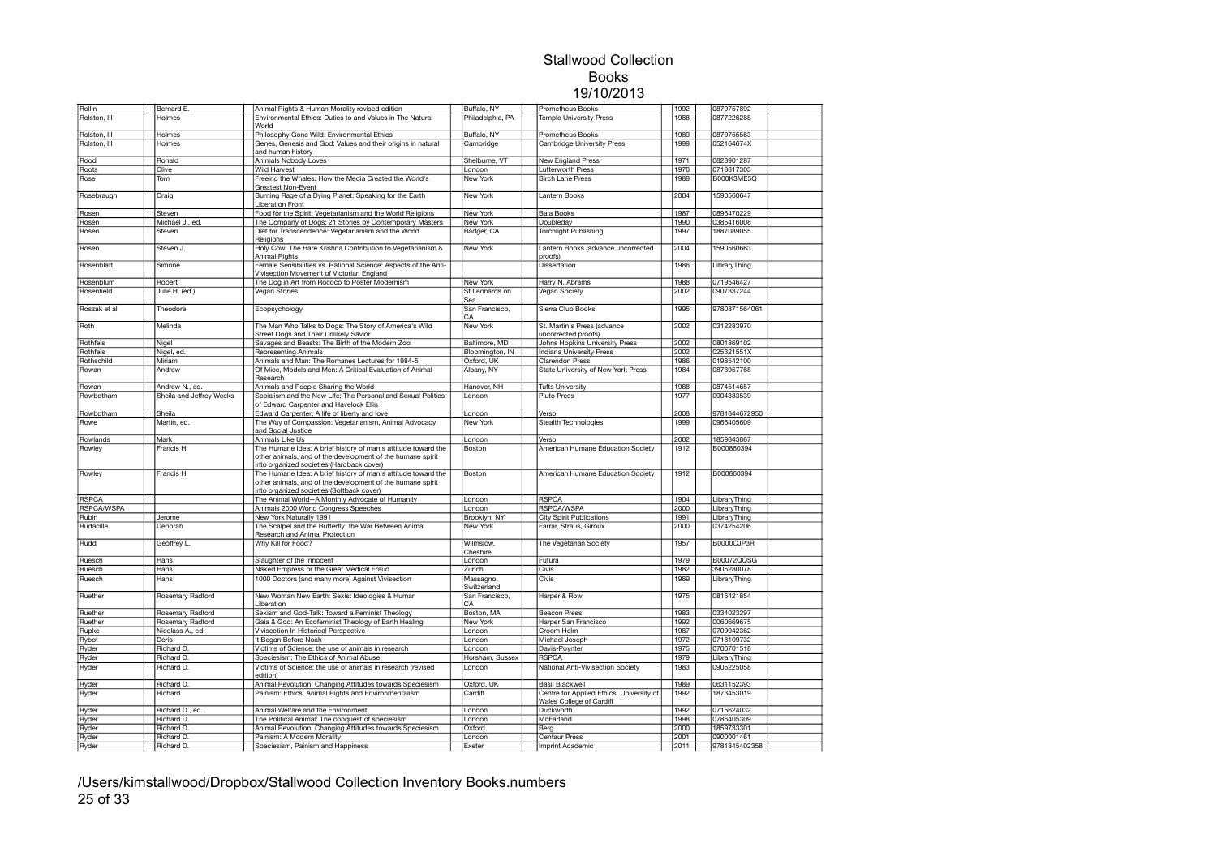# Stallwood Collection
## Books
### 19/10/2013

| | | | | | | |
|---|---|---|---|---|---|---|
| Rollin | Bernard E. | Animal Rights & Human Morality revised edition | Buffalo, NY | Prometheus Books | 1992 | 0879757892 |
| Rolston, III | Holmes | Environmental Ethics: Duties to and Values in The Natural World | Philadelphia, PA | Temple University Press | 1988 | 0877226288 |
| Rolston, III | Holmes | Philosophy Gone Wild: Environmental Ethics | Buffalo, NY | Prometheus Books | 1989 | 0879755563 |
| Rolston, III | Holmes | Genes, Genesis and God: Values and their origins in natural and human history | Cambridge | Cambridge University Press | 1999 | 052164674X |
| Rood | Ronald | Animals Nobody Loves | Shelburne, VT | New England Press | 1971 | 0828901287 |
| Roots | Clive | Wild Harvest | London | Lutterworth Press | 1970 | 0718817303 |
| Rose | Tom | Freeing the Whales: How the Media Created the World's Greatest Non-Event | New York | Birch Lane Press | 1989 | B000K3ME5Q |
| Rosebraugh | Craig | Burning Rage of a Dying Planet: Speaking for the Earth Liberation Front | New York | Lantern Books | 2004 | 1590560647 |
| Rosen | Steven | Food for the Spirit: Vegetarianism and the World Religions | New York | Bala Books | 1987 | 0896470229 |
| Rosen | Michael J., ed. | The Company of Dogs: 21 Stories by Contemporary Masters | New York | Doubleday | 1990 | 0385416008 |
| Rosen | Steven | Diet for Transcendence: Vegetarianism and the World Religions | Badger, CA | Torchlight Publishing | 1997 | 1887089055 |
| Rosen | Steven J. | Holy Cow: The Hare Krishna Contribution to Vegetarianism & Animal Rights | New York | Lantern Books (advance uncorrected proofs) | 2004 | 1590560663 |
| Rosenblatt | Simone | Female Sensibilities vs. Rational Science: Aspects of the Anti-Vivisection Movement of Victorian England | | Dissertation | 1986 | LibraryThing |
| Rosenblum | Robert | The Dog in Art from Rococo to Poster Modernism | New York | Harry N. Abrams | 1988 | 0719546427 |
| Rosenfield | Julie H. (ed.) | Vegan Stories | St Leonards on Sea | Vegan Society | 2002 | 0907337244 |
| Roszak et al | Theodore | Ecopsychology | San Francisco, CA | Sierra Club Books | 1995 | 9780871564061 |
| Roth | Melinda | The Man Who Talks to Dogs: The Story of America's Wild Street Dogs and Their Unlikely Savior | New York | St. Martin's Press (advance uncorrected proofs) | 2002 | 0312283970 |
| Rothfels | Nigel | Savages and Beasts: The Birth of the Modern Zoo | Baltimore, MD | Johns Hopkins University Press | 2002 | 0801869102 |
| Rothfels | Nigel, ed. | Representing Animals | Bloomington, IN | Indiana University Press | 2002 | 025321551X |
| Rothschild | Miriam | Animals and Man: The Romanes Lectures for 1984-5 | Oxford, UK | Clarendon Press | 1986 | 0198542100 |
| Rowan | Andrew | Of Mice, Models and Men: A Critical Evaluation of Animal Research | Albany, NY | State University of New York Press | 1984 | 0873957768 |
| Rowan | Andrew N., ed. | Animals and People Sharing the World | Hanover, NH | Tufts University | 1988 | 0874514657 |
| Rowbotham | Sheila and Jeffrey Weeks | Socialism and the New Life: The Personal and Sexual Politics of Edward Carpenter and Havelock Ellis | London | Pluto Press | 1977 | 0904383539 |
| Rowbotham | Sheila | Edward Carpenter: A life of liberty and love | London | Verso | 2008 | 9781844672950 |
| Rowe | Martin, ed. | The Way of Compassion: Vegetarianism, Animal Advocacy and Social Justice | New York | Stealth Technologies | 1999 | 0966405609 |
| Rowlands | Mark | Animals Like Us | London | Verso | 2002 | 1859843867 |
| Rowley | Francis H. | The Humane Idea: A brief history of man's attitude toward the other animals, and of the development of the humane spirit into organized societies (Hardback cover) | Boston | American Humane Education Society | 1912 | B000860394 |
| Rowley | Francis H. | The Humane Idea: A brief history of man's attitude toward the other animals, and of the development of the humane spirit into organized societies (Softback cover) | Boston | American Humane Education Society | 1912 | B000860394 |
| RSPCA | | The Animal World--A Monthly Advocate of Humanity | London | RSPCA | 1904 | LibraryThing |
| RSPCA/WSPA | | Animals 2000 World Congress Speeches | London | RSPCA/WSPA | 2000 | LibraryThing |
| Rubin | Jerome | New York Naturally 1991 | Brooklyn, NY | City Spirit Publications | 1991 | LibraryThing |
| Rudacille | Deborah | The Scalpel and the Butterfly: the War Between Animal Research and Animal Protection | New York | Farrar, Straus, Giroux | 2000 | 0374254206 |
| Rudd | Geoffrey L. | Why Kill for Food? | Wilmslow, Cheshire | The Vegetarian Society | 1957 | B0000CJP3R |
| Ruesch | Hans | Slaughter of the Innocent | London | Futura | 1979 | B00072QQSG |
| Ruesch | Hans | Naked Empress or the Great Medical Fraud | Zurich | Civis | 1982 | 3905280078 |
| Ruesch | Hans | 1000 Doctors (and many more) Against Vivisection | Massagno, Switzerland | Civis | 1989 | LibraryThing |
| Ruether | Rosemary Radford | New Woman New Earth: Sexist Ideologies & Human Liberation | San Francisco, CA | Harper & Row | 1975 | 0816421854 |
| Ruether | Rosemary Radford | Sexism and God-Talk: Toward a Feminist Theology | Boston, MA | Beacon Press | 1983 | 0334023297 |
| Ruether | Rosemary Radford | Gaia & God: An Ecofeminist Theology of Earth Healing | New York | Harper San Francisco | 1992 | 0060669675 |
| Rupke | Nicolass A., ed. | Vivisection In Historical Perspective | London | Croom Helm | 1987 | 0709942362 |
| Rybot | Doris | It Began Before Noah | London | Michael Joseph | 1972 | 0718109732 |
| Ryder | Richard D. | Victims of Science: the use of animals in research | London | Davis-Poynter | 1975 | 0706701518 |
| Ryder | Richard D. | Speciesism: The Ethics of Animal Abuse | Horsham, Sussex | RSPCA | 1979 | LibraryThing |
| Ryder | Richard D. | Victims of Science: the use of animals in research (revised edition) | London | National Anti-Vivisection Society | 1983 | 0905225058 |
| Ryder | Richard D. | Animal Revolution: Changing Attitudes towards Speciesism | Oxford, UK | Basil Blackwell | 1989 | 0631152393 |
| Ryder | Richard | Painism: Ethics, Animal Rights and Environmentalism | Cardiff | Centre for Applied Ethics, University of Wales College of Cardiff | 1992 | 1873453019 |
| Ryder | Richard D., ed. | Animal Welfare and the Environment | London | Duckworth | 1992 | 0715624032 |
| Ryder | Richard D. | The Political Animal: The conquest of speciesism | London | McFarland | 1998 | 0786405309 |
| Ryder | Richard D. | Animal Revolution: Changing Attitudes towards Speciesism | Oxford | Berg | 2000 | 1859733301 |
| Ryder | Richard D. | Painism: A Modern Morality | London | Centaur Press | 2001 | 0900001461 |
| Ryder | Richard D. | Speciesism, Painism and Happiness | Exeter | Imprint Academic | 2011 | 9781845402358 |

/Users/kimstallwood/Dropbox/Stallwood Collection Inventory Books.numbers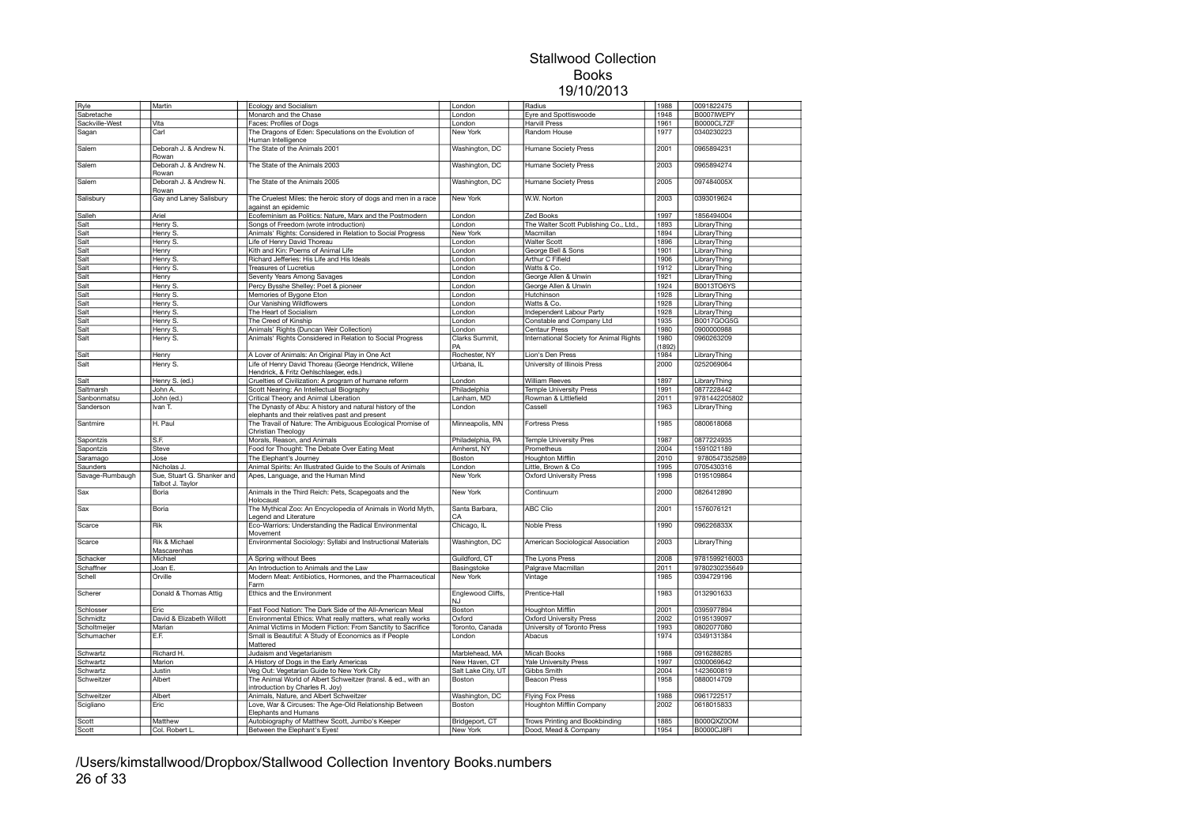# Stallwood Collection
## Books
### 19/10/2013

| | | | | | | |
|---|---|---|---|---|---|---|
| Ryle | Martin | Ecology and Socialism | London | Radius | 1988 | 0091822475 |
| Sabretache | | Monarch and the Chase | London | Eyre and Spottiswoode | 1948 | B0007IWEPY |
| Sackville-West | Vita | Faces: Profiles of Dogs | London | Harvill Press | 1961 | B0000CL7ZF |
| Sagan | Carl | The Dragons of Eden: Speculations on the Evolution of Human Intelligence | New York | Random House | 1977 | 0340230223 |
| Salem | Deborah J. & Andrew N. Rowan | The State of the Animals 2001 | Washington, DC | Humane Society Press | 2001 | 0965894231 |
| Salem | Deborah J. & Andrew N. Rowan | The State of the Animals 2003 | Washington, DC | Humane Society Press | 2003 | 0965894274 |
| Salem | Deborah J. & Andrew N. Rowan | The State of the Animals 2005 | Washington, DC | Humane Society Press | 2005 | 097484005X |
| Salisbury | Gay and Laney Salisbury | The Cruelest Miles: the heroic story of dogs and men in a race against an epidemic | New York | W.W. Norton | 2003 | 0393019624 |
| Salleh | Ariel | Ecofeminism as Politics: Nature, Marx and the Postmodern | London | Zed Books | 1997 | 1856494004 |
| Salt | Henry S. | Songs of Freedom (wrote introduction) | London | The Walter Scott Publishing Co., Ltd., | 1893 | LibraryThing |
| Salt | Henry S. | Animals' Rights: Considered in Relation to Social Progress | New York | Macmillan | 1894 | LibraryThing |
| Salt | Henry S. | Life of Henry David Thoreau | London | Walter Scott | 1896 | LibraryThing |
| Salt | Henry | Kith and Kin: Poems of Animal Life | London | George Bell & Sons | 1901 | LibraryThing |
| Salt | Henry S. | Richard Jefferies: His Life and His Ideals | London | Arthur C Fifield | 1906 | LibraryThing |
| Salt | Henry S. | Treasures of Lucretius | London | Watts & Co. | 1912 | LibraryThing |
| Salt | Henry | Seventy Years Among Savages | London | George Allen & Unwin | 1921 | LibraryThing |
| Salt | Henry S. | Percy Bysshe Shelley: Poet & pioneer | London | George Allen & Unwin | 1924 | B0013TO6YS |
| Salt | Henry S. | Memories of Bygone Eton | London | Hutchinson | 1928 | LibraryThing |
| Salt | Henry S. | Our Vanishing Wildflowers | London | Watts & Co. | 1928 | LibraryThing |
| Salt | Henry S. | The Heart of Socialism | London | Independent Labour Party | 1928 | LibraryThing |
| Salt | Henry S. | The Creed of Kinship | London | Constable and Company Ltd | 1935 | B0017GOG5G |
| Salt | Henry S. | Animals' Rights (Duncan Weir Collection) | London | Centaur Press | 1980 | 0900000988 |
| Salt | Henry S. | Animals' Rights Considered in Relation to Social Progress | Clarks Summit, PA | International Society for Animal Rights | 1980 (1892) | 0960263209 |
| Salt | Henry | A Lover of Animals: An Original Play in One Act | Rochester, NY | Lion's Den Press | 1984 | LibraryThing |
| Salt | Henry S. | Life of Henry David Thoreau (George Hendrick, Willene Hendrick, & Fritz Oehlschlaeger, eds.) | Urbana, IL | University of Illinois Press | 2000 | 0252069064 |
| Salt | Henry S. (ed.) | Cruelties of Civilization: A program of humane reform | London | William Reeves | 1897 | LibraryThing |
| Saltmarsh | John A. | Scott Nearing: An Intellectual Biography | Philadelphia | Temple University Press | 1991 | 0877228442 |
| Sanbonmatsu | John (ed.) | Critical Theory and Animal Liberation | Lanham, MD | Rowman & Littlefield | 2011 | 9781442205802 |
| Sanderson | Ivan T. | The Dynasty of Abu: A history and natural history of the elephants and their relatives past and present | London | Cassell | 1963 | LibraryThing |
| Santmire | H. Paul | The Travail of Nature: The Ambiguous Ecological Promise of Christian Theology | Minneapolis, MN | Fortress Press | 1985 | 0800618068 |
| Sapontzis | S.F. | Morals, Reason, and Animals | Philadelphia, PA | Temple University Pres | 1987 | 0877224935 |
| Sapontzis | Steve | Food for Thought: The Debate Over Eating Meat | Amherst, NY | Prometheus | 2004 | 1591021189 |
| Saramago | Jose | The Elephant's Journey | Boston | Houghton Mifflin | 2010 | 9780547352589 |
| Saunders | Nicholas J. | Animal Spirits: An Illustrated Guide to the Souls of Animals | London | Little, Brown & Co | 1995 | 0705430316 |
| Savage-Rumbaugh | Sue, Stuart G. Shanker and Talbot J. Taylor | Apes, Language, and the Human Mind | New York | Oxford University Press | 1998 | 0195109864 |
| Sax | Boria | Animals in the Third Reich: Pets, Scapegoats and the Holocaust | New York | Continuum | 2000 | 0826412890 |
| Sax | Boria | The Mythical Zoo: An Encyclopedia of Animals in World Myth, Legend and Literature | Santa Barbara, CA | ABC Clio | 2001 | 1576076121 |
| Scarce | Rik | Eco-Warriors: Understanding the Radical Environmental Movement | Chicago, IL | Noble Press | 1990 | 096226833X |
| Scarce | Rik & Michael Mascarenhas | Environmental Sociology: Syllabi and Instructional Materials | Washington, DC | American Sociological Association | 2003 | LibraryThing |
| Schacker | Michael | A Spring without Bees | Guildford, CT | The Lyons Press | 2008 | 9781599216003 |
| Schaffner | Joan E. | An Introduction to Animals and the Law | Basingstoke | Palgrave Macmillan | 2011 | 9780230235649 |
| Schell | Orville | Modern Meat: Antibiotics, Hormones, and the Pharmaceutical Farm | New York | Vintage | 1985 | 0394729196 |
| Scherer | Donald & Thomas Attig | Ethics and the Environment | Englewood Cliffs, NJ | Prentice-Hall | 1983 | 0132901633 |
| Schlosser | Eric | Fast Food Nation: The Dark Side of the All-American Meal | Boston | Houghton Mifflin | 2001 | 0395977894 |
| Schmidtz | David & Elizabeth Willott | Environmental Ethics: What really matters, what really works | Oxford | Oxford University Press | 2002 | 0195139097 |
| Scholtmeijer | Marian | Animal Victims in Modern Fiction: From Sanctity to Sacrifice | Toronto, Canada | University of Toronto Press | 1993 | 0802077080 |
| Schumacher | E.F. | Small is Beautiful: A Study of Economics as if People Mattered | London | Abacus | 1974 | 0349131384 |
| Schwartz | Richard H. | Judaism and Vegetarianism | Marblehead, MA | Micah Books | 1988 | 0916288285 |
| Schwartz | Marion | A History of Dogs in the Early Americas | New Haven, CT | Yale University Press | 1997 | 0300069642 |
| Schwartz | Justin | Veg Out: Vegetarian Guide to New York City | Salt Lake City, UT | Gibbs Smith | 2004 | 1423600819 |
| Schweitzer | Albert | The Animal World of Albert Schweitzer (transl. & ed., with an introduction by Charles R. Joy) | Boston | Beacon Press | 1958 | 0880014709 |
| Schweitzer | Albert | Animals, Nature, and Albert Schweitzer | Washington, DC | Flying Fox Press | 1988 | 0961722517 |
| Scigliano | Eric | Love, War & Circuses: The Age-Old Relationship Between Elephants and Humans | Boston | Houghton Mifflin Company | 2002 | 0618015833 |
| Scott | Matthew | Autobiography of Matthew Scott, Jumbo's Keeper | Bridgeport, CT | Trows Printing and Bookbinding | 1885 | B000QXZ0OM |
| Scott | Col. Robert L. | Between the Elephant's Eyes! | New York | Dood, Mead & Company | 1954 | B0000CJ8FI |

/Users/kimstallwood/Dropbox/Stallwood Collection Inventory Books.numbers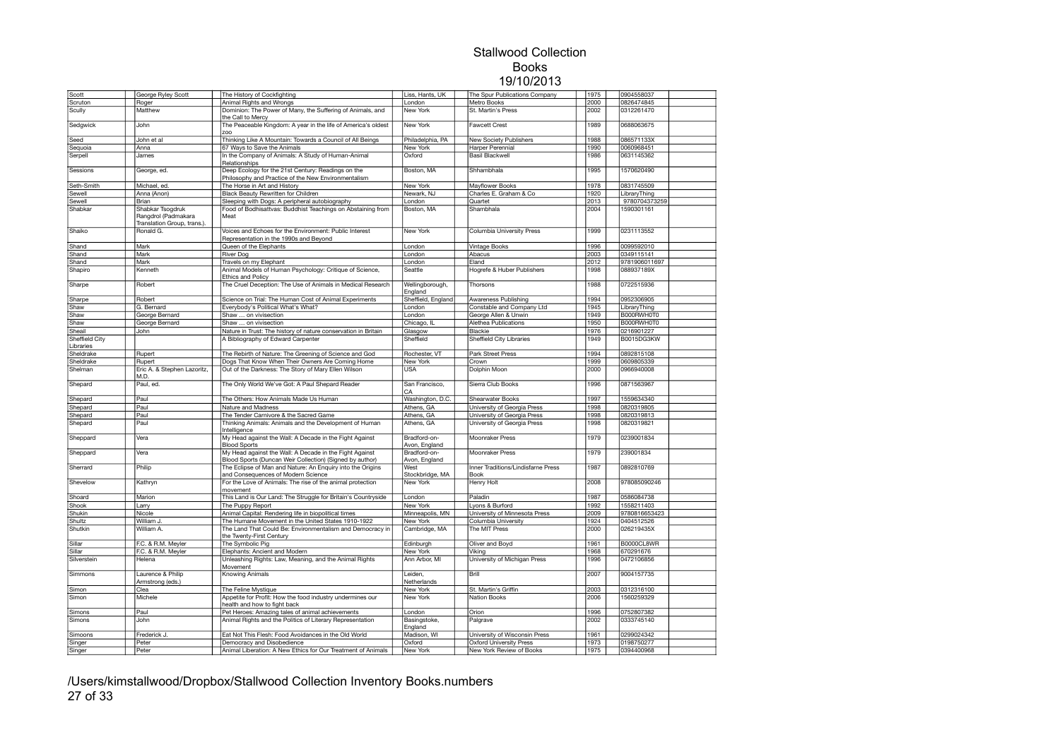# Stallwood Collection
## Books
## 19/10/2013

| | | | | | | | |
|---|---|---|---|---|---|---|---|
| Scott | George Ryley Scott | The History of Cockfighting | Liss, Hants, UK | The Spur Publications Company | 1975 | 0904558037 | |
| Scruton | Roger | Animal Rights and Wrongs | London | Metro Books | 2000 | 0826474845 | |
| Scully | Matthew | Dominion: The Power of Many, the Suffering of Animals, and the Call to Mercy | New York | St. Martin's Press | 2002 | 0312261470 | |
| Sedgwick | John | The Peaceable Kingdom: A year in the life of America's oldest zoo | New York | Fawcett Crest | 1989 | 0688063675 | |
| Seed | John et al | Thinking Like A Mountain: Towards a Council of All Beings | Philadelphia, PA | New Society Publishers | 1988 | 086571133X | |
| Sequoia | Anna | 67 Ways to Save the Animals | New York | Harper Perennial | 1990 | 0060968451 | |
| Serpell | James | In the Company of Animals: A Study of Human-Animal Relationships | Oxford | Basil Blackwell | 1986 | 0631145362 | |
| Sessions | George, ed. | Deep Ecology for the 21st Century: Readings on the Philosophy and Practice of the New Environmentalism | Boston, MA | Shhambhala | 1995 | 1570620490 | |
| Seth-Smith | Michael, ed. | The Horse in Art and History | New York | Mayflower Books | 1978 | 0831745509 | |
| Sewell | Anna (Anon) | Black Beauty Rewritten for Children | Newark, NJ | Charles E. Graham & Co | 1920 | LibraryThing | |
| Sewell | Brian | Sleeping with Dogs: A peripheral autobiography | London | Quartet | 2013 | 9780704373259 | |
| Shabkar | Shabkar Tsogdruk Rangdrol (Padmakara Translation Group, trans.). | Food of Bodhisattvas: Buddhist Teachings on Abstaining from Meat | Boston, MA | Shambhala | 2004 | 1590301161 | |
| Shaiko | Ronald G. | Voices and Echoes for the Environment: Public Interest Representation in the 1990s and Beyond | New York | Columbia University Press | 1999 | 0231113552 | |
| Shand | Mark | Queen of the Elephants | London | Vintage Books | 1996 | 0099592010 | |
| Shand | Mark | River Dog | London | Abacus | 2003 | 0349115141 | |
| Shand | Mark | Travels on my Elephant | London | Eland | 2012 | 9781906011697 | |
| Shapiro | Kenneth | Animal Models of Human Psychology: Critique of Science, Ethics and Policy | Seattle | Hogrefe & Huber Publishers | 1998 | 088937189X | |
| Sharpe | Robert | The Cruel Deception: The Use of Animals in Medical Research | Wellingborough, England | Thorsons | 1988 | 0722515936 | |
| Sharpe | Robert | Science on Trial: The Human Cost of Animal Experiments | Sheffield, England | Awareness Publishing | 1994 | 0952306905 | |
| Shaw | G. Bernard | Everybody's Political What's What? | London | Constable and Company Ltd | 1945 | LibraryThing | |
| Shaw | George Bernard | Shaw … on vivisection | London | George Allen & Unwin | 1949 | B000RWH0T0 | |
| Shaw | George Bernard | Shaw … on vivisection | Chicago, IL | Alethea Publications | 1950 | B000RWH0T0 | |
| Sheail | John | Nature in Trust: The history of nature conservation in Britain | Glasgow | Blackie | 1976 | 0216901227 | |
| Sheffield City Libraries | | A Bibliography of Edward Carpenter | Sheffield | Sheffield City Libraries | 1949 | B0015DG3KW | |
| Sheldrake | Rupert | The Rebirth of Nature: The Greening of Science and God | Rochester, VT | Park Street Press | 1994 | 0892815108 | |
| Sheldrake | Rupert | Dogs That Know When Their Owners Are Coming Home | New York | Crown | 1999 | 0609805339 | |
| Shelman | Eric A. & Stephen Lazoritz, M.D. | Out of the Darkness: The Story of Mary Ellen Wilson | USA | Dolphin Moon | 2000 | 0966940008 | |
| Shepard | Paul, ed. | The Only World We've Got: A Paul Shepard Reader | San Francisco, CA | Sierra Club Books | 1996 | 0871563967 | |
| Shepard | Paul | The Others: How Animals Made Us Human | Washington, D.C. | Shearwater Books | 1997 | 1559634340 | |
| Shepard | Paul | Nature and Madness | Athens, GA | University of Georgia Press | 1998 | 0820319805 | |
| Shepard | Paul | The Tender Carnivore & the Sacred Game | Athens, GA | University of Georgia Press | 1998 | 0820319813 | |
| Shepard | Paul | Thinking Animals: Animals and the Development of Human Intelligence | Athens, GA | University of Georgia Press | 1998 | 0820319821 | |
| Sheppard | Vera | My Head against the Wall: A Decade in the Fight Against Blood Sports | Bradford-on-Avon, England | Moonraker Press | 1979 | 0239001834 | |
| Sheppard | Vera | My Head against the Wall: A Decade in the Fight Against Blood Sports (Duncan Weir Collection) (Signed by author) | Bradford-on-Avon, England | Moonraker Press | 1979 | 239001834 | |
| Sherrard | Philip | The Eclipse of Man and Nature: An Enquiry into the Origins and Consequences of Modern Science | West Stockbridge, MA | Inner Traditions/Lindisfarne Press Book | 1987 | 0892810769 | |
| Shevelow | Kathryn | For the Love of Animals: The rise of the animal protection movement | New York | Henry Holt | 2008 | 978085090246 | |
| Shoard | Marion | This Land is Our Land: The Struggle for Britain's Countryside | London | Paladin | 1987 | 0586084738 | |
| Shook | Larry | The Puppy Report | New York | Lyons & Burford | 1992 | 1558211403 | |
| Shukin | Nicole | Animal Capital: Rendering life in biopolitical times | Minneapolis, MN | University of Minnesota Press | 2009 | 9780816653423 | |
| Shultz | William J. | The Humane Movement in the United States 1910-1922 | New York | Columbia University | 1924 | 0404512526 | |
| Shutkin | William A. | The Land That Could Be: Environmentalism and Democracy in the Twenty-First Century | Cambridge, MA | The MIT Press | 2000 | 026219435X | |
| Sillar | F.C. & R.M. Meyler | The Symbolic Pig | Edinburgh | Oliver and Boyd | 1961 | B0000CL8WR | |
| Sillar | F.C. & R.M. Meyler | Elephants: Ancient and Modern | New York | Viking | 1968 | 670291676 | |
| Silverstein | Helena | Unleashing Rights: Law, Meaning, and the Animal Rights Movement | Ann Arbor, MI | University of Michigan Press | 1996 | 0472106856 | |
| Simmons | Laurence & Philip Armstrong (eds.) | Knowing Animals | Leiden, Netherlands | Brill | 2007 | 9004157735 | |
| Simon | Clea | The Feline Mystique | New York | St. Martin's Griffin | 2003 | 0312316100 | |
| Simon | Michele | Appetite for Profit: How the food industry undermines our health and how to fight back | New York | Nation Books | 2006 | 1560259329 | |
| Simons | Paul | Pet Heroes: Amazing tales of animal achievements | London | Orion | 1996 | 0752807382 | |
| Simons | John | Animal Rights and the Politics of Literary Representation | Basingstoke, England | Palgrave | 2002 | 0333745140 | |
| Simoons | Frederick J. | Eat Not This Flesh: Food Avoidances in the Old World | Madison, WI | University of Wisconsin Press | 1961 | 0299024342 | |
| Singer | Peter | Democracy and Disobedience | Oxford | Oxford University Press | 1973 | 0198750277 | |
| Singer | Peter | Animal Liberation: A New Ethics for Our Treatment of Animals | New York | New York Review of Books | 1975 | 0394400968 | |

/Users/kimstallwood/Dropbox/Stallwood Collection Inventory Books.numbers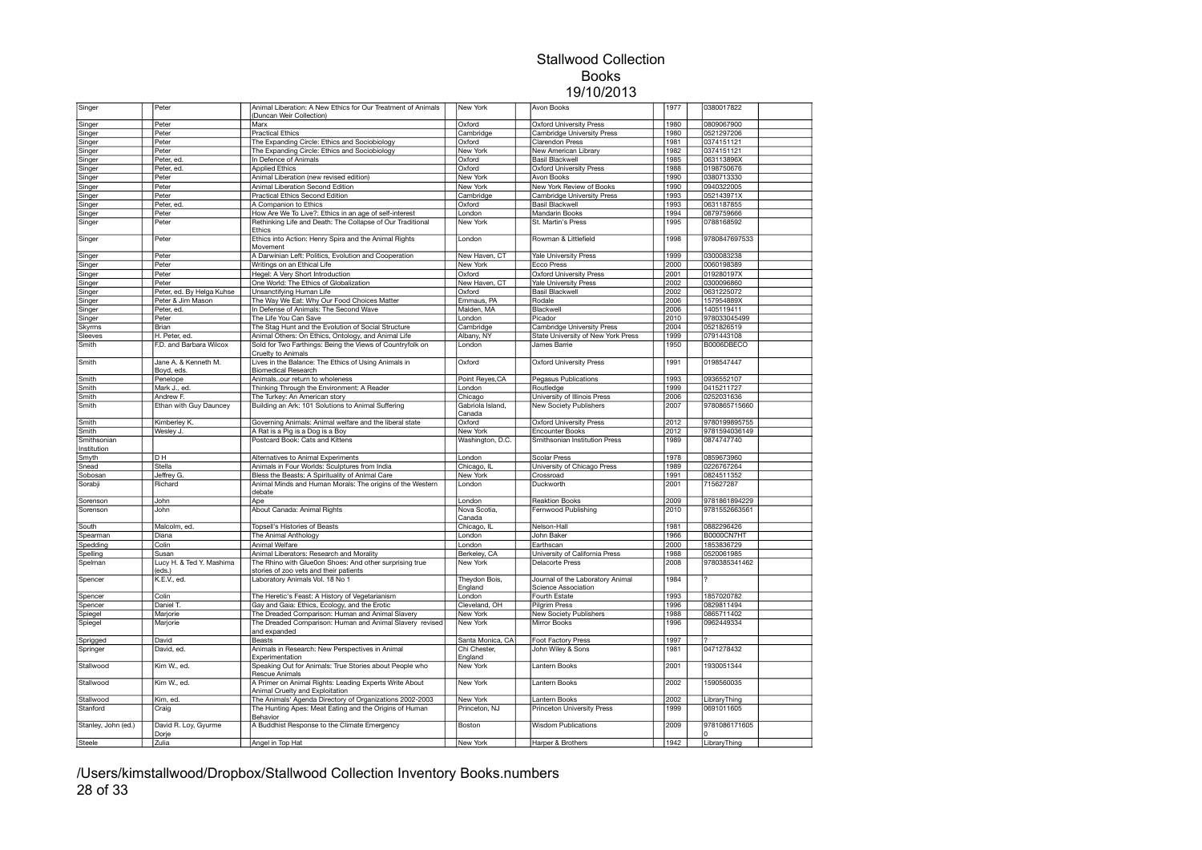# Stallwood Collection
## Books
### 19/10/2013

| Author | First Name | Title | City | Publisher | Year | ISBN | |
|---|---|---|---|---|---|---|---|
| Singer | Peter | Animal Liberation: A New Ethics for Our Treatment of Animals (Duncan Weir Collection) | New York | Avon Books | 1977 | 0380017822 | |
| Singer | Peter | Marx | Oxford | Oxford University Press | 1980 | 0809067900 | |
| Singer | Peter | Practical Ethics | Cambridge | Cambridge University Press | 1980 | 0521297206 | |
| Singer | Peter | The Expanding Circle: Ethics and Sociobiology | Oxford | Clarendon Press | 1981 | 0374151121 | |
| Singer | Peter | The Expanding Circle: Ethics and Sociobiology | New York | New American Library | 1982 | 0374151121 | |
| Singer | Peter, ed. | In Defence of Animals | Oxford | Basil Blackwell | 1985 | 063113896X | |
| Singer | Peter, ed. | Applied Ethics | Oxford | Oxford University Press | 1988 | 0198750676 | |
| Singer | Peter | Animal Liberation (new revised edition) | New York | Avon Books | 1990 | 0380713330 | |
| Singer | Peter | Animal Liberation Second Edition | New York | New York Review of Books | 1990 | 0940322005 | |
| Singer | Peter | Practical Ethics Second Edition | Cambridge | Cambridge University Press | 1993 | 052143971X | |
| Singer | Peter, ed. | A Companion to Ethics | Oxford | Basil Blackwell | 1993 | 0631187855 | |
| Singer | Peter | How Are We To Live?: Ethics in an age of self-interest | London | Mandarin Books | 1994 | 0879759666 | |
| Singer | Peter | Rethinking Life and Death: The Collapse of Our Traditional Ethics | New York | St. Martin's Press | 1995 | 0788168592 | |
| Singer | Peter | Ethics into Action: Henry Spira and the Animal Rights Movement | London | Rowman & Littlefield | 1998 | 9780847697533 | |
| Singer | Peter | A Darwinian Left: Politics, Evolution and Cooperation | New Haven, CT | Yale University Press | 1999 | 0300083238 | |
| Singer | Peter | Writings on an Ethical Life | New York | Ecco Press | 2000 | 0060198389 | |
| Singer | Peter | Hegel: A Very Short Introduction | Oxford | Oxford University Press | 2001 | 019280197X | |
| Singer | Peter | One World: The Ethics of Globalization | New Haven, CT | Yale University Press | 2002 | 0300096860 | |
| Singer | Peter, ed. By Helga Kuhse | Unsanctifying Human Life | Oxford | Basil Blackwell | 2002 | 0631225072 | |
| Singer | Peter & Jim Mason | The Way We Eat: Why Our Food Choices Matter | Emmaus, PA | Rodale | 2006 | 157954889X | |
| Singer | Peter, ed. | In Defense of Animals: The Second Wave | Malden, MA | Blackwell | 2006 | 1405119411 | |
| Singer | Peter | The Life You Can Save | London | Picador | 2010 | 978033045499 | |
| Skyrms | Brian | The Stag Hunt and the Evolution of Social Structure | Cambridge | Cambridge University Press | 2004 | 0521826519 | |
| Sleeves | H. Peter, ed. | Animal Others: On Ethics, Ontology, and Animal Life | Albany, NY | State University of New York Press | 1999 | 0791443108 | |
| Smith | F.D. and Barbara Wilcox | Sold for Two Farthings: Being the Views of Countryfolk on Cruelty to Animals | London | James Barrie | 1950 | B0006DBECO | |
| Smith | Jane A. & Kenneth M. Boyd, eds. | Lives in the Balance: The Ethics of Using Animals in Biomedical Research | Oxford | Oxford University Press | 1991 | 0198547447 | |
| Smith | Penelope | Animals..our return to wholeness | Point Reyes,CA | Pegasus Publications | 1993 | 0936552107 | |
| Smith | Mark J., ed. | Thinking Through the Environment: A Reader | London | Routledge | 1999 | 0415211727 | |
| Smith | Andrew F. | The Turkey: An American story | Chicago | University of Illinois Press | 2006 | 0252031636 | |
| Smith | Ethan with Guy Dauncey | Building an Ark: 101 Solutions to Animal Suffering | Gabriola Island, Canada | New Society Publishers | 2007 | 9780865715660 | |
| Smith | Kimberley K. | Governing Animals: Animal welfare and the liberal state | Oxford | Oxford University Press | 2012 | 9780199895755 | |
| Smith | Wesley J. | A Rat is a Pig is a Dog is a Boy | New York | Encounter Books | 2012 | 9781594036149 | |
| Smithsonian Institution | | Postcard Book: Cats and Kittens | Washington, D.C. | Smithsonian Institution Press | 1989 | 0874747740 | |
| Smyth | D H | Alternatives to Animal Experiments | London | Scolar Press | 1978 | 0859673960 | |
| Snead | Stella | Animals in Four Worlds: Sculptures from India | Chicago, IL | University of Chicago Press | 1989 | 0226767264 | |
| Sobosan | Jeffrey G. | Bless the Beasts: A Spirituality of Animal Care | New York | Crossroad | 1991 | 0824511352 | |
| Sorabji | Richard | Animal Minds and Human Morals: The origins of the Western debate | London | Duckworth | 2001 | 715627287 | |
| Sorenson | John | Ape | London | Reaktion Books | 2009 | 9781861894229 | |
| Sorenson | John | About Canada: Animal Rights | Nova Scotia, Canada | Fernwood Publishing | 2010 | 9781552663561 | |
| South | Malcolm, ed. | Topsell's Histories of Beasts | Chicago, IL | Nelson-Hall | 1981 | 0882296426 | |
| Spearman | Diana | The Animal Anthology | London | John Baker | 1966 | B0000CN7HT | |
| Spedding | Colin | Animal Welfare | London | Earthscan | 2000 | 1853836729 | |
| Spelling | Susan | Animal Liberators: Research and Morality | Berkeley, CA | University of California Press | 1988 | 0520061985 | |
| Spelman | Lucy H. & Ted Y. Mashima (eds.) | The Rhino with Glue0on Shoes: And other surprising true stories of zoo vets and their patients | New York | Delacorte Press | 2008 | 9780385341462 | |
| Spencer | K.E.V., ed. | Laboratory Animals Vol. 18 No 1 | Theydon Bois, England | Journal of the Laboratory Animal Science Association | 1984 | ? | |
| Spencer | Colin | The Heretic's Feast: A History of Vegetarianism | London | Fourth Estate | 1993 | 1857020782 | |
| Spencer | Daniel T. | Gay and Gaia: Ethics, Ecology, and the Erotic | Cleveland, OH | Pilgrim Press | 1996 | 0829811494 | |
| Spiegel | Marjorie | The Dreaded Comparison: Human and Animal Slavery | New York | New Society Publishers | 1988 | 0865711402 | |
| Spiegel | Marjorie | The Dreaded Comparison: Human and Animal Slavery revised and expanded | New York | Mirror Books | 1996 | 0962449334 | |
| Sprigged | David | Beasts | Santa Monica, CA | Foot Factory Press | 1997 | ? | |
| Springer | David, ed. | Animals in Research: New Perspectives in Animal Experimentation | Chi Chester, England | John Wiley & Sons | 1981 | 0471278432 | |
| Stallwood | Kim W., ed. | Speaking Out for Animals: True Stories about People who Rescue Animals | New York | Lantern Books | 2001 | 1930051344 | |
| Stallwood | Kim W., ed. | A Primer on Animal Rights: Leading Experts Write About Animal Cruelty and Exploitation | New York | Lantern Books | 2002 | 1590560035 | |
| Stallwood | Kim, ed. | The Animals' Agenda Directory of Organizations 2002-2003 | New York | Lantern Books | 2002 | LibraryThing | |
| Stanford | Craig | The Hunting Apes: Meat Eating and the Origins of Human Behavior | Princeton, NJ | Princeton University Press | 1999 | 0691011605 | |
| Stanley, John (ed.) | David R. Loy, Gyurme Dorje | A Buddhist Response to the Climate Emergency | Boston | Wisdom Publications | 2009 | 97810861716050 | |
| Steele | Zulia | Angel in Top Hat | New York | Harper & Brothers | 1942 | LibraryThing | |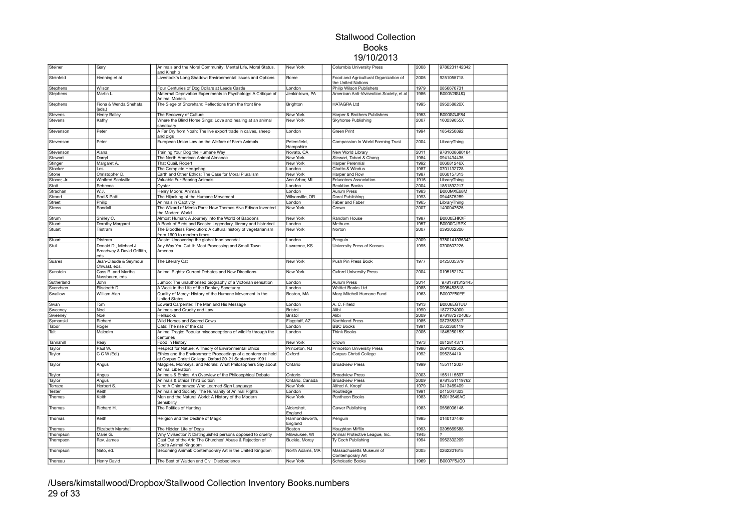# Stallwood Collection
## Books
### 19/10/2013

| | | | | | | |
|---|---|---|---|---|---|---|
| Steiner | Gary | Animals and the Moral Community: Mental Life, Moral Status, and Kinship | New York | Columbia University Press | 2008 | 9780231142342 |
| Steinfeld | Henning et al | Livestock's Long Shadow: Environmental Issues and Options | Rome | Food and Agricultural Organization of the United Nations | 2006 | 9251055718 |
| Stephens | Wilson | Four Centuries of Dog Collars at Leeds Castle | London | Philip Wilson Publishers | 1979 | 0856670731 |
| Stephens | Martin L. | Maternal Deprivation Experiments in Psychology: A Critique of Animal Models | Jenkintown, PA | American Anti-Vivisection Society, et al | 1986 | B000V2ISUQ |
| Stephens | Fiona & Wenda Shehata (eds.) | The Siege of Shoreham: Reflections from the front line | Brighton | HATAGRA Ltd | 1995 | 095258820X |
| Stevens | Henry Bailey | The Recovery of Culture | New York | Harper & Brothers Publishers | 1953 | B000SGJF84 |
| Stevens | Kathy | Where the Blind Horse Sings: Love and healing at an animal sanctuary | New York | Skyhorse Publishing | 2007 | 160239055X |
| Stevenson | Peter | A Far Cry from Noah: The live export trade in calves, sheep and pigs | London | Green Print | 1994 | 1854250892 |
| Stevenson | Peter | European Union Law on the Welfare of Farm Animals | Petersfield, Hampshire | Compassion In World Farming Trust | 2004 | LibraryThing |
| Stevenson | Alana | Training Your Dog the Humane Way | Novato, CA | New World Library | 2011 | 9781608680184 |
| Stewart | Darryl | The North American Animal Almanac | New York | Stewart, Tabori & Chang | 1984 | 0941434435 |
| Stinger | Margaret A. | That Quail, Robert | New York | Harper Perennial | 1992 | 006081246X |
| Stocker | Les | The Complete Hedgehog | London | Chatto & Windus | 1987 | 0701132728 |
| Stone | Christopher D. | Earth and Other Ethics: The Case for Moral Pluralism | New York | Harper and Row | 1987 | 0060157313 |
| Stoner, Jr. | Winifred Sackville | Valuable Fur-Bearing Animals | Ann Arbor, MI | Educators Association | 1916 | LibraryThing |
| Stott | Rebecca | Oyster | London | Reaktion Books | 2004 | 1861892217 |
| Strachan | W.J. | Henry Moore: Animals | London | Aurum Press | 1983 | B000MXE68M |
| Strand | Rod & Patti | The Hijacking of the Humane Movement | Wilsonville, OR | Doral Publishing | 1993 | 0944875289 |
| Street | Philip | Animals in Captivity | London | Faber and Faber | 1965 | LibraryThing |
| Stross | Randall | The Wizard of Menlo Park: How Thomas Alva Edison Invented the Modern World | New York | Crown | 2007 | 1400047625 |
| Strum | Shirley C. | Almost Human: A Journey into the World of Baboons | New York | Random House | 1987 | B0000EHKXF |
| Stuart | Dorothy Margaret | A Book of Birds and Beasts: Legendary, literary and historical | London | Methuen | 1957 | B0000CJRPX |
| Stuart | Tristram | The Bloodless Revolution: A cultural history of vegetarianism from 1600 to modern times | New York | Norton | 2007 | 0393052206 |
| Stuart | Tristram | Waste: Uncovering the global food scandal | London | Penguin | 2009 | 9780141036342 |
| Stull | Donald D., Michael J. Broadway & David Griffith, eds. | Any Way You Cut It: Meat Processing and Small-Town America | Lawrence, KS | University Press of Kansas | 1995 | 0700607226 |
| Suares | Jean-Claude & Seymour Chwast, eds. | The Literary Cat | New York | Push Pin Press Book | 1977 | 0425035379 |
| Sunstein | Cass R. and Martha Nussbaum, eds. | Animal Rights: Current Debates and New Directions | New York | Oxford University Press | 2004 | 0195152174 |
| Sutherland | John | Jumbo: The unauthorised biography of a Victorian sensation | London | Aurum Press | 2014 | 9781781312445 |
| Svendsen | Elisabeth D. | A Week in the Life of the Donkey Sanctuary | London | Whittet Books Ltd. | 1988 | 0905483618 |
| Swallow | William Alan | Quality of Mercy: History of the Humane Movement in the United States | Boston, MA | Mary Mitchell Humane Fund | 1963 | B0007F50EE |
| Swan | Tom | Edward Carpenter: The Man and His Message | London | A. C. Fifield | 1913 | B0006EGTUU |
| Sweeney | Noel | Animals and Cruelty and Law | Bristol | Alibi | 1990 | 1872724000 |
| Sweeney | Noel | Hellsucks | Bristol | Alibi | 2009 | 9781872724065 |
| Symanski | Richard | Wild Horses and Sacred Cows | Flagstaff, AZ | Northland Press | 1985 | 0873583817 |
| Tabor | Roger | Cats: The rise of the cat | London | BBC Books | 1991 | 0563360119 |
| Tait | Malcolm | Animal Tragic: Popular misconceptions of wildlife through the centuries | London | Think Books | 2006 | 184525015X |
| Tannahill | Reay | Food in History | New York | Crown | 1973 | 0812814371 |
| Taylor | Paul W. | Respect for Nature: A Theory of Environmental Ethics | Princeton, NJ | Princeton University Press | 1986 | 069102250X |
| Taylor | C C W (Ed.) | Ethics and the Environment: Proceedings of a conference held at Corpus Christi College, Oxford 20-21 September 1991 | Oxford | Corpus Christi College | 1992 | 09528441X |
| Taylor | Angus | Magpies, Monkeys, and Morals: What Philosophers Say about Animal Liberation | Ontario | Broadview Press | 1999 | 1551112027 |
| Taylor | Angus | Animals & Ethics: An Overview of the Philosophical Debate | Ontario | Broadview Press | 2003 | 1551115697 |
| Taylor | Angus | Animals & Ethics Third Edition | Ontario, Canada | Broadview Press | 2009 | 9781551119762 |
| Terrace | Herbert S. | Nim: A Chimpanzee Who Learned Sign Language | New York | Alfred A. Knopf | 1979 | 0413469409 |
| Tester | Keith | Animals and Society: The Humanity of Animal Rights | London | Routledge | 1991 | 0415047323 |
| Thomas | Keith | Man and the Natural World: A History of the Modern Sensibility | New York | Pantheon Books | 1983 | B0013649AC |
| Thomas | Richard H. | The Politics of Hunting | Aldershot, England | Gower Publishing | 1983 | 0566006146 |
| Thomas | Keith | Religion and the Decline of Magic | Harmondsworth, England | Penguin | 1985 | 0140137440 |
| Thomas | Elizabeth Marshall | The Hidden Life of Dogs | Boston | Houghton Mifflin | 1993 | 0395669588 |
| Thompson | Marie G. | Why Vivisection?: Distinguished persons opposed to cruelty | Milwaukee, WI | Animal Protective League, Inc. | 1945 | ? |
| Thompson | Rev. James | Cast Out of the Ark: The Churches' Abuse & Rejection of God's Animal Kingdom | Buckie, Moray | Ty Coch Publishing | 1994 | 0952302209 |
| Thompson | Nato, ed. | Becoming Animal: Contemporary Art in the United Kingdom | North Adams, MA | Massachusetts Museum of Contemporary Art | 2005 | 0262201615 |
| Thoreau | Henry David | The Best of Walden and Civil Disobedience | New York | Scholastic Books | 1969 | B0007F5JO0 |

/Users/kimstallwood/Dropbox/Stallwood Collection Inventory Books.numbers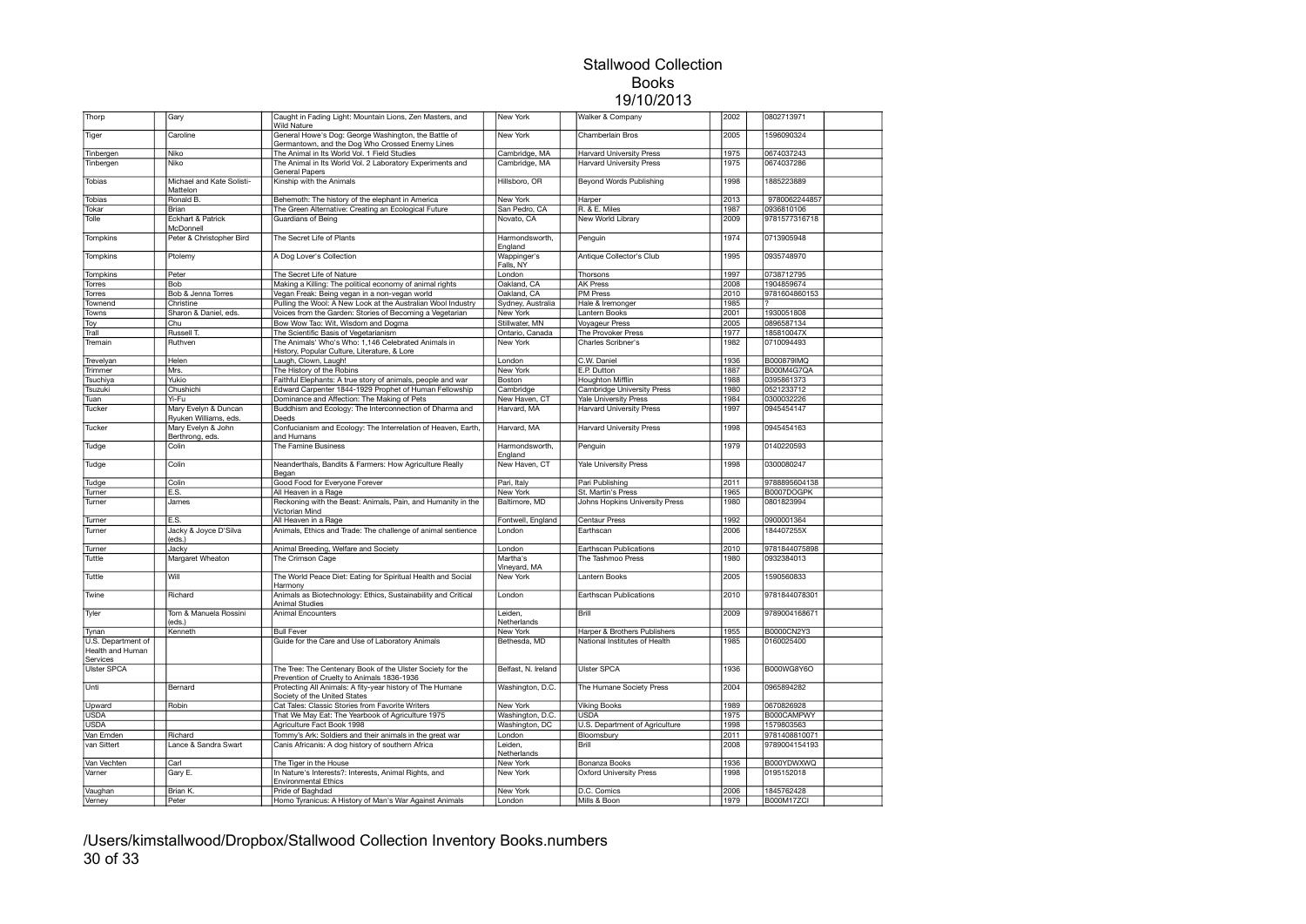# Stallwood Collection
## Books
### 19/10/2013

| | | | | | | |
|---|---|---|---|---|---|---|
| Thorp | Gary | Caught in Fading Light: Mountain Lions, Zen Masters, and Wild Nature | New York | Walker & Company | 2002 | 0802713971 |
| Tiger | Caroline | General Howe's Dog: George Washington, the Battle of Germantown, and the Dog Who Crossed Enemy Lines | New York | Chamberlain Bros | 2005 | 1596090324 |
| Tinbergen | Niko | The Animal in Its World Vol. 1 Field Studies | Cambridge, MA | Harvard University Press | 1975 | 0674037243 |
| Tinbergen | Niko | The Animal in Its World Vol. 2 Laboratory Experiments and General Papers | Cambridge, MA | Harvard University Press | 1975 | 0674037286 |
| Tobias | Michael and Kate Solisti-Mattelon | Kinship with the Animals | Hillsboro, OR | Beyond Words Publishing | 1998 | 1885223889 |
| Tobias | Ronald B. | Behemoth: The history of the elephant in America | New York | Harper | 2013 | 9780062244857 |
| Tokar | Brian | The Green Alternative: Creating an Ecological Future | San Pedro, CA | R. & E. Miles | 1987 | 0936810106 |
| Tolle | Eckhart & Patrick McDonnell | Guardians of Being | Novato, CA | New World Library | 2009 | 9781577316718 |
| Tompkins | Peter & Christopher Bird | The Secret Life of Plants | Harmondsworth, England | Penguin | 1974 | 0713905948 |
| Tompkins | Ptolemy | A Dog Lover's Collection | Wappinger's Falls, NY | Antique Collector's Club | 1995 | 0935748970 |
| Tompkins | Peter | The Secret Life of Nature | London | Thorsons | 1997 | 0738712795 |
| Torres | Bob | Making a Killing: The political economy of animal rights | Oakland, CA | AK Press | 2008 | 1904859674 |
| Torres | Bob & Jenna Torres | Vegan Freak: Being vegan in a non-vegan world | Oakland, CA | PM Press | 2010 | 9781604860153 |
| Townend | Christine | Pulling the Wool: A New Look at the Australian Wool Industry | Sydney, Australia | Hale & Iremonger | 1985 | ? |
| Towns | Sharon & Daniel, eds. | Voices from the Garden: Stories of Becoming a Vegetarian | New York | Lantern Books | 2001 | 1930051808 |
| Toy | Chu | Bow Wow Tao: Wit, Wisdom and Dogma | Stillwater, MN | Voyageur Press | 2005 | 0896587134 |
| Trall | Russell T. | The Scientific Basis of Vegetarianism | Ontario, Canada | The Provoker Press | 1977 | 185810047X |
| Tremain | Ruthven | The Animals' Who's Who: 1,146 Celebrated Animals in History, Popular Culture, Literature, & Lore | New York | Charles Scribner's | 1982 | 0710094493 |
| Trevelyan | Helen | Laugh, Clown, Laugh! | London | C.W. Daniel | 1936 | B000879IMQ |
| Trimmer | Mrs. | The History of the Robins | New York | E.P. Dutton | 1887 | B000M4G7QA |
| Tsuchiya | Yukio | Faithful Elephants: A true story of animals, people and war | Boston | Houghton Mifflin | 1988 | 0395861373 |
| Tsuzuki | Chushichi | Edward Carpenter 1844-1929 Prophet of Human Fellowship | Cambridge | Cambridge University Press | 1980 | 0521233712 |
| Tuan | Yi-Fu | Dominance and Affection: The Making of Pets | New Haven, CT | Yale University Press | 1984 | 0300032226 |
| Tucker | Mary Evelyn & Duncan Ryuken Williams, eds. | Buddhism and Ecology: The Interconnection of Dharma and Deeds | Harvard, MA | Harvard University Press | 1997 | 0945454147 |
| Tucker | Mary Evelyn & John Berthrong, eds. | Confucianism and Ecology: The Interrelation of Heaven, Earth, and Humans | Harvard, MA | Harvard University Press | 1998 | 0945454163 |
| Tudge | Colin | The Famine Business | Harmondsworth, England | Penguin | 1979 | 0140220593 |
| Tudge | Colin | Neanderthals, Bandits & Farmers: How Agriculture Really Began | New Haven, CT | Yale University Press | 1998 | 0300080247 |
| Tudge | Colin | Good Food for Everyone Forever | Pari, Italy | Pari Publishing | 2011 | 9788895604138 |
| Turner | E.S. | All Heaven in a Rage | New York | St. Martin's Press | 1965 | B0007DOGPK |
| Turner | James | Reckoning with the Beast: Animals, Pain, and Humanity in the Victorian Mind | Baltimore, MD | Johns Hopkins University Press | 1980 | 0801823994 |
| Turner | E.S. | All Heaven in a Rage | Fontwell, England | Centaur Press | 1992 | 0900001364 |
| Turner | Jacky & Joyce D'Silva (eds.) | Animals, Ethics and Trade: The challenge of animal sentience | London | Earthscan | 2006 | 184407255X |
| Turner | Jacky | Animal Breeding, Welfare and Society | London | Earthscan Publications | 2010 | 9781844075898 |
| Tuttle | Margaret Wheaton | The Crimson Cage | Martha's Vineyard, MA | The Tashmoo Press | 1980 | 0932384013 |
| Tuttle | Will | The World Peace Diet: Eating for Spiritual Health and Social Harmony | New York | Lantern Books | 2005 | 1590560833 |
| Twine | Richard | Animals as Biotechnology: Ethics, Sustainability and Critical Animal Studies | London | Earthscan Publications | 2010 | 9781844078301 |
| Tyler | Tom & Manuela Rossini (eds.) | Animal Encounters | Leiden, Netherlands | Brill | 2009 | 9789004168671 |
| Tynan | Kenneth | Bull Fever | New York | Harper & Brothers Publishers | 1955 | B0000CN2Y3 |
| U.S. Department of Health and Human Services | | Guide for the Care and Use of Laboratory Animals | Bethesda, MD | National Institutes of Health | 1985 | 0160025400 |
| Ulster SPCA | | The Tree: The Centenary Book of the Ulster Society for the Prevention of Cruelty to Animals 1836-1936 | Belfast, N. Ireland | Ulster SPCA | 1936 | B000WG8Y6O |
| Unti | Bernard | Protecting All Animals: A fity-year history of The Humane Society of the United States | Washington, D.C. | The Humane Society Press | 2004 | 0965894282 |
| Upward | Robin | Cat Tales: Classic Stories from Favorite Writers | New York | Viking Books | 1989 | 0670826928 |
| USDA | | That We May Eat: The Yearbook of Agriculture 1975 | Washington, D.C. | USDA | 1975 | B000CAMPWY |
| USDA | | Agriculture Fact Book 1998 | Washington, DC | U.S. Department of Agriculture | 1998 | 1579803563 |
| Van Emden | Richard | Tommy's Ark: Soldiers and their animals in the great war | London | Bloomsbury | 2011 | 9781408810071 |
| van Sittert | Lance & Sandra Swart | Canis Africanis: A dog history of southern Africa | Leiden, Netherlands | Brill | 2008 | 9789004154193 |
| Van Vechten | Carl | The Tiger in the House | New York | Bonanza Books | 1936 | B000YDWXWQ |
| Varner | Gary E. | In Nature's Interests?: Interests, Animal Rights, and Environmental Ethics | New York | Oxford University Press | 1998 | 0195152018 |
| Vaughan | Brian K. | Pride of Baghdad | New York | D.C. Comics | 2006 | 1845762428 |
| Verney | Peter | Homo Tyranicus: A History of Man's War Against Animals | London | Mills & Boon | 1979 | B000M17ZCI |

/Users/kimstallwood/Dropbox/Stallwood Collection Inventory Books.numbers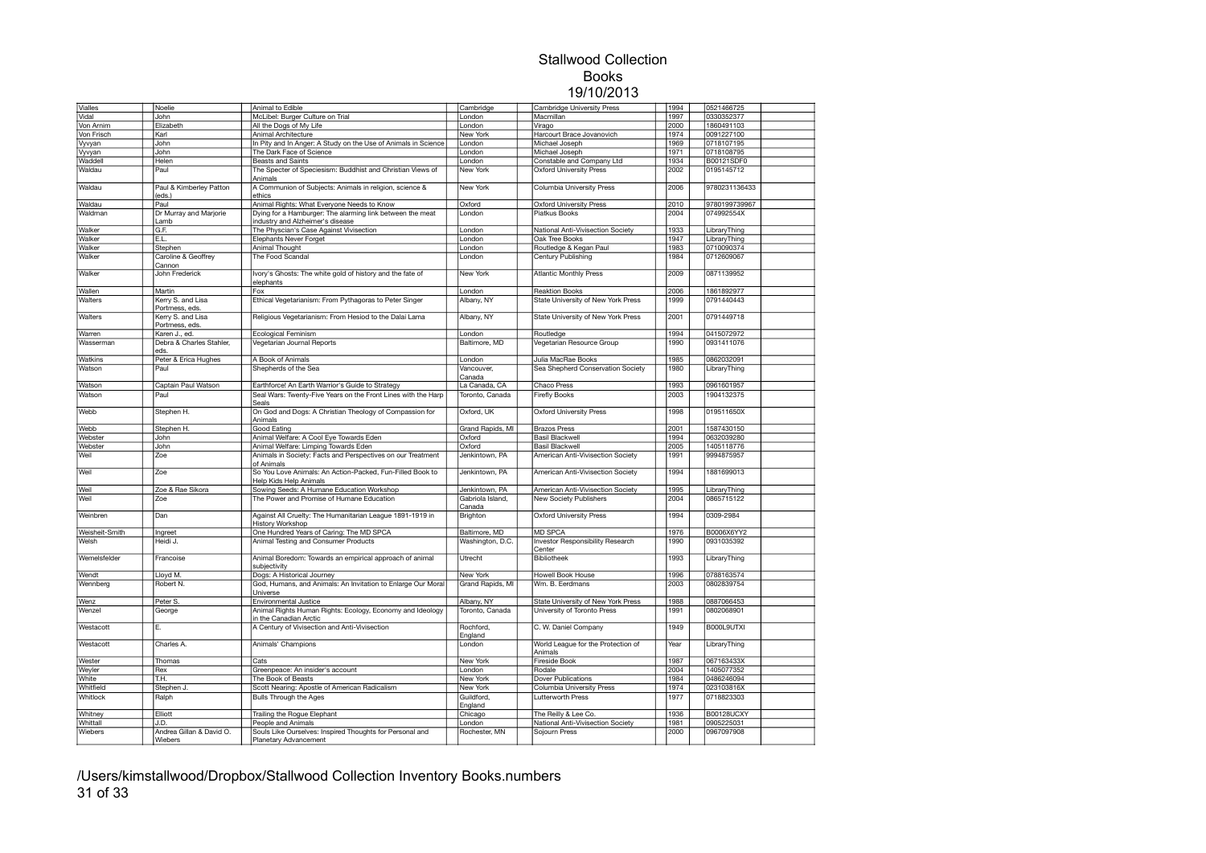# Stallwood Collection
## Books
### 19/10/2013

| | | | | | | |
|---|---|---|---|---|---|---|
| Vialles | Noelie | Animal to Edible | Cambridge | Cambridge University Press | 1994 | 0521466725 |
| Vidal | John | McLibel: Burger Culture on Trial | London | Macmillan | 1997 | 0330352377 |
| Von Arnim | Elizabeth | All the Dogs of My Life | London | Virago | 2000 | 1860491103 |
| Von Frisch | Karl | Animal Architecture | New York | Harcourt Brace Jovanovich | 1974 | 0091227100 |
| Vyvyan | John | In Pity and In Anger: A Study on the Use of Animals in Science | London | Michael Joseph | 1969 | 0718107195 |
| Vyvyan | John | The Dark Face of Science | London | Michael Joseph | 1971 | 0718108795 |
| Waddell | Helen | Beasts and Saints | London | Constable and Company Ltd | 1934 | B00121SDF0 |
| Waldau | Paul | The Specter of Speciesism: Buddhist and Christian Views of Animals | New York | Oxford University Press | 2002 | 0195145712 |
| Waldau | Paul & Kimberley Patton (eds.) | A Communion of Subjects: Animals in religion, science & ethics | New York | Columbia University Press | 2006 | 9780231136433 |
| Waldau | Paul | Animal Rights: What Everyone Needs to Know | Oxford | Oxford University Press | 2010 | 9780199739967 |
| Waldman | Dr Murray and Marjorie Lamb | Dying for a Hamburger: The alarming link between the meat industry and Alzheimer's disease | London | Piatkus Books | 2004 | 074992554X |
| Walker | G.F. | The Physcian's Case Against Vivisection | London | National Anti-Vivisection Society | 1933 | LibraryThing |
| Walker | E.L. | Elephants Never Forget | London | Oak Tree Books | 1947 | LibraryThing |
| Walker | Stephen | Animal Thought | London | Routledge & Kegan Paul | 1983 | 0710090374 |
| Walker | Caroline & Geoffrey Cannon | The Food Scandal | London | Century Publishing | 1984 | 0712609067 |
| Walker | John Frederick | Ivory's Ghosts: The white gold of history and the fate of elephants | New York | Atlantic Monthly Press | 2009 | 0871139952 |
| Wallen | Martin | Fox | London | Reaktion Books | 2006 | 1861892977 |
| Walters | Kerry S. and Lisa Portmess, eds. | Ethical Vegetarianism: From Pythagoras to Peter Singer | Albany, NY | State University of New York Press | 1999 | 0791440443 |
| Walters | Kerry S. and Lisa Portmess, eds. | Religious Vegetarianism: From Hesiod to the Dalai Lama | Albany, NY | State University of New York Press | 2001 | 0791449718 |
| Warren | Karen J., ed. | Ecological Feminism | London | Routledge | 1994 | 0415072972 |
| Wasserman | Debra & Charles Stahler, eds. | Vegetarian Journal Reports | Baltimore, MD | Vegetarian Resource Group | 1990 | 0931411076 |
| Watkins | Peter & Erica Hughes | A Book of Animals | London | Julia MacRae Books | 1985 | 0862032091 |
| Watson | Paul | Shepherds of the Sea | Vancouver, Canada | Sea Shepherd Conservation Society | 1980 | LibraryThing |
| Watson | Captain Paul Watson | Earthforce! An Earth Warrior's Guide to Strategy | La Canada, CA | Chaco Press | 1993 | 0961601957 |
| Watson | Paul | Seal Wars: Twenty-Five Years on the Front Lines with the Harp Seals | Toronto, Canada | Firefly Books | 2003 | 1904132375 |
| Webb | Stephen H. | On God and Dogs: A Christian Theology of Compassion for Animals | Oxford, UK | Oxford University Press | 1998 | 019511650X |
| Webb | Stephen H. | Good Eating | Grand Rapids, MI | Brazos Press | 2001 | 1587430150 |
| Webster | John | Animal Welfare: A Cool Eye Towards Eden | Oxford | Basil Blackwell | 1994 | 0632039280 |
| Webster | John | Animal Welfare: Limping Towards Eden | Oxford | Basil Blackwell | 2005 | 1405118776 |
| Weil | Zoe | Animals in Society: Facts and Perspectives on our Treatment of Animals | Jenkintown, PA | American Anti-Vivisection Society | 1991 | 9994875957 |
| Weil | Zoe | So You Love Animals: An Action-Packed, Fun-Filled Book to Help Kids Help Animals | Jenkintown, PA | American Anti-Vivisection Society | 1994 | 1881699013 |
| Weil | Zoe & Rae Sikora | Sowing Seeds: A Humane Education Workshop | Jenkintown, PA | American Anti-Vivisection Society | 1995 | LibraryThing |
| Weil | Zoe | The Power and Promise of Humane Education | Gabriola Island, Canada | New Society Publishers | 2004 | 0865715122 |
| Weinbren | Dan | Against All Cruelty: The Humanitarian League 1891-1919 in History Workshop | Brighton | Oxford University Press | 1994 | 0309-2984 |
| Weisheit-Smith | Ingreet | One Hundred Years of Caring: The MD SPCA | Baltimore, MD | MD SPCA | 1976 | B0006X6YY2 |
| Welsh | Heidi J. | Animal Testing and Consumer Products | Washington, D.C. | Investor Responsibility Research Center | 1990 | 0931035392 |
| Wemelsfelder | Francoise | Animal Boredom: Towards an empirical approach of animal subjectivity | Utrecht | Bibliotheek | 1993 | LibraryThing |
| Wendt | Lloyd M. | Dogs: A Historical Journey | New York | Howell Book House | 1996 | 0788163574 |
| Wennberg | Robert N. | God, Humans, and Animals: An Invitation to Enlarge Our Moral Universe | Grand Rapids, MI | Wm. B. Eerdmans | 2003 | 0802839754 |
| Wenz | Peter S. | Environmental Justice | Albany, NY | State University of New York Press | 1988 | 0887066453 |
| Wenzel | George | Animal Rights Human Rights: Ecology, Economy and Ideology in the Canadian Arctic | Toronto, Canada | University of Toronto Press | 1991 | 0802068901 |
| Westacott | E. | A Century of Vivisection and Anti-Vivisection | Rochford, England | C. W. Daniel Company | 1949 | B000L9UTXI |
| Westacott | Charles A. | Animals' Champions | London | World League for the Protection of Animals | Year | LibraryThing |
| Wester | Thomas | Cats | New York | Fireside Book | 1987 | 067163433X |
| Weyler | Rex | Greenpeace: An insider's account | London | Rodale | 2004 | 1405077352 |
| White | T.H. | The Book of Beasts | New York | Dover Publications | 1984 | 0486246094 |
| Whitfield | Stephen J. | Scott Nearing: Apostle of American Radicalism | New York | Columbia University Press | 1974 | 023103816X |
| Whitlock | Ralph | Bulls Through the Ages | Guildford, England | Lutterworth Press | 1977 | 0718823303 |
| Whitney | Elliott | Trailing the Rogue Elephant | Chicago | The Reilly & Lee Co. | 1936 | B00128UCXY |
| Whittall | J.D. | People and Animals | London | National Anti-Vivisection Society | 1981 | 0905225031 |
| Wiebers | Andrea Gillan & David O. Wiebers | Souls Like Ourselves: Inspired Thoughts for Personal and Planetary Advancement | Rochester, MN | Sojourn Press | 2000 | 0967097908 |

/Users/kimstallwood/Dropbox/Stallwood Collection Inventory Books.numbers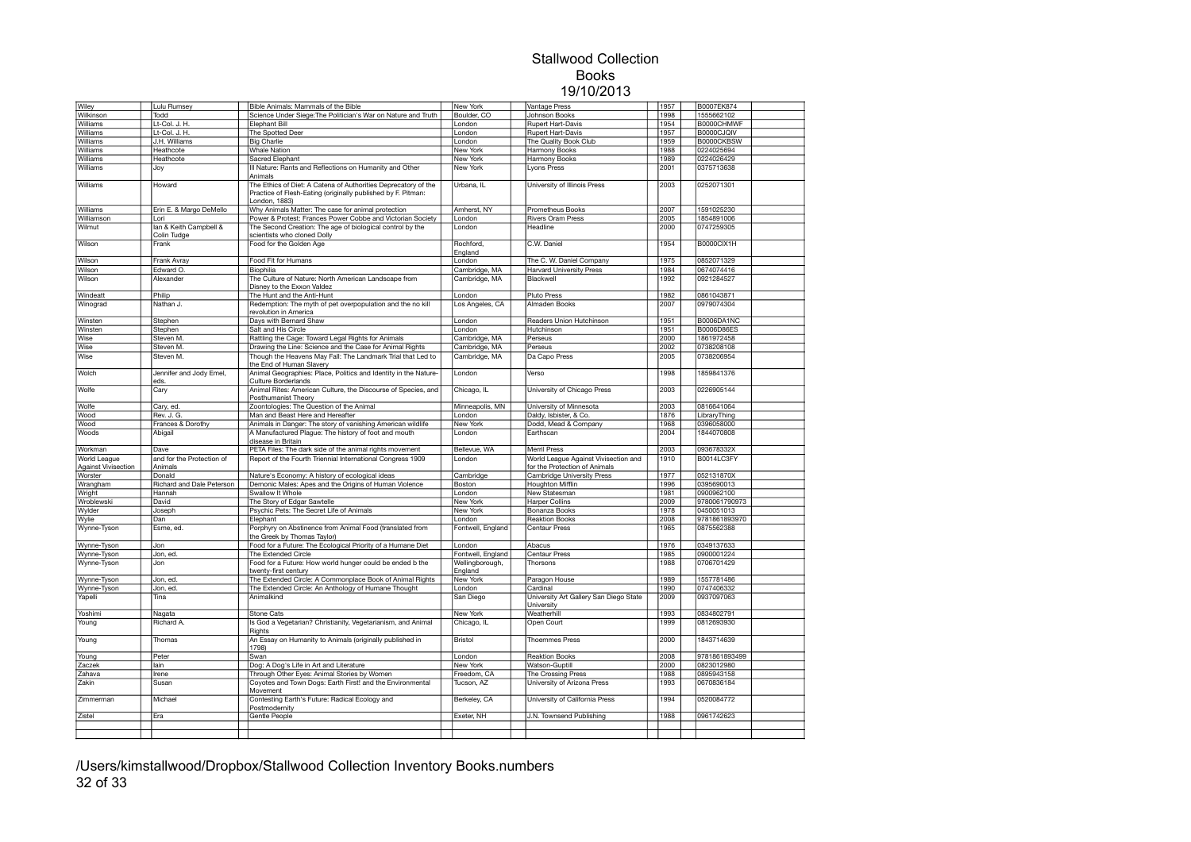# Stallwood Collection
## Books
### 19/10/2013

| | | | | | | | |
|---|---|---|---|---|---|---|---|
| Wiley | Lulu Rumsey | Bible Animals: Mammals of the Bible | New York | Vantage Press | 1957 | B0007EK874 | |
| Wilkinson | Todd | Science Under Siege:The Politician's War on Nature and Truth | Boulder, CO | Johnson Books | 1998 | 1555662102 | |
| Williams | Lt-Col. J. H. | Elephant Bill | London | Rupert Hart-Davis | 1954 | B0000CHMWF | |
| Williams | Lt-Col. J. H. | The Spotted Deer | London | Rupert Hart-Davis | 1957 | B0000CJQIV | |
| Williams | J.H. Williams | Big Charlie | London | The Quality Book Club | 1959 | B0000CKBSW | |
| Williams | Heathcote | Whale Nation | New York | Harmony Books | 1988 | 0224025694 | |
| Williams | Heathcote | Sacred Elephant | New York | Harmony Books | 1989 | 0224026429 | |
| Williams | Joy | Ill Nature: Rants and Reflections on Humanity and Other Animals | New York | Lyons Press | 2001 | 0375713638 | |
| Williams | Howard | The Ethics of Diet: A Catena of Authorities Deprecatory of the Practice of Flesh-Eating (originally published by F. Pitman: London, 1883) | Urbana, IL | University of Illinois Press | 2003 | 0252071301 | |
| Williams | Erin E. & Margo DeMello | Why Animals Matter: The case for animal protection | Amherst, NY | Prometheus Books | 2007 | 1591025230 | |
| Williamson | Lori | Power & Protest: Frances Power Cobbe and Victorian Society | London | Rivers Oram Press | 2005 | 1854891006 | |
| Wilmut | Ian & Keith Campbell & Colin Tudge | The Second Creation: The age of biological control by the scientists who cloned Dolly | London | Headline | 2000 | 0747259305 | |
| Wilson | Frank | Food for the Golden Age | Rochford, England | C.W. Daniel | 1954 | B0000CIX1H | |
| Wilson | Frank Avray | Food Fit for Humans | London | The C. W. Daniel Company | 1975 | 0852071329 | |
| Wilson | Edward O. | Biophilia | Cambridge, MA | Harvard University Press | 1984 | 0674074416 | |
| Wilson | Alexander | The Culture of Nature: North American Landscape from Disney to the Exxon Valdez | Cambridge, MA | Blackwell | 1992 | 0921284527 | |
| Windeatt | Philip | The Hunt and the Anti-Hunt | London | Pluto Press | 1982 | 0861043871 | |
| Winograd | Nathan J. | Redemption: The myth of pet overpopulation and the no kill revolution in America | Los Angeles, CA | Almaden Books | 2007 | 0979074304 | |
| Winsten | Stephen | Days with Bernard Shaw | London | Readers Union Hutchinson | 1951 | B0006DA1NC | |
| Winsten | Stephen | Salt and His Circle | London | Hutchinson | 1951 | B0006D86ES | |
| Wise | Steven M. | Rattling the Cage: Toward Legal Rights for Animals | Cambridge, MA | Perseus | 2000 | 1861972458 | |
| Wise | Steven M. | Drawing the Line: Science and the Case for Animal Rights | Cambridge, MA | Perseus | 2002 | 0738208108 | |
| Wise | Steven M. | Though the Heavens May Fall: The Landmark Trial that Led to the End of Human Slavery | Cambridge, MA | Da Capo Press | 2005 | 0738206954 | |
| Wolch | Jennifer and Jody Emel, eds. | Animal Geographies: Place, Politics and Identity in the Nature-Culture Borderlands | London | Verso | 1998 | 1859841376 | |
| Wolfe | Cary | Animal Rites: American Culture, the Discourse of Species, and Posthumanist Theory | Chicago, IL | University of Chicago Press | 2003 | 0226905144 | |
| Wolfe | Cary, ed. | Zoontologies: The Question of the Animal | Minneapolis, MN | University of Minnesota | 2003 | 0816641064 | |
| Wood | Rev. J. G. | Man and Beast Here and Hereafter | London | Daldy, Isbister, & Co. | 1876 | LibraryThing | |
| Wood | Frances & Dorothy | Animals in Danger: The story of vanishing American wildlife | New York | Dodd, Mead & Company | 1968 | 0396058000 | |
| Woods | Abigail | A Manufactured Plague: The history of foot and mouth disease in Britain | London | Earthscan | 2004 | 1844070808 | |
| Workman | Dave | PETA Files: The dark side of the animal rights movement | Bellevue, WA | Merril Press | 2003 | 093678332X | |
| World League Against Vivisection | and for the Protection of Animals | Report of the Fourth Triennial International Congress 1909 | London | World League Against Vivisection and for the Protection of Animals | 1910 | B0014LC3FY | |
| Worster | Donald | Nature's Economy: A history of ecological ideas | Cambridge | Cambridge University Press | 1977 | 052131870X | |
| Wrangham | Richard and Dale Peterson | Demonic Males: Apes and the Origins of Human Violence | Boston | Houghton Mifflin | 1996 | 0395690013 | |
| Wright | Hannah | Swallow It Whole | London | New Statesman | 1981 | 0900962100 | |
| Wroblewski | David | The Story of Edgar Sawtelle | New York | Harper Collins | 2009 | 9780061790973 | |
| Wylder | Joseph | Psychic Pets: The Secret Life of Animals | New York | Bonanza Books | 1978 | 0450051013 | |
| Wylie | Dan | Elephant | London | Reaktion Books | 2008 | 9781861893970 | |
| Wynne-Tyson | Esme, ed. | Porphyry on Abstinence from Animal Food (translated from the Greek by Thomas Taylor) | Fontwell, England | Centaur Press | 1965 | 0875562388 | |
| Wynne-Tyson | Jon | Food for a Future: The Ecological Priority of a Humane Diet | London | Abacus | 1976 | 0349137633 | |
| Wynne-Tyson | Jon, ed. | The Extended Circle | Fontwell, England | Centaur Press | 1985 | 0900001224 | |
| Wynne-Tyson | Jon | Food for a Future: How world hunger could be ended b the twenty-first century | Wellingborough, England | Thorsons | 1988 | 0706701429 | |
| Wynne-Tyson | Jon, ed. | The Extended Circle: A Commonplace Book of Animal Rights | New York | Paragon House | 1989 | 1557781486 | |
| Wynne-Tyson | Jon, ed. | The Extended Circle: An Anthology of Humane Thought | London | Cardinal | 1990 | 0747406332 | |
| Yapelli | Tina | Animalkind | San Diego | University Art Gallery San Diego State University | 2009 | 0937097063 | |
| Yoshimi | Nagata | Stone Cats | New York | Weatherhill | 1993 | 0834802791 | |
| Young | Richard A. | Is God a Vegetarian? Christianity, Vegetarianism, and Animal Rights | Chicago, IL | Open Court | 1999 | 0812693930 | |
| Young | Thomas | An Essay on Humanity to Animals (originally published in 1798) | Bristol | Thoemmes Press | 2000 | 1843714639 | |
| Young | Peter | Swan | London | Reaktion Books | 2008 | 9781861893499 | |
| Zaczek | Iain | Dog: A Dog's Life in Art and Literature | New York | Watson-Guptill | 2000 | 0823012980 | |
| Zahava | Irene | Through Other Eyes: Animal Stories by Women | Freedom, CA | The Crossing Press | 1988 | 0895943158 | |
| Zakin | Susan | Coyotes and Town Dogs: Earth First! and the Environmental Movement | Tucson, AZ | University of Arizona Press | 1993 | 0670836184 | |
| Zimmerman | Michael | Contesting Earth's Future: Radical Ecology and Postmodernity | Berkeley, CA | University of California Press | 1994 | 0520084772 | |
| Zistel | Era | Gentle People | Exeter, NH | J.N. Townsend Publishing | 1988 | 0961742623 | |

/Users/kimstallwood/Dropbox/Stallwood Collection Inventory Books.numbers